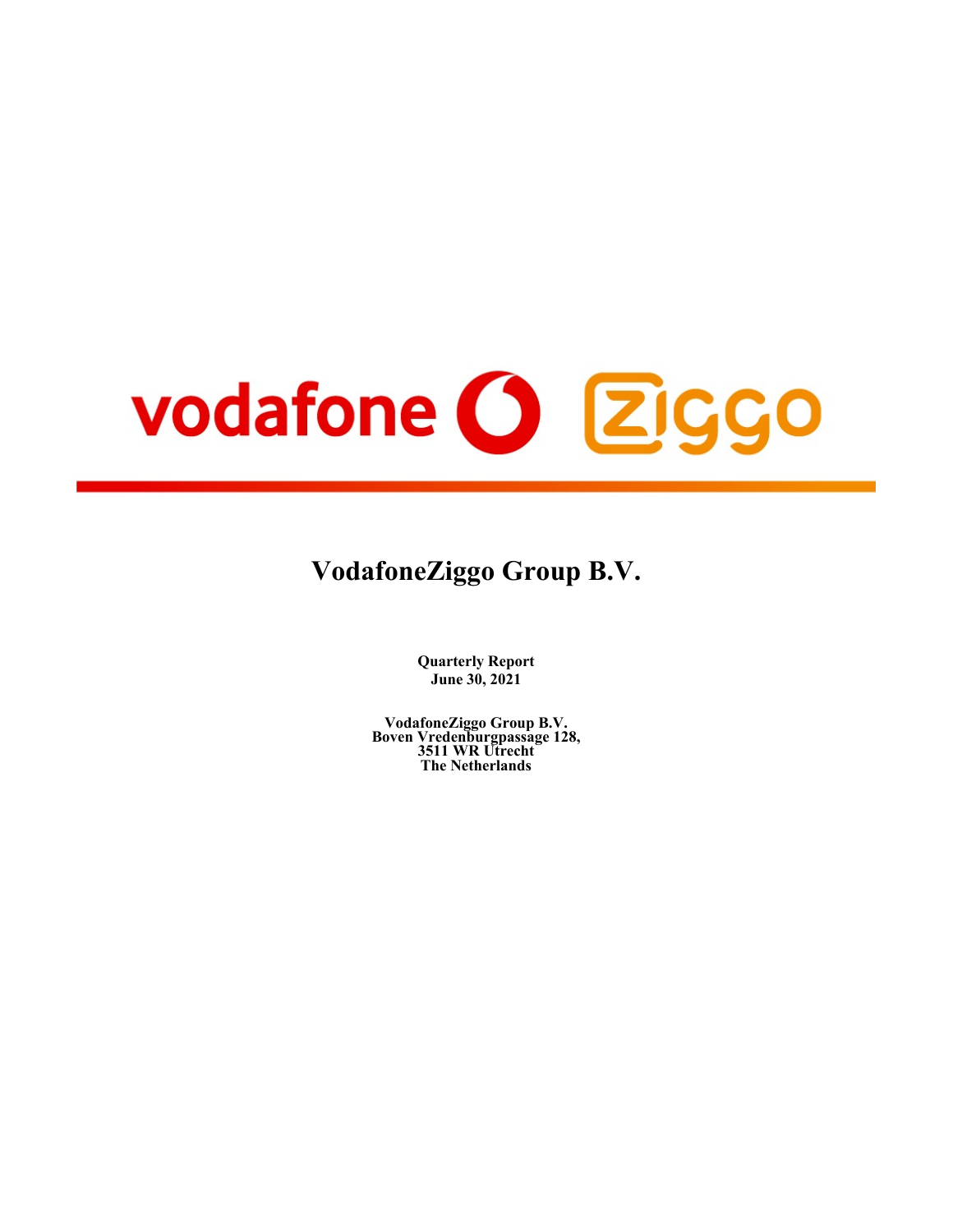# VodafoneZiggo Group B.V.

**Quarterly Report**
**June 30, 2021**

**VodafoneZiggo Group B.V.**
**Boven Vredenburgpassage 128,**
**3511 WR Utrecht**
**The Netherlands**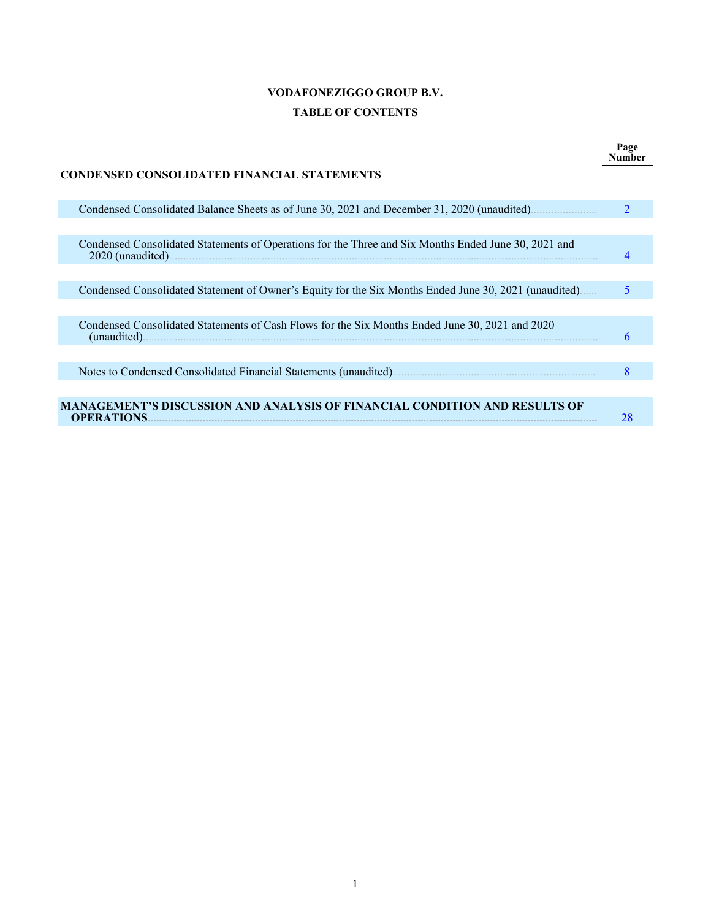# VODAFONEZIGGO GROUP B.V.

## TABLE OF CONTENTS

| | Page Number |
|---|---|
| **CONDENSED CONSOLIDATED FINANCIAL STATEMENTS** | |
| Condensed Consolidated Balance Sheets as of June 30, 2021 and December 31, 2020 (unaudited) | 2 |
| Condensed Consolidated Statements of Operations for the Three and Six Months Ended June 30, 2021 and 2020 (unaudited) | 4 |
| Condensed Consolidated Statement of Owner's Equity for the Six Months Ended June 30, 2021 (unaudited) | 5 |
| Condensed Consolidated Statements of Cash Flows for the Six Months Ended June 30, 2021 and 2020 (unaudited) | 6 |
| Notes to Condensed Consolidated Financial Statements (unaudited) | 8 |
| **MANAGEMENT'S DISCUSSION AND ANALYSIS OF FINANCIAL CONDITION AND RESULTS OF OPERATIONS** | 28 |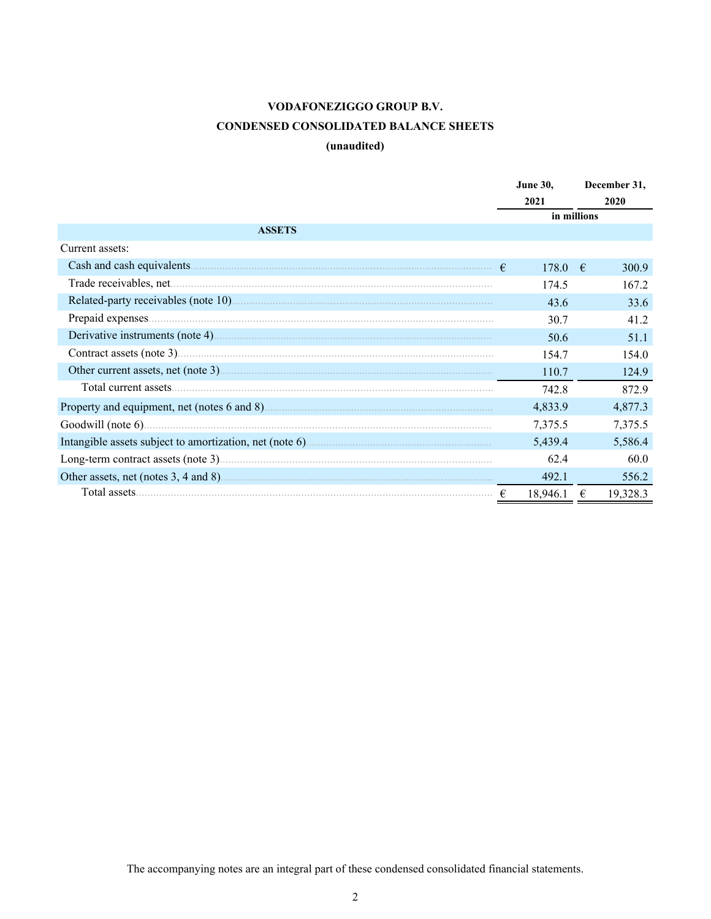# VODAFONEZIGGO GROUP B.V.

## CONDENSED CONSOLIDATED BALANCE SHEETS

### (unaudited)

| | June 30, 2021 | December 31, 2020 |
|---|---|---|
| | in millions | |
| **ASSETS** | | |
| Current assets: | | |
| Cash and cash equivalents | € 178.0 | € 300.9 |
| Trade receivables, net | 174.5 | 167.2 |
| Related-party receivables (note 10) | 43.6 | 33.6 |
| Prepaid expenses | 30.7 | 41.2 |
| Derivative instruments (note 4) | 50.6 | 51.1 |
| Contract assets (note 3) | 154.7 | 154.0 |
| Other current assets, net (note 3) | 110.7 | 124.9 |
| Total current assets | 742.8 | 872.9 |
| Property and equipment, net (notes 6 and 8) | 4,833.9 | 4,877.3 |
| Goodwill (note 6) | 7,375.5 | 7,375.5 |
| Intangible assets subject to amortization, net (note 6) | 5,439.4 | 5,586.4 |
| Long-term contract assets (note 3) | 62.4 | 60.0 |
| Other assets, net (notes 3, 4 and 8) | 492.1 | 556.2 |
| Total assets | € 18,946.1 | € 19,328.3 |

The accompanying notes are an integral part of these condensed consolidated financial statements.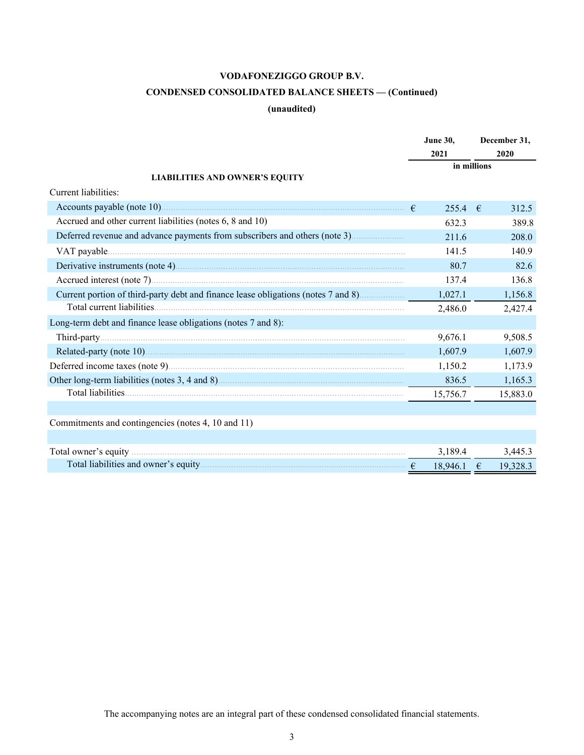# VODAFONEZIGGO GROUP B.V.

## CONDENSED CONSOLIDATED BALANCE SHEETS — (Continued)

### (unaudited)

| | June 30, 2021 | December 31, 2020 |
|---|---|---|
| | in millions | |
| **LIABILITIES AND OWNER'S EQUITY** | | |
| Current liabilities: | | |
| Accounts payable (note 10) | € 255.4 | € 312.5 |
| Accrued and other current liabilities (notes 6, 8 and 10) | 632.3 | 389.8 |
| Deferred revenue and advance payments from subscribers and others (note 3) | 211.6 | 208.0 |
| VAT payable | 141.5 | 140.9 |
| Derivative instruments (note 4) | 80.7 | 82.6 |
| Accrued interest (note 7) | 137.4 | 136.8 |
| Current portion of third-party debt and finance lease obligations (notes 7 and 8) | 1,027.1 | 1,156.8 |
| Total current liabilities | 2,486.0 | 2,427.4 |
| Long-term debt and finance lease obligations (notes 7 and 8): | | |
| Third-party | 9,676.1 | 9,508.5 |
| Related-party (note 10) | 1,607.9 | 1,607.9 |
| Deferred income taxes (note 9) | 1,150.2 | 1,173.9 |
| Other long-term liabilities (notes 3, 4 and 8) | 836.5 | 1,165.3 |
| Total liabilities | 15,756.7 | 15,883.0 |
| | | |
| Commitments and contingencies (notes 4, 10 and 11) | | |
| | | |
| Total owner's equity | 3,189.4 | 3,445.3 |
| Total liabilities and owner's equity | € 18,946.1 | € 19,328.3 |

The accompanying notes are an integral part of these condensed consolidated financial statements.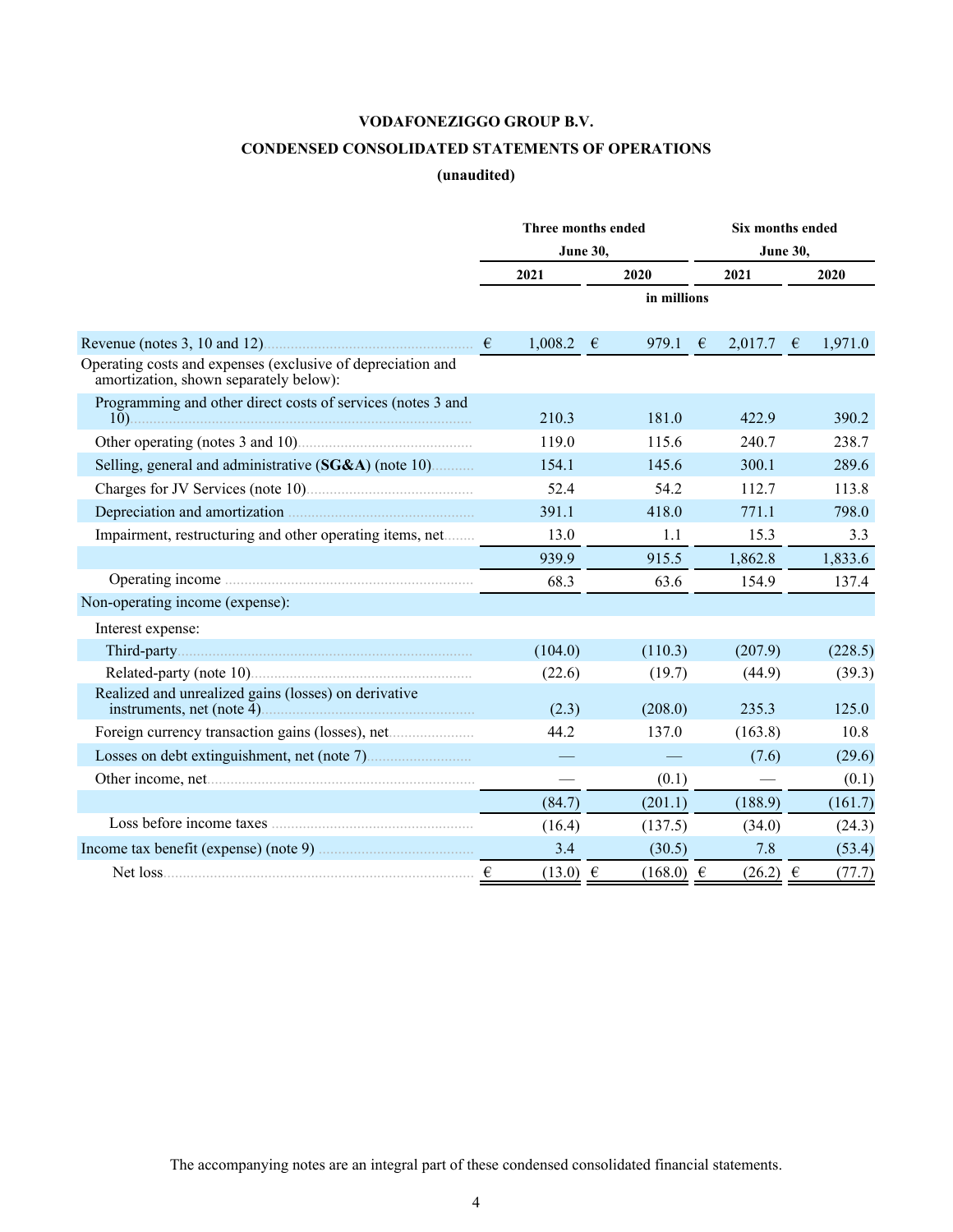# VODAFONEZIGGO GROUP B.V.

## CONDENSED CONSOLIDATED STATEMENTS OF OPERATIONS

### (unaudited)

| | Three months ended June 30, | | Six months ended June 30, | |
|---|---|---|---|---|
| | 2021 | 2020 | 2021 | 2020 |
| | in millions | | | |
| Revenue (notes 3, 10 and 12) | € 1,008.2 | € 979.1 | € 2,017.7 | € 1,971.0 |
| Operating costs and expenses (exclusive of depreciation and amortization, shown separately below): | | | | |
| Programming and other direct costs of services (notes 3 and 10) | 210.3 | 181.0 | 422.9 | 390.2 |
| Other operating (notes 3 and 10) | 119.0 | 115.6 | 240.7 | 238.7 |
| Selling, general and administrative (**SG&A**) (note 10) | 154.1 | 145.6 | 300.1 | 289.6 |
| Charges for JV Services (note 10) | 52.4 | 54.2 | 112.7 | 113.8 |
| Depreciation and amortization | 391.1 | 418.0 | 771.1 | 798.0 |
| Impairment, restructuring and other operating items, net | 13.0 | 1.1 | 15.3 | 3.3 |
| | 939.9 | 915.5 | 1,862.8 | 1,833.6 |
| Operating income | 68.3 | 63.6 | 154.9 | 137.4 |
| Non-operating income (expense): | | | | |
| Interest expense: | | | | |
| Third-party | (104.0) | (110.3) | (207.9) | (228.5) |
| Related-party (note 10) | (22.6) | (19.7) | (44.9) | (39.3) |
| Realized and unrealized gains (losses) on derivative instruments, net (note 4) | (2.3) | (208.0) | 235.3 | 125.0 |
| Foreign currency transaction gains (losses), net | 44.2 | 137.0 | (163.8) | 10.8 |
| Losses on debt extinguishment, net (note 7) | — | — | (7.6) | (29.6) |
| Other income, net | — | (0.1) | — | (0.1) |
| | (84.7) | (201.1) | (188.9) | (161.7) |
| Loss before income taxes | (16.4) | (137.5) | (34.0) | (24.3) |
| Income tax benefit (expense) (note 9) | 3.4 | (30.5) | 7.8 | (53.4) |
| Net loss | € (13.0) | € (168.0) | € (26.2) | € (77.7) |

The accompanying notes are an integral part of these condensed consolidated financial statements.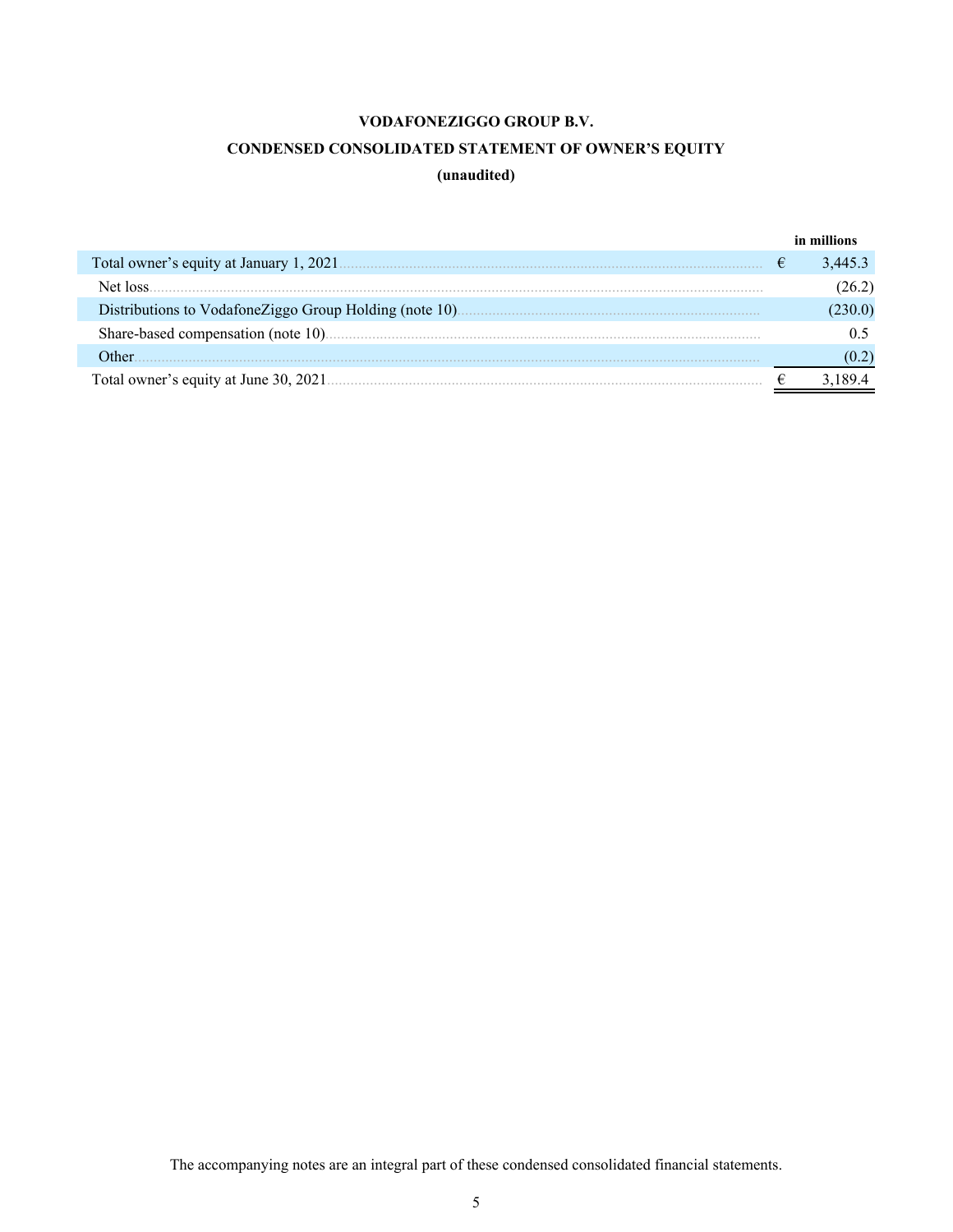**VODAFONEZIGGO GROUP B.V.**

**CONDENSED CONSOLIDATED STATEMENT OF OWNER'S EQUITY**

**(unaudited)**

| | | in millions |
|---|---|---|
| Total owner's equity at January 1, 2021 | € | 3,445.3 |
| Net loss | | (26.2) |
| Distributions to VodafoneZiggo Group Holding (note 10) | | (230.0) |
| Share-based compensation (note 10) | | 0.5 |
| Other | | (0.2) |
| Total owner's equity at June 30, 2021 | € | 3,189.4 |

The accompanying notes are an integral part of these condensed consolidated financial statements.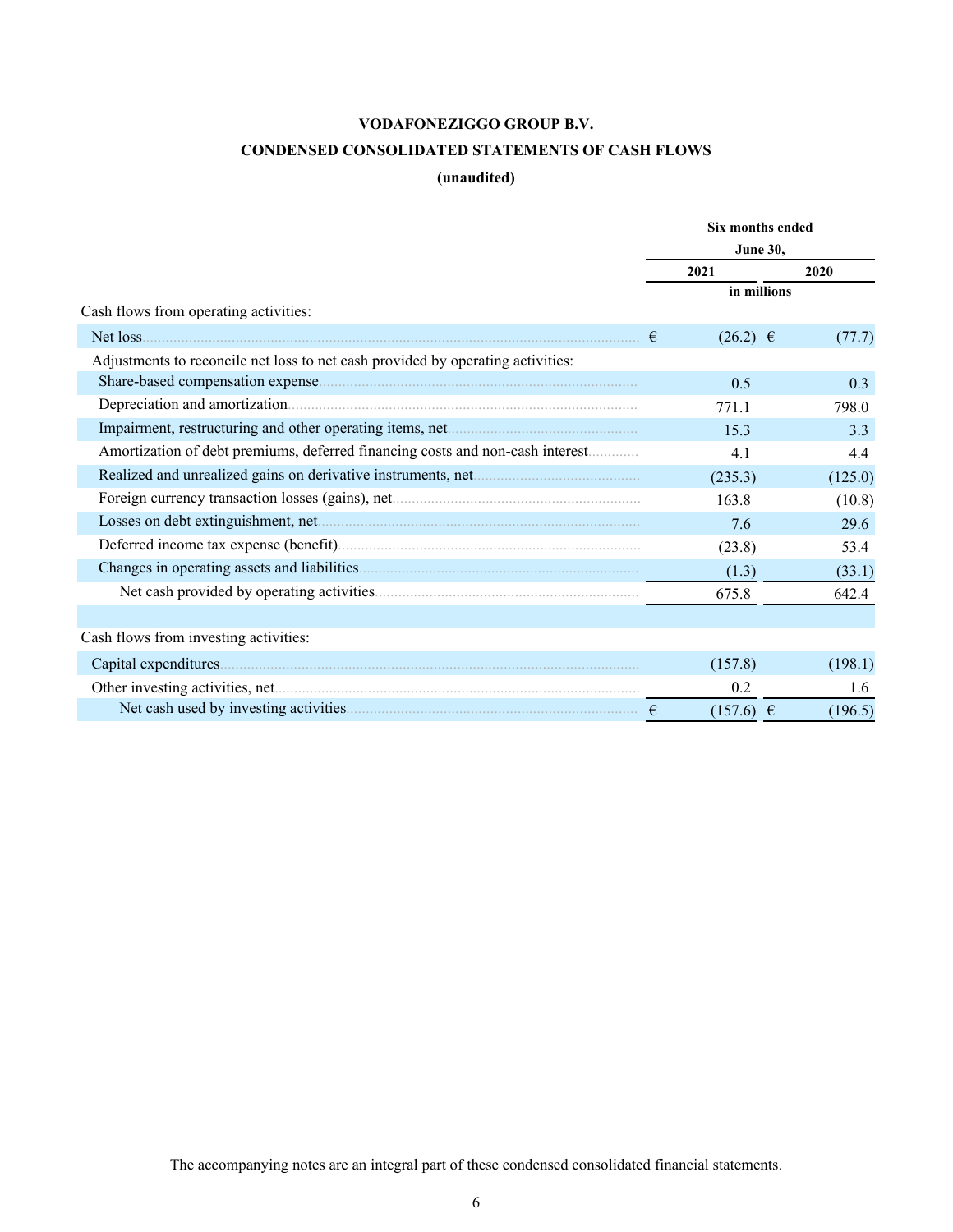# VODAFONEZIGGO GROUP B.V.

## CONDENSED CONSOLIDATED STATEMENTS OF CASH FLOWS

### (unaudited)

| | Six months ended June 30, | |
|---|---|---|
| | 2021 | 2020 |
| | in millions | |
| Cash flows from operating activities: | | |
| Net loss | € (26.2) | € (77.7) |
| Adjustments to reconcile net loss to net cash provided by operating activities: | | |
| Share-based compensation expense | 0.5 | 0.3 |
| Depreciation and amortization | 771.1 | 798.0 |
| Impairment, restructuring and other operating items, net | 15.3 | 3.3 |
| Amortization of debt premiums, deferred financing costs and non-cash interest | 4.1 | 4.4 |
| Realized and unrealized gains on derivative instruments, net | (235.3) | (125.0) |
| Foreign currency transaction losses (gains), net | 163.8 | (10.8) |
| Losses on debt extinguishment, net | 7.6 | 29.6 |
| Deferred income tax expense (benefit) | (23.8) | 53.4 |
| Changes in operating assets and liabilities | (1.3) | (33.1) |
| Net cash provided by operating activities | 675.8 | 642.4 |
| | | |
| Cash flows from investing activities: | | |
| Capital expenditures | (157.8) | (198.1) |
| Other investing activities, net | 0.2 | 1.6 |
| Net cash used by investing activities | € (157.6) | € (196.5) |

The accompanying notes are an integral part of these condensed consolidated financial statements.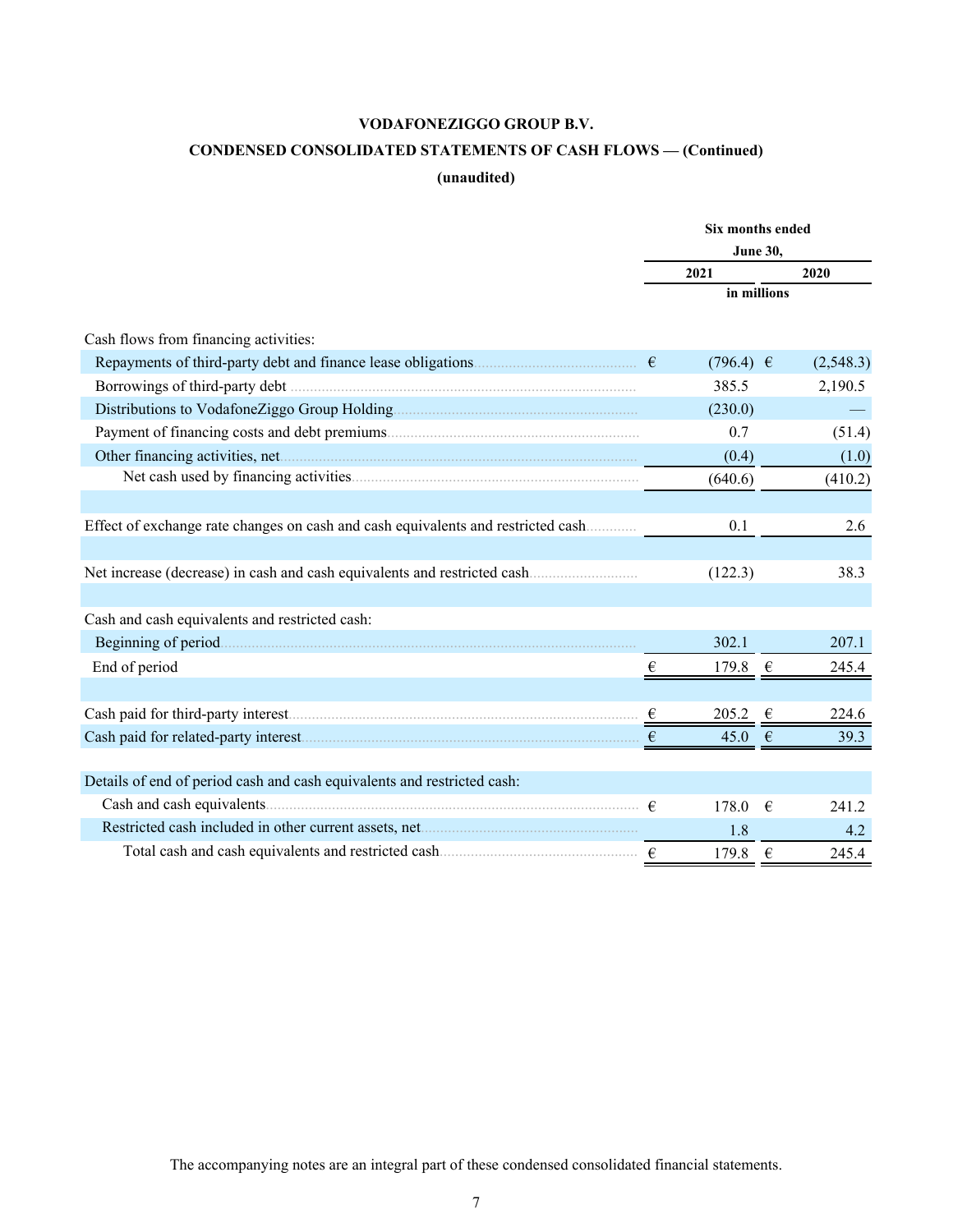**VODAFONEZIGGO GROUP B.V.**

**CONDENSED CONSOLIDATED STATEMENTS OF CASH FLOWS — (Continued)**

**(unaudited)**

| | Six months ended June 30, | |
|---|---|---|
| | 2021 | 2020 |
| | in millions | |
| Cash flows from financing activities: | | |
| Repayments of third-party debt and finance lease obligations | € (796.4) | € (2,548.3) |
| Borrowings of third-party debt | 385.5 | 2,190.5 |
| Distributions to VodafoneZiggo Group Holding | (230.0) | — |
| Payment of financing costs and debt premiums | 0.7 | (51.4) |
| Other financing activities, net | (0.4) | (1.0) |
| Net cash used by financing activities | (640.6) | (410.2) |
| | | |
| Effect of exchange rate changes on cash and cash equivalents and restricted cash | 0.1 | 2.6 |
| | | |
| Net increase (decrease) in cash and cash equivalents and restricted cash | (122.3) | 38.3 |
| | | |
| Cash and cash equivalents and restricted cash: | | |
| Beginning of period | 302.1 | 207.1 |
| End of period | € 179.8 | € 245.4 |
| | | |
| Cash paid for third-party interest | € 205.2 | € 224.6 |
| Cash paid for related-party interest | € 45.0 | € 39.3 |
| | | |
| Details of end of period cash and cash equivalents and restricted cash: | | |
| Cash and cash equivalents | € 178.0 | € 241.2 |
| Restricted cash included in other current assets, net | 1.8 | 4.2 |
| Total cash and cash equivalents and restricted cash | € 179.8 | € 245.4 |

The accompanying notes are an integral part of these condensed consolidated financial statements.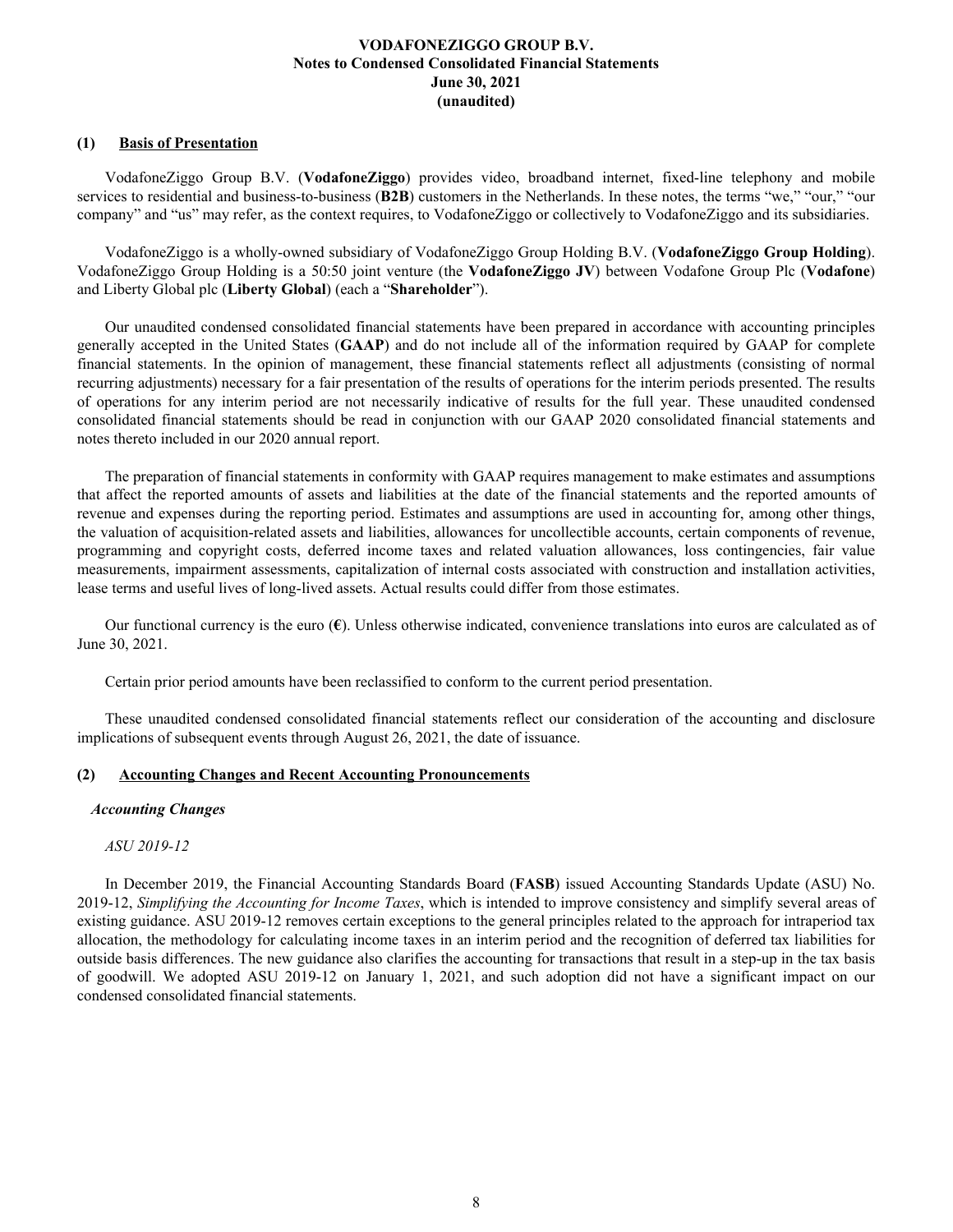# VODAFONEZIGGO GROUP B.V.
## Notes to Condensed Consolidated Financial Statements
## June 30, 2021
## (unaudited)

### (1) Basis of Presentation

VodafoneZiggo Group B.V. (**VodafoneZiggo**) provides video, broadband internet, fixed-line telephony and mobile services to residential and business-to-business (**B2B**) customers in the Netherlands. In these notes, the terms "we," "our," "our company" and "us" may refer, as the context requires, to VodafoneZiggo or collectively to VodafoneZiggo and its subsidiaries.

VodafoneZiggo is a wholly-owned subsidiary of VodafoneZiggo Group Holding B.V. (**VodafoneZiggo Group Holding**). VodafoneZiggo Group Holding is a 50:50 joint venture (the **VodafoneZiggo JV**) between Vodafone Group Plc (**Vodafone**) and Liberty Global plc (**Liberty Global**) (each a "**Shareholder**").

Our unaudited condensed consolidated financial statements have been prepared in accordance with accounting principles generally accepted in the United States (**GAAP**) and do not include all of the information required by GAAP for complete financial statements. In the opinion of management, these financial statements reflect all adjustments (consisting of normal recurring adjustments) necessary for a fair presentation of the results of operations for the interim periods presented. The results of operations for any interim period are not necessarily indicative of results for the full year. These unaudited condensed consolidated financial statements should be read in conjunction with our GAAP 2020 consolidated financial statements and notes thereto included in our 2020 annual report.

The preparation of financial statements in conformity with GAAP requires management to make estimates and assumptions that affect the reported amounts of assets and liabilities at the date of the financial statements and the reported amounts of revenue and expenses during the reporting period. Estimates and assumptions are used in accounting for, among other things, the valuation of acquisition-related assets and liabilities, allowances for uncollectible accounts, certain components of revenue, programming and copyright costs, deferred income taxes and related valuation allowances, loss contingencies, fair value measurements, impairment assessments, capitalization of internal costs associated with construction and installation activities, lease terms and useful lives of long-lived assets. Actual results could differ from those estimates.

Our functional currency is the euro (**€**). Unless otherwise indicated, convenience translations into euros are calculated as of June 30, 2021.

Certain prior period amounts have been reclassified to conform to the current period presentation.

These unaudited condensed consolidated financial statements reflect our consideration of the accounting and disclosure implications of subsequent events through August 26, 2021, the date of issuance.

### (2) Accounting Changes and Recent Accounting Pronouncements

***Accounting Changes***

*ASU 2019-12*

In December 2019, the Financial Accounting Standards Board (**FASB**) issued Accounting Standards Update (ASU) No. 2019-12, *Simplifying the Accounting for Income Taxes*, which is intended to improve consistency and simplify several areas of existing guidance. ASU 2019-12 removes certain exceptions to the general principles related to the approach for intraperiod tax allocation, the methodology for calculating income taxes in an interim period and the recognition of deferred tax liabilities for outside basis differences. The new guidance also clarifies the accounting for transactions that result in a step-up in the tax basis of goodwill. We adopted ASU 2019-12 on January 1, 2021, and such adoption did not have a significant impact on our condensed consolidated financial statements.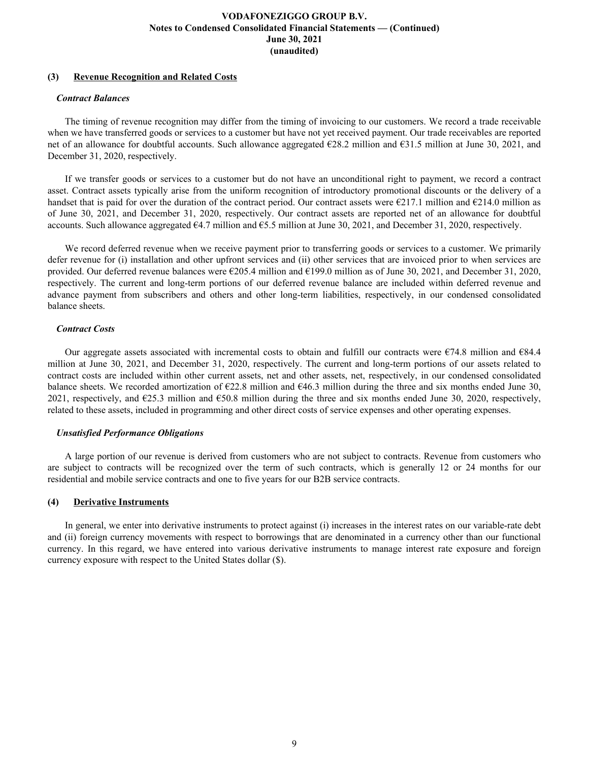## (3) Revenue Recognition and Related Costs

### *Contract Balances*

The timing of revenue recognition may differ from the timing of invoicing to our customers. We record a trade receivable when we have transferred goods or services to a customer but have not yet received payment. Our trade receivables are reported net of an allowance for doubtful accounts. Such allowance aggregated €28.2 million and €31.5 million at June 30, 2021, and December 31, 2020, respectively.

If we transfer goods or services to a customer but do not have an unconditional right to payment, we record a contract asset. Contract assets typically arise from the uniform recognition of introductory promotional discounts or the delivery of a handset that is paid for over the duration of the contract period. Our contract assets were €217.1 million and €214.0 million as of June 30, 2021, and December 31, 2020, respectively. Our contract assets are reported net of an allowance for doubtful accounts. Such allowance aggregated €4.7 million and €5.5 million at June 30, 2021, and December 31, 2020, respectively.

We record deferred revenue when we receive payment prior to transferring goods or services to a customer. We primarily defer revenue for (i) installation and other upfront services and (ii) other services that are invoiced prior to when services are provided. Our deferred revenue balances were €205.4 million and €199.0 million as of June 30, 2021, and December 31, 2020, respectively. The current and long-term portions of our deferred revenue balance are included within deferred revenue and advance payment from subscribers and others and other long-term liabilities, respectively, in our condensed consolidated balance sheets.

### *Contract Costs*

Our aggregate assets associated with incremental costs to obtain and fulfill our contracts were €74.8 million and €84.4 million at June 30, 2021, and December 31, 2020, respectively. The current and long-term portions of our assets related to contract costs are included within other current assets, net and other assets, net, respectively, in our condensed consolidated balance sheets. We recorded amortization of €22.8 million and €46.3 million during the three and six months ended June 30, 2021, respectively, and €25.3 million and €50.8 million during the three and six months ended June 30, 2020, respectively, related to these assets, included in programming and other direct costs of service expenses and other operating expenses.

### *Unsatisfied Performance Obligations*

A large portion of our revenue is derived from customers who are not subject to contracts. Revenue from customers who are subject to contracts will be recognized over the term of such contracts, which is generally 12 or 24 months for our residential and mobile service contracts and one to five years for our B2B service contracts.

## (4) Derivative Instruments

In general, we enter into derivative instruments to protect against (i) increases in the interest rates on our variable-rate debt and (ii) foreign currency movements with respect to borrowings that are denominated in a currency other than our functional currency. In this regard, we have entered into various derivative instruments to manage interest rate exposure and foreign currency exposure with respect to the United States dollar ($).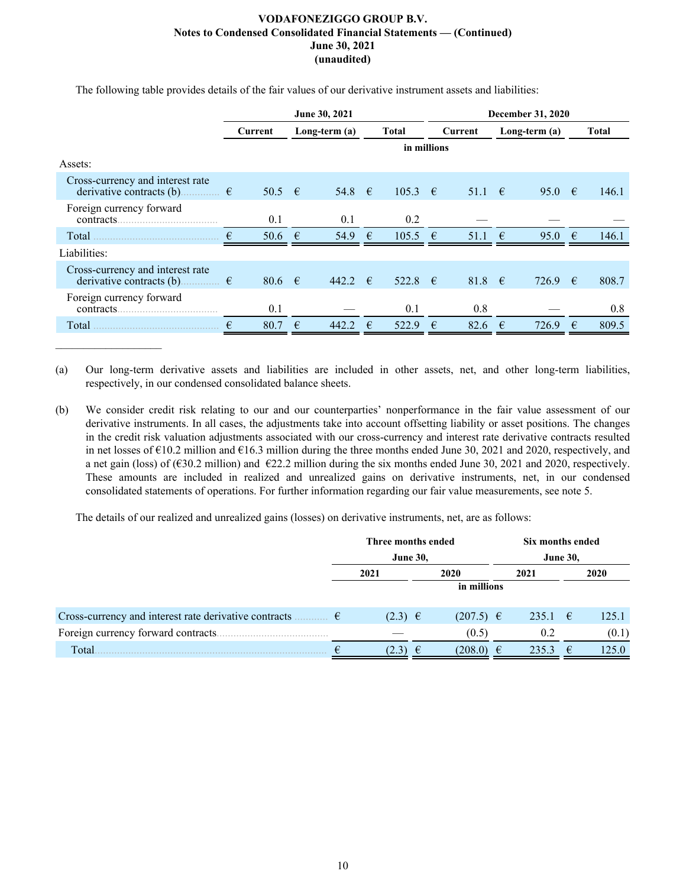The following table provides details of the fair values of our derivative instrument assets and liabilities:

| | June 30, 2021 | | | December 31, 2020 | | |
|---|---|---|---|---|---|---|
| | Current | Long-term (a) | Total | Current | Long-term (a) | Total |
| | in millions | | | | | |
| Assets: | | | | | | |
| Cross-currency and interest rate derivative contracts (b) | € 50.5 | € 54.8 | € 105.3 | € 51.1 | € 95.0 | € 146.1 |
| Foreign currency forward contracts | 0.1 | 0.1 | 0.2 | — | — | — |
| Total | € 50.6 | € 54.9 | € 105.5 | € 51.1 | € 95.0 | € 146.1 |
| Liabilities: | | | | | | |
| Cross-currency and interest rate derivative contracts (b) | € 80.6 | € 442.2 | € 522.8 | € 81.8 | € 726.9 | € 808.7 |
| Foreign currency forward contracts | 0.1 | — | 0.1 | 0.8 | — | 0.8 |
| Total | € 80.7 | € 442.2 | € 522.9 | € 82.6 | € 726.9 | € 809.5 |

(a) Our long-term derivative assets and liabilities are included in other assets, net, and other long-term liabilities, respectively, in our condensed consolidated balance sheets.

(b) We consider credit risk relating to our and our counterparties' nonperformance in the fair value assessment of our derivative instruments. In all cases, the adjustments take into account offsetting liability or asset positions. The changes in the credit risk valuation adjustments associated with our cross-currency and interest rate derivative contracts resulted in net losses of €10.2 million and €16.3 million during the three months ended June 30, 2021 and 2020, respectively, and a net gain (loss) of (€30.2 million) and €22.2 million during the six months ended June 30, 2021 and 2020, respectively. These amounts are included in realized and unrealized gains on derivative instruments, net, in our condensed consolidated statements of operations. For further information regarding our fair value measurements, see note 5.

The details of our realized and unrealized gains (losses) on derivative instruments, net, are as follows:

| | Three months ended June 30, | | Six months ended June 30, | |
|---|---|---|---|---|
| | 2021 | 2020 | 2021 | 2020 |
| | in millions | | | |
| Cross-currency and interest rate derivative contracts | € (2.3) | € (207.5) | € 235.1 | € 125.1 |
| Foreign currency forward contracts | — | (0.5) | 0.2 | (0.1) |
| Total | € (2.3) | € (208.0) | € 235.3 | € 125.0 |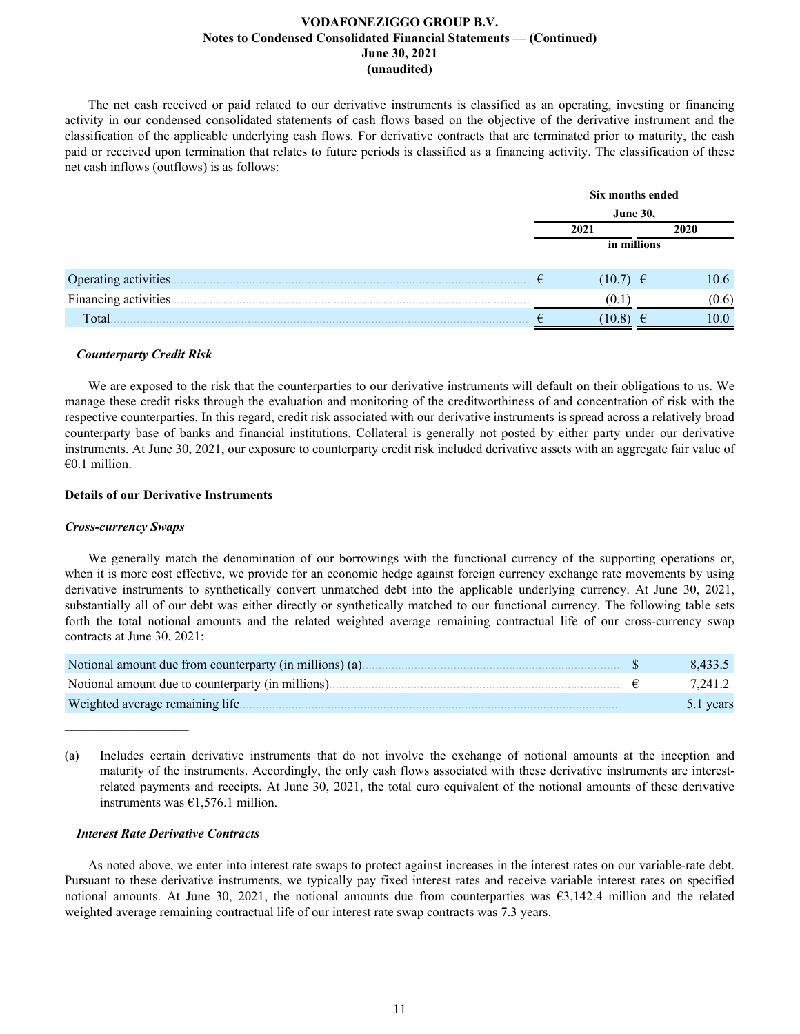The net cash received or paid related to our derivative instruments is classified as an operating, investing or financing activity in our condensed consolidated statements of cash flows based on the objective of the derivative instrument and the classification of the applicable underlying cash flows. For derivative contracts that are terminated prior to maturity, the cash paid or received upon termination that relates to future periods is classified as a financing activity. The classification of these net cash inflows (outflows) is as follows:

| | Six months ended June 30, | |
|---|---|---|
| | 2021 | 2020 |
| | in millions | |
| Operating activities | € (10.7) | € 10.6 |
| Financing activities | (0.1) | (0.6) |
| Total | € (10.8) | € 10.0 |

***Counterparty Credit Risk***

We are exposed to the risk that the counterparties to our derivative instruments will default on their obligations to us. We manage these credit risks through the evaluation and monitoring of the creditworthiness of and concentration of risk with the respective counterparties. In this regard, credit risk associated with our derivative instruments is spread across a relatively broad counterparty base of banks and financial institutions. Collateral is generally not posted by either party under our derivative instruments. At June 30, 2021, our exposure to counterparty credit risk included derivative assets with an aggregate fair value of €0.1 million.

**Details of our Derivative Instruments**

***Cross-currency Swaps***

We generally match the denomination of our borrowings with the functional currency of the supporting operations or, when it is more cost effective, we provide for an economic hedge against foreign currency exchange rate movements by using derivative instruments to synthetically convert unmatched debt into the applicable underlying currency. At June 30, 2021, substantially all of our debt was either directly or synthetically matched to our functional currency. The following table sets forth the total notional amounts and the related weighted average remaining contractual life of our cross-currency swap contracts at June 30, 2021:

| | |
|---|---|
| Notional amount due from counterparty (in millions) (a) | $ 8,433.5 |
| Notional amount due to counterparty (in millions) | € 7,241.2 |
| Weighted average remaining life | 5.1 years |

(a) Includes certain derivative instruments that do not involve the exchange of notional amounts at the inception and maturity of the instruments. Accordingly, the only cash flows associated with these derivative instruments are interest-related payments and receipts. At June 30, 2021, the total euro equivalent of the notional amounts of these derivative instruments was €1,576.1 million.

***Interest Rate Derivative Contracts***

As noted above, we enter into interest rate swaps to protect against increases in the interest rates on our variable-rate debt. Pursuant to these derivative instruments, we typically pay fixed interest rates and receive variable interest rates on specified notional amounts. At June 30, 2021, the notional amounts due from counterparties was €3,142.4 million and the related weighted average remaining contractual life of our interest rate swap contracts was 7.3 years.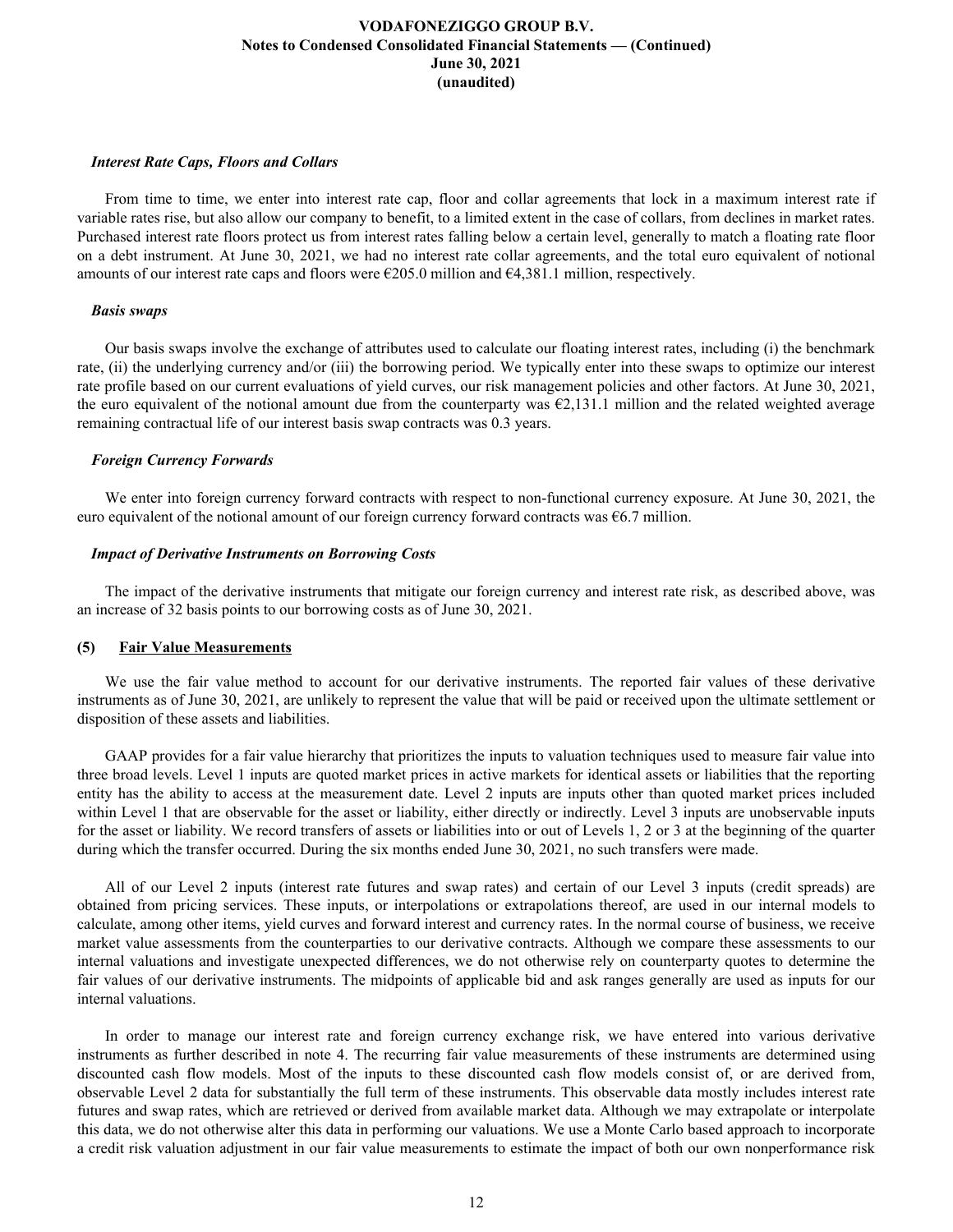#### *Interest Rate Caps, Floors and Collars*

From time to time, we enter into interest rate cap, floor and collar agreements that lock in a maximum interest rate if variable rates rise, but also allow our company to benefit, to a limited extent in the case of collars, from declines in market rates. Purchased interest rate floors protect us from interest rates falling below a certain level, generally to match a floating rate floor on a debt instrument. At June 30, 2021, we had no interest rate collar agreements, and the total euro equivalent of notional amounts of our interest rate caps and floors were €205.0 million and €4,381.1 million, respectively.

#### *Basis swaps*

Our basis swaps involve the exchange of attributes used to calculate our floating interest rates, including (i) the benchmark rate, (ii) the underlying currency and/or (iii) the borrowing period. We typically enter into these swaps to optimize our interest rate profile based on our current evaluations of yield curves, our risk management policies and other factors. At June 30, 2021, the euro equivalent of the notional amount due from the counterparty was €2,131.1 million and the related weighted average remaining contractual life of our interest basis swap contracts was 0.3 years.

#### *Foreign Currency Forwards*

We enter into foreign currency forward contracts with respect to non-functional currency exposure. At June 30, 2021, the euro equivalent of the notional amount of our foreign currency forward contracts was €6.7 million.

#### *Impact of Derivative Instruments on Borrowing Costs*

The impact of the derivative instruments that mitigate our foreign currency and interest rate risk, as described above, was an increase of 32 basis points to our borrowing costs as of June 30, 2021.

## (5) Fair Value Measurements

We use the fair value method to account for our derivative instruments. The reported fair values of these derivative instruments as of June 30, 2021, are unlikely to represent the value that will be paid or received upon the ultimate settlement or disposition of these assets and liabilities.

GAAP provides for a fair value hierarchy that prioritizes the inputs to valuation techniques used to measure fair value into three broad levels. Level 1 inputs are quoted market prices in active markets for identical assets or liabilities that the reporting entity has the ability to access at the measurement date. Level 2 inputs are inputs other than quoted market prices included within Level 1 that are observable for the asset or liability, either directly or indirectly. Level 3 inputs are unobservable inputs for the asset or liability. We record transfers of assets or liabilities into or out of Levels 1, 2 or 3 at the beginning of the quarter during which the transfer occurred. During the six months ended June 30, 2021, no such transfers were made.

All of our Level 2 inputs (interest rate futures and swap rates) and certain of our Level 3 inputs (credit spreads) are obtained from pricing services. These inputs, or interpolations or extrapolations thereof, are used in our internal models to calculate, among other items, yield curves and forward interest and currency rates. In the normal course of business, we receive market value assessments from the counterparties to our derivative contracts. Although we compare these assessments to our internal valuations and investigate unexpected differences, we do not otherwise rely on counterparty quotes to determine the fair values of our derivative instruments. The midpoints of applicable bid and ask ranges generally are used as inputs for our internal valuations.

In order to manage our interest rate and foreign currency exchange risk, we have entered into various derivative instruments as further described in note 4. The recurring fair value measurements of these instruments are determined using discounted cash flow models. Most of the inputs to these discounted cash flow models consist of, or are derived from, observable Level 2 data for substantially the full term of these instruments. This observable data mostly includes interest rate futures and swap rates, which are retrieved or derived from available market data. Although we may extrapolate or interpolate this data, we do not otherwise alter this data in performing our valuations. We use a Monte Carlo based approach to incorporate a credit risk valuation adjustment in our fair value measurements to estimate the impact of both our own nonperformance risk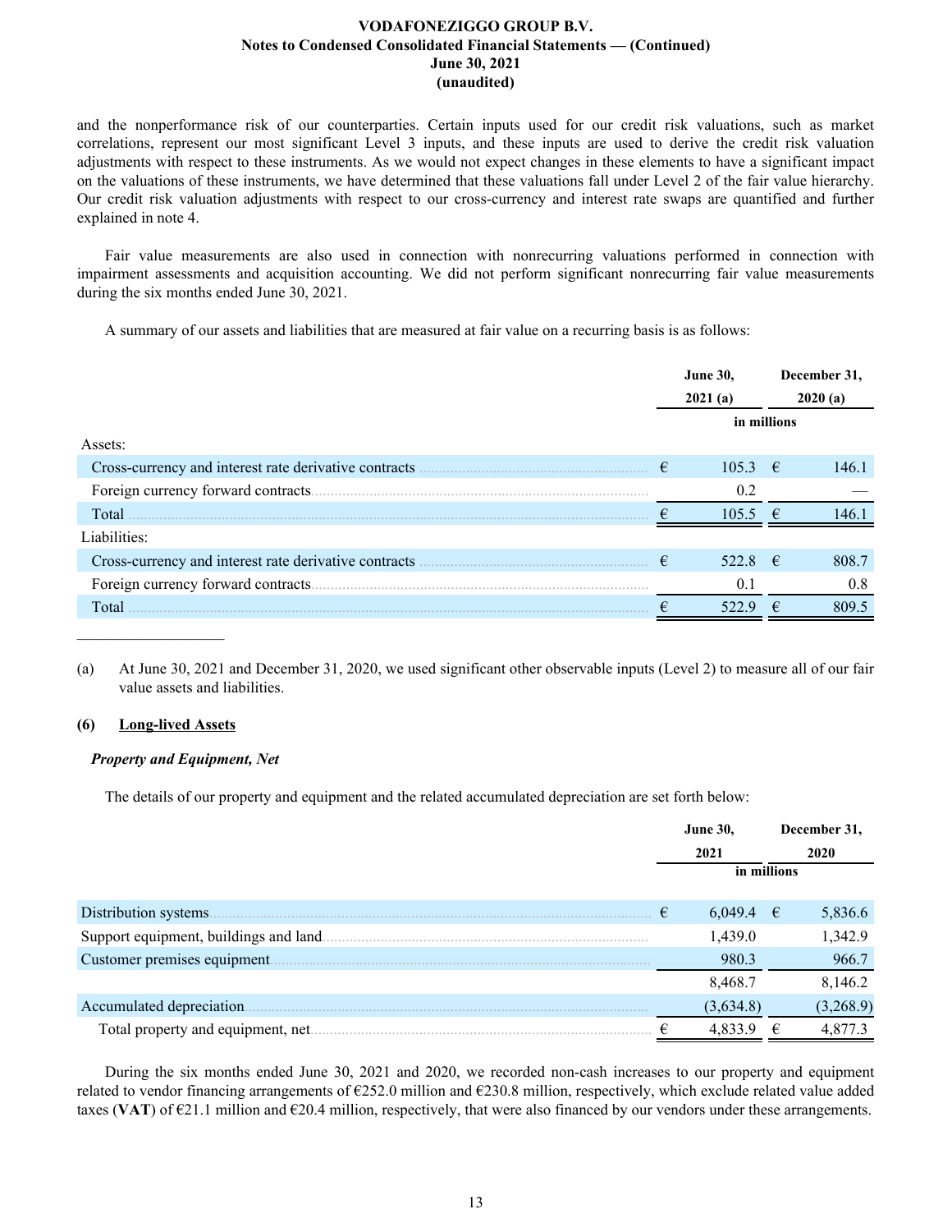and the nonperformance risk of our counterparties. Certain inputs used for our credit risk valuations, such as market correlations, represent our most significant Level 3 inputs, and these inputs are used to derive the credit risk valuation adjustments with respect to these instruments. As we would not expect changes in these elements to have a significant impact on the valuations of these instruments, we have determined that these valuations fall under Level 2 of the fair value hierarchy. Our credit risk valuation adjustments with respect to our cross-currency and interest rate swaps are quantified and further explained in note 4.

Fair value measurements are also used in connection with nonrecurring valuations performed in connection with impairment assessments and acquisition accounting. We did not perform significant nonrecurring fair value measurements during the six months ended June 30, 2021.

A summary of our assets and liabilities that are measured at fair value on a recurring basis is as follows:

| | June 30, 2021 (a) | December 31, 2020 (a) |
|---|---|---|
| | in millions | |
| Assets: | | |
| Cross-currency and interest rate derivative contracts | € 105.3 | € 146.1 |
| Foreign currency forward contracts | 0.2 | — |
| Total | € 105.5 | € 146.1 |
| Liabilities: | | |
| Cross-currency and interest rate derivative contracts | € 522.8 | € 808.7 |
| Foreign currency forward contracts | 0.1 | 0.8 |
| Total | € 522.9 | € 809.5 |

(a) At June 30, 2021 and December 31, 2020, we used significant other observable inputs (Level 2) to measure all of our fair value assets and liabilities.

## (6) Long-lived Assets

### *Property and Equipment, Net*

The details of our property and equipment and the related accumulated depreciation are set forth below:

| | June 30, 2021 | December 31, 2020 |
|---|---|---|
| | in millions | |
| Distribution systems | € 6,049.4 | € 5,836.6 |
| Support equipment, buildings and land | 1,439.0 | 1,342.9 |
| Customer premises equipment | 980.3 | 966.7 |
| | 8,468.7 | 8,146.2 |
| Accumulated depreciation | (3,634.8) | (3,268.9) |
| Total property and equipment, net | € 4,833.9 | € 4,877.3 |

During the six months ended June 30, 2021 and 2020, we recorded non-cash increases to our property and equipment related to vendor financing arrangements of €252.0 million and €230.8 million, respectively, which exclude related value added taxes (**VAT**) of €21.1 million and €20.4 million, respectively, that were also financed by our vendors under these arrangements.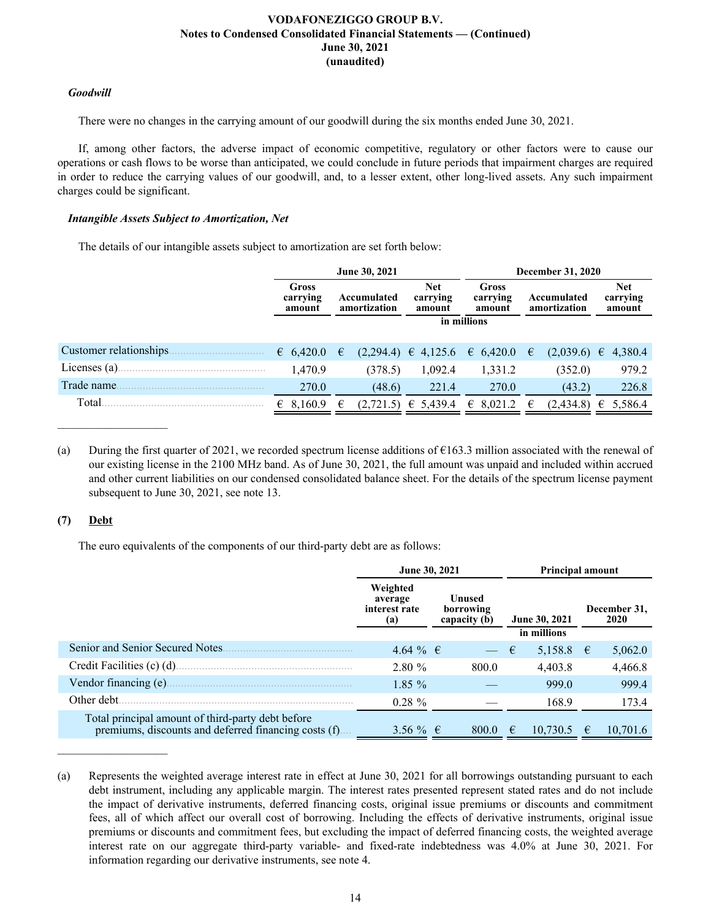### *Goodwill*

There were no changes in the carrying amount of our goodwill during the six months ended June 30, 2021.

If, among other factors, the adverse impact of economic competitive, regulatory or other factors were to cause our operations or cash flows to be worse than anticipated, we could conclude in future periods that impairment charges are required in order to reduce the carrying values of our goodwill, and, to a lesser extent, other long-lived assets. Any such impairment charges could be significant.

### *Intangible Assets Subject to Amortization, Net*

The details of our intangible assets subject to amortization are set forth below:

| | June 30, 2021 | | | December 31, 2020 | | |
|---|---|---|---|---|---|---|
| | Gross carrying amount | Accumulated amortization | Net carrying amount | Gross carrying amount | Accumulated amortization | Net carrying amount |
| | in millions | | | | | |
| Customer relationships | € 6,420.0 | € (2,294.4) | € 4,125.6 | € 6,420.0 | € (2,039.6) | € 4,380.4 |
| Licenses (a) | 1,470.9 | (378.5) | 1,092.4 | 1,331.2 | (352.0) | 979.2 |
| Trade name | 270.0 | (48.6) | 221.4 | 270.0 | (43.2) | 226.8 |
| Total | € 8,160.9 | € (2,721.5) | € 5,439.4 | € 8,021.2 | € (2,434.8) | € 5,586.4 |

(a) During the first quarter of 2021, we recorded spectrum license additions of €163.3 million associated with the renewal of our existing license in the 2100 MHz band. As of June 30, 2021, the full amount was unpaid and included within accrued and other current liabilities on our condensed consolidated balance sheet. For the details of the spectrum license payment subsequent to June 30, 2021, see note 13.

## (7) Debt

The euro equivalents of the components of our third-party debt are as follows:

| | June 30, 2021 | | Principal amount | |
|---|---|---|---|---|
| | Weighted average interest rate (a) | Unused borrowing capacity (b) | June 30, 2021 | December 31, 2020 |
| | | | in millions | |
| Senior and Senior Secured Notes | 4.64 % | € — | € 5,158.8 | € 5,062.0 |
| Credit Facilities (c) (d) | 2.80 % | 800.0 | 4,403.8 | 4,466.8 |
| Vendor financing (e) | 1.85 % | — | 999.0 | 999.4 |
| Other debt | 0.28 % | — | 168.9 | 173.4 |
| Total principal amount of third-party debt before premiums, discounts and deferred financing costs (f) | 3.56 % | € 800.0 | € 10,730.5 | € 10,701.6 |

(a) Represents the weighted average interest rate in effect at June 30, 2021 for all borrowings outstanding pursuant to each debt instrument, including any applicable margin. The interest rates presented represent stated rates and do not include the impact of derivative instruments, deferred financing costs, original issue premiums or discounts and commitment fees, all of which affect our overall cost of borrowing. Including the effects of derivative instruments, original issue premiums or discounts and commitment fees, but excluding the impact of deferred financing costs, the weighted average interest rate on our aggregate third-party variable- and fixed-rate indebtedness was 4.0% at June 30, 2021. For information regarding our derivative instruments, see note 4.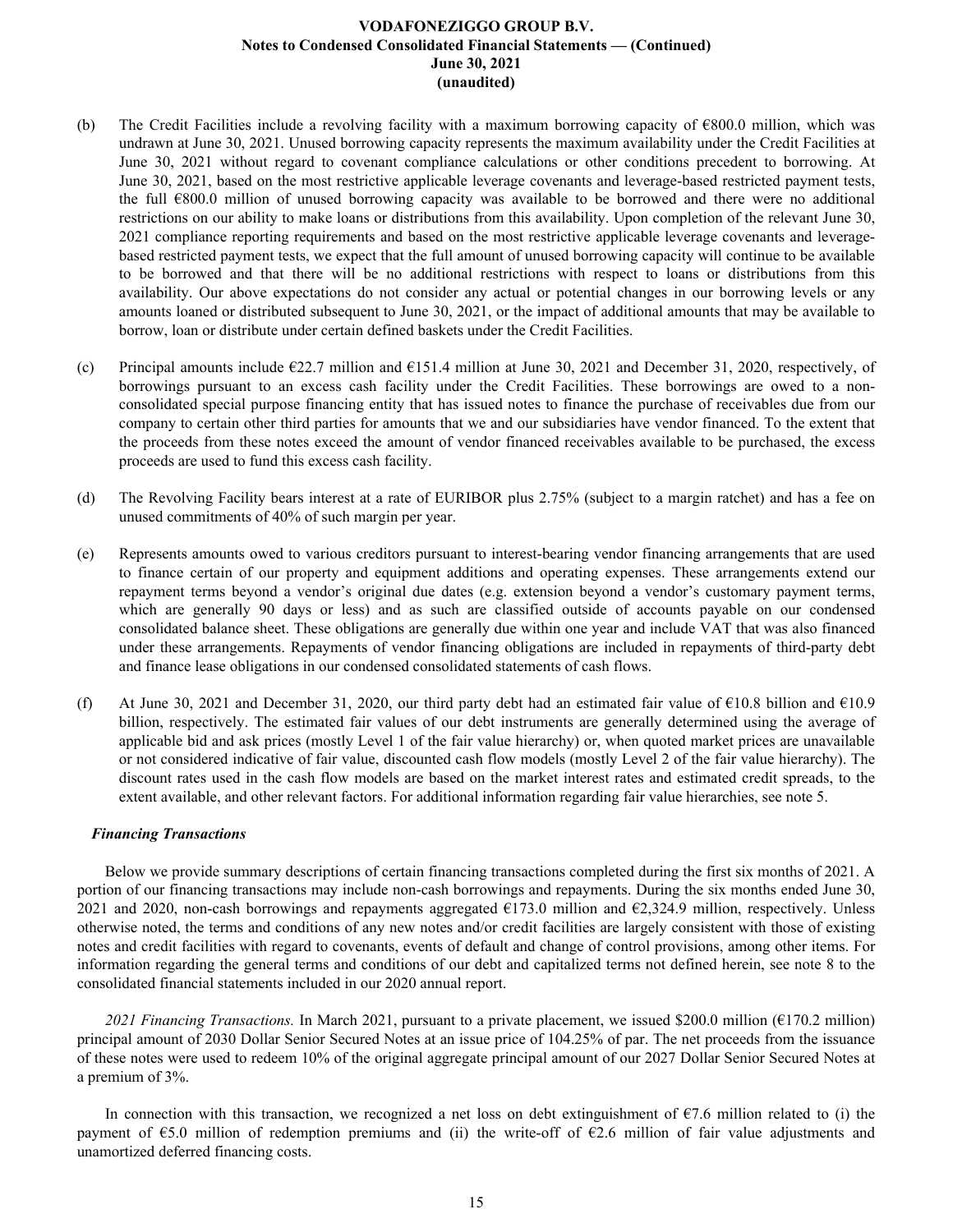(b) The Credit Facilities include a revolving facility with a maximum borrowing capacity of €800.0 million, which was undrawn at June 30, 2021. Unused borrowing capacity represents the maximum availability under the Credit Facilities at June 30, 2021 without regard to covenant compliance calculations or other conditions precedent to borrowing. At June 30, 2021, based on the most restrictive applicable leverage covenants and leverage-based restricted payment tests, the full €800.0 million of unused borrowing capacity was available to be borrowed and there were no additional restrictions on our ability to make loans or distributions from this availability. Upon completion of the relevant June 30, 2021 compliance reporting requirements and based on the most restrictive applicable leverage covenants and leverage-based restricted payment tests, we expect that the full amount of unused borrowing capacity will continue to be available to be borrowed and that there will be no additional restrictions with respect to loans or distributions from this availability. Our above expectations do not consider any actual or potential changes in our borrowing levels or any amounts loaned or distributed subsequent to June 30, 2021, or the impact of additional amounts that may be available to borrow, loan or distribute under certain defined baskets under the Credit Facilities.

(c) Principal amounts include €22.7 million and €151.4 million at June 30, 2021 and December 31, 2020, respectively, of borrowings pursuant to an excess cash facility under the Credit Facilities. These borrowings are owed to a non-consolidated special purpose financing entity that has issued notes to finance the purchase of receivables due from our company to certain other third parties for amounts that we and our subsidiaries have vendor financed. To the extent that the proceeds from these notes exceed the amount of vendor financed receivables available to be purchased, the excess proceeds are used to fund this excess cash facility.

(d) The Revolving Facility bears interest at a rate of EURIBOR plus 2.75% (subject to a margin ratchet) and has a fee on unused commitments of 40% of such margin per year.

(e) Represents amounts owed to various creditors pursuant to interest-bearing vendor financing arrangements that are used to finance certain of our property and equipment additions and operating expenses. These arrangements extend our repayment terms beyond a vendor's original due dates (e.g. extension beyond a vendor's customary payment terms, which are generally 90 days or less) and as such are classified outside of accounts payable on our condensed consolidated balance sheet. These obligations are generally due within one year and include VAT that was also financed under these arrangements. Repayments of vendor financing obligations are included in repayments of third-party debt and finance lease obligations in our condensed consolidated statements of cash flows.

(f) At June 30, 2021 and December 31, 2020, our third party debt had an estimated fair value of €10.8 billion and €10.9 billion, respectively. The estimated fair values of our debt instruments are generally determined using the average of applicable bid and ask prices (mostly Level 1 of the fair value hierarchy) or, when quoted market prices are unavailable or not considered indicative of fair value, discounted cash flow models (mostly Level 2 of the fair value hierarchy). The discount rates used in the cash flow models are based on the market interest rates and estimated credit spreads, to the extent available, and other relevant factors. For additional information regarding fair value hierarchies, see note 5.

### *Financing Transactions*

Below we provide summary descriptions of certain financing transactions completed during the first six months of 2021. A portion of our financing transactions may include non-cash borrowings and repayments. During the six months ended June 30, 2021 and 2020, non-cash borrowings and repayments aggregated €173.0 million and €2,324.9 million, respectively. Unless otherwise noted, the terms and conditions of any new notes and/or credit facilities are largely consistent with those of existing notes and credit facilities with regard to covenants, events of default and change of control provisions, among other items. For information regarding the general terms and conditions of our debt and capitalized terms not defined herein, see note 8 to the consolidated financial statements included in our 2020 annual report.

*2021 Financing Transactions.* In March 2021, pursuant to a private placement, we issued $200.0 million (€170.2 million) principal amount of 2030 Dollar Senior Secured Notes at an issue price of 104.25% of par. The net proceeds from the issuance of these notes were used to redeem 10% of the original aggregate principal amount of our 2027 Dollar Senior Secured Notes at a premium of 3%.

In connection with this transaction, we recognized a net loss on debt extinguishment of €7.6 million related to (i) the payment of €5.0 million of redemption premiums and (ii) the write-off of €2.6 million of fair value adjustments and unamortized deferred financing costs.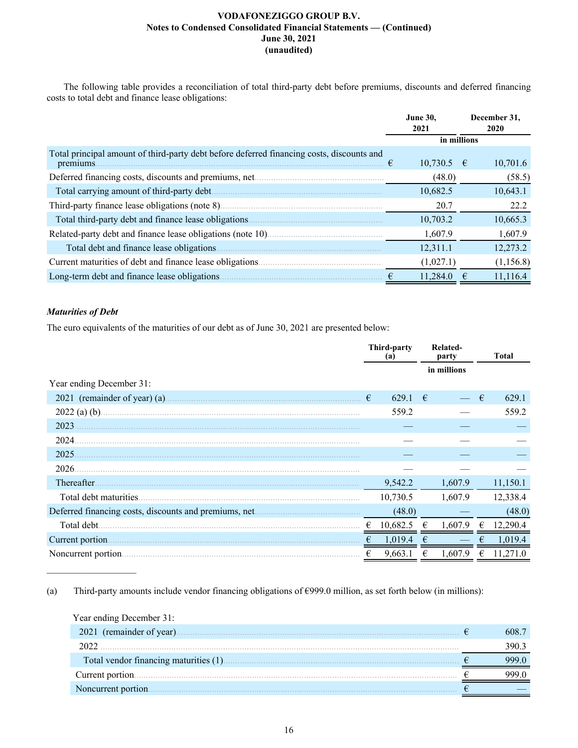The following table provides a reconciliation of total third-party debt before premiums, discounts and deferred financing costs to total debt and finance lease obligations:

| | June 30, 2021 | December 31, 2020 |
|---|---|---|
| | in millions | |
| Total principal amount of third-party debt before deferred financing costs, discounts and premiums | € 10,730.5 | € 10,701.6 |
| Deferred financing costs, discounts and premiums, net | (48.0) | (58.5) |
| Total carrying amount of third-party debt | 10,682.5 | 10,643.1 |
| Third-party finance lease obligations (note 8) | 20.7 | 22.2 |
| Total third-party debt and finance lease obligations | 10,703.2 | 10,665.3 |
| Related-party debt and finance lease obligations (note 10) | 1,607.9 | 1,607.9 |
| Total debt and finance lease obligations | 12,311.1 | 12,273.2 |
| Current maturities of debt and finance lease obligations | (1,027.1) | (1,156.8) |
| Long-term debt and finance lease obligations | € 11,284.0 | € 11,116.4 |

*Maturities of Debt*

The euro equivalents of the maturities of our debt as of June 30, 2021 are presented below:

| | Third-party (a) | Related-party | Total |
|---|---|---|---|
| | | in millions | |
| Year ending December 31: | | | |
| 2021 (remainder of year) (a) | € 629.1 | € — | € 629.1 |
| 2022 (a) (b) | 559.2 | — | 559.2 |
| 2023 | — | — | — |
| 2024 | — | — | — |
| 2025 | — | — | — |
| 2026 | — | — | — |
| Thereafter | 9,542.2 | 1,607.9 | 11,150.1 |
| Total debt maturities | 10,730.5 | 1,607.9 | 12,338.4 |
| Deferred financing costs, discounts and premiums, net | (48.0) | — | (48.0) |
| Total debt | € 10,682.5 | € 1,607.9 | € 12,290.4 |
| Current portion | € 1,019.4 | € — | € 1,019.4 |
| Noncurrent portion | € 9,663.1 | € 1,607.9 | € 11,271.0 |

(a) Third-party amounts include vendor financing obligations of €999.0 million, as set forth below (in millions):

| | |
|---|---|
| Year ending December 31: | |
| 2021 (remainder of year) | € 608.7 |
| 2022 | 390.3 |
| Total vendor financing maturities (1) | € 999.0 |
| Current portion | € 999.0 |
| Noncurrent portion | € — |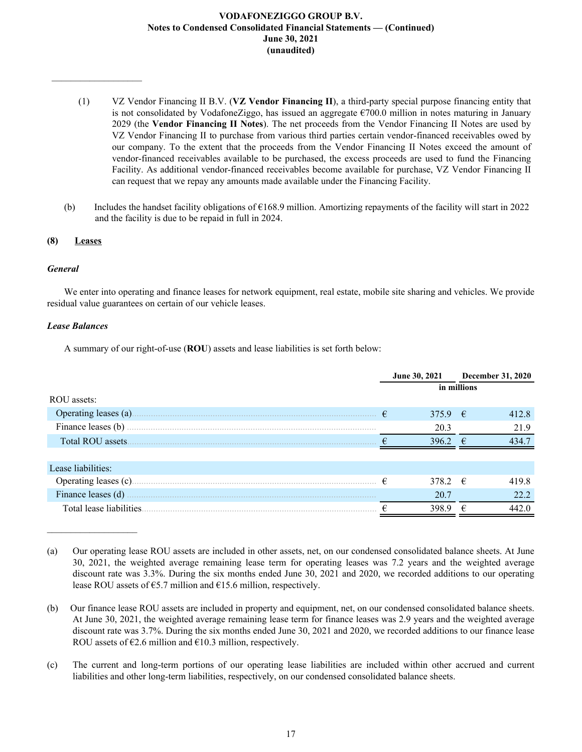(1) VZ Vendor Financing II B.V. (**VZ Vendor Financing II**), a third-party special purpose financing entity that is not consolidated by VodafoneZiggo, has issued an aggregate €700.0 million in notes maturing in January 2029 (the **Vendor Financing II Notes**). The net proceeds from the Vendor Financing II Notes are used by VZ Vendor Financing II to purchase from various third parties certain vendor-financed receivables owed by our company. To the extent that the proceeds from the Vendor Financing II Notes exceed the amount of vendor-financed receivables available to be purchased, the excess proceeds are used to fund the Financing Facility. As additional vendor-financed receivables become available for purchase, VZ Vendor Financing II can request that we repay any amounts made available under the Financing Facility.

(b) Includes the handset facility obligations of €168.9 million. Amortizing repayments of the facility will start in 2022 and the facility is due to be repaid in full in 2024.

## (8) Leases

### *General*

We enter into operating and finance leases for network equipment, real estate, mobile site sharing and vehicles. We provide residual value guarantees on certain of our vehicle leases.

### *Lease Balances*

A summary of our right-of-use (**ROU**) assets and lease liabilities is set forth below:

| | June 30, 2021 | December 31, 2020 |
|---|---|---|
| | in millions | |
| ROU assets: | | |
| Operating leases (a) | € 375.9 | € 412.8 |
| Finance leases (b) | 20.3 | 21.9 |
| Total ROU assets | € 396.2 | € 434.7 |
| Lease liabilities: | | |
| Operating leases (c) | € 378.2 | € 419.8 |
| Finance leases (d) | 20.7 | 22.2 |
| Total lease liabilities | € 398.9 | € 442.0 |

(a) Our operating lease ROU assets are included in other assets, net, on our condensed consolidated balance sheets. At June 30, 2021, the weighted average remaining lease term for operating leases was 7.2 years and the weighted average discount rate was 3.3%. During the six months ended June 30, 2021 and 2020, we recorded additions to our operating lease ROU assets of €5.7 million and €15.6 million, respectively.

(b) Our finance lease ROU assets are included in property and equipment, net, on our condensed consolidated balance sheets. At June 30, 2021, the weighted average remaining lease term for finance leases was 2.9 years and the weighted average discount rate was 3.7%. During the six months ended June 30, 2021 and 2020, we recorded additions to our finance lease ROU assets of €2.6 million and €10.3 million, respectively.

(c) The current and long-term portions of our operating lease liabilities are included within other accrued and current liabilities and other long-term liabilities, respectively, on our condensed consolidated balance sheets.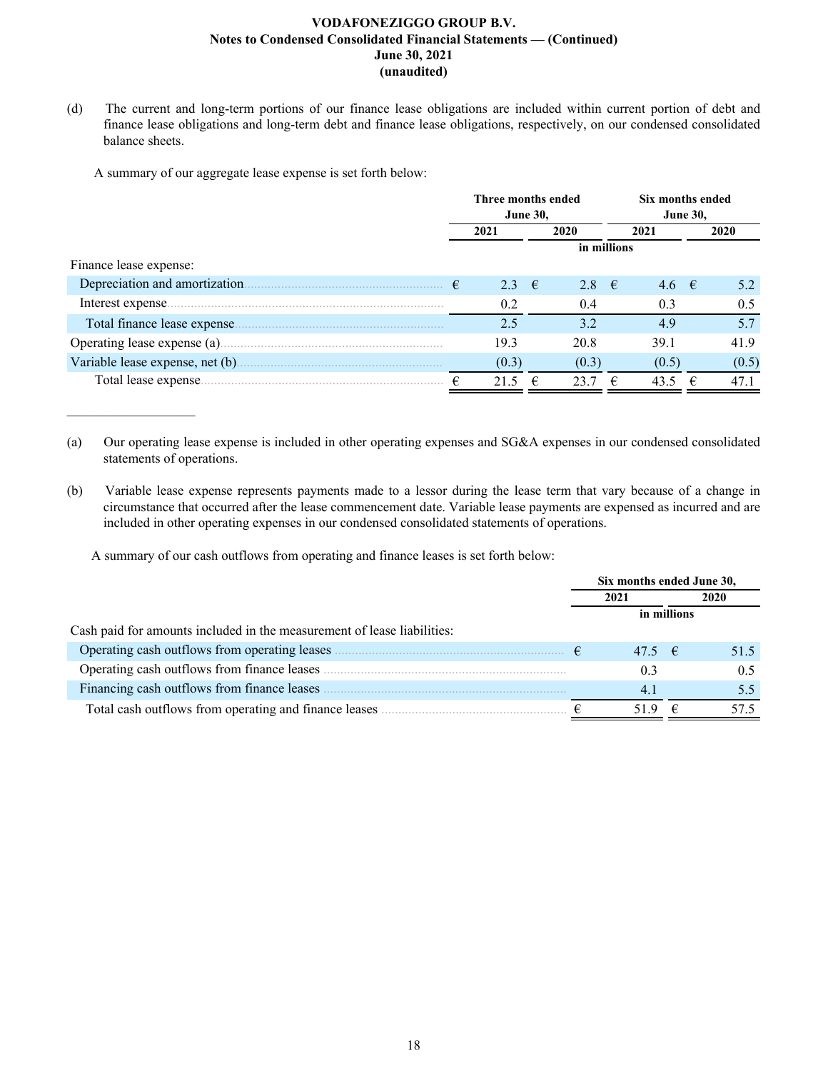(d) The current and long-term portions of our finance lease obligations are included within current portion of debt and finance lease obligations and long-term debt and finance lease obligations, respectively, on our condensed consolidated balance sheets.

A summary of our aggregate lease expense is set forth below:

| | Three months ended June 30, | | Six months ended June 30, | |
|---|---|---|---|---|
| | 2021 | 2020 | 2021 | 2020 |
| | in millions | | | |
| Finance lease expense: | | | | |
| Depreciation and amortization | € 2.3 | € 2.8 | € 4.6 | € 5.2 |
| Interest expense | 0.2 | 0.4 | 0.3 | 0.5 |
| Total finance lease expense | 2.5 | 3.2 | 4.9 | 5.7 |
| Operating lease expense (a) | 19.3 | 20.8 | 39.1 | 41.9 |
| Variable lease expense, net (b) | (0.3) | (0.3) | (0.5) | (0.5) |
| Total lease expense | € 21.5 | € 23.7 | € 43.5 | € 47.1 |

(a) Our operating lease expense is included in other operating expenses and SG&A expenses in our condensed consolidated statements of operations.

(b) Variable lease expense represents payments made to a lessor during the lease term that vary because of a change in circumstance that occurred after the lease commencement date. Variable lease payments are expensed as incurred and are included in other operating expenses in our condensed consolidated statements of operations.

A summary of our cash outflows from operating and finance leases is set forth below:

| | Six months ended June 30, | |
|---|---|---|
| | 2021 | 2020 |
| | in millions | |
| Cash paid for amounts included in the measurement of lease liabilities: | | |
| Operating cash outflows from operating leases | € 47.5 | € 51.5 |
| Operating cash outflows from finance leases | 0.3 | 0.5 |
| Financing cash outflows from finance leases | 4.1 | 5.5 |
| Total cash outflows from operating and finance leases | € 51.9 | € 57.5 |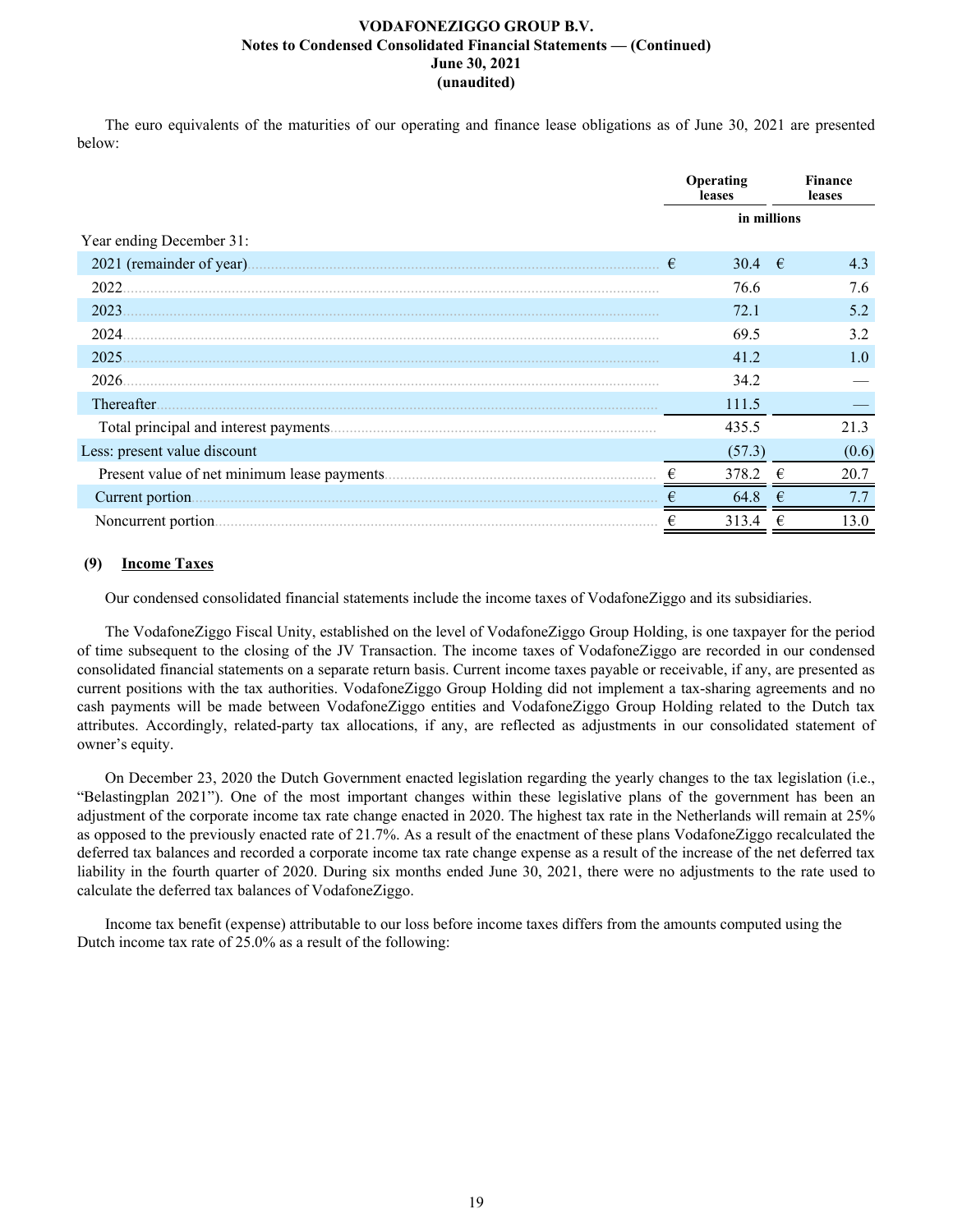The euro equivalents of the maturities of our operating and finance lease obligations as of June 30, 2021 are presented below:

| | Operating leases | Finance leases |
|---|---|---|
| | in millions | |
| Year ending December 31: | | |
| 2021 (remainder of year) | € 30.4 | € 4.3 |
| 2022 | 76.6 | 7.6 |
| 2023 | 72.1 | 5.2 |
| 2024 | 69.5 | 3.2 |
| 2025 | 41.2 | 1.0 |
| 2026 | 34.2 | — |
| Thereafter | 111.5 | — |
| Total principal and interest payments | 435.5 | 21.3 |
| Less: present value discount | (57.3) | (0.6) |
| Present value of net minimum lease payments | € 378.2 | € 20.7 |
| Current portion | € 64.8 | € 7.7 |
| Noncurrent portion | € 313.4 | € 13.0 |

## (9) Income Taxes

Our condensed consolidated financial statements include the income taxes of VodafoneZiggo and its subsidiaries.

The VodafoneZiggo Fiscal Unity, established on the level of VodafoneZiggo Group Holding, is one taxpayer for the period of time subsequent to the closing of the JV Transaction. The income taxes of VodafoneZiggo are recorded in our condensed consolidated financial statements on a separate return basis. Current income taxes payable or receivable, if any, are presented as current positions with the tax authorities. VodafoneZiggo Group Holding did not implement a tax-sharing agreements and no cash payments will be made between VodafoneZiggo entities and VodafoneZiggo Group Holding related to the Dutch tax attributes. Accordingly, related-party tax allocations, if any, are reflected as adjustments in our consolidated statement of owner's equity.

On December 23, 2020 the Dutch Government enacted legislation regarding the yearly changes to the tax legislation (i.e., "Belastingplan 2021"). One of the most important changes within these legislative plans of the government has been an adjustment of the corporate income tax rate change enacted in 2020. The highest tax rate in the Netherlands will remain at 25% as opposed to the previously enacted rate of 21.7%. As a result of the enactment of these plans VodafoneZiggo recalculated the deferred tax balances and recorded a corporate income tax rate change expense as a result of the increase of the net deferred tax liability in the fourth quarter of 2020. During six months ended June 30, 2021, there were no adjustments to the rate used to calculate the deferred tax balances of VodafoneZiggo.

Income tax benefit (expense) attributable to our loss before income taxes differs from the amounts computed using the Dutch income tax rate of 25.0% as a result of the following: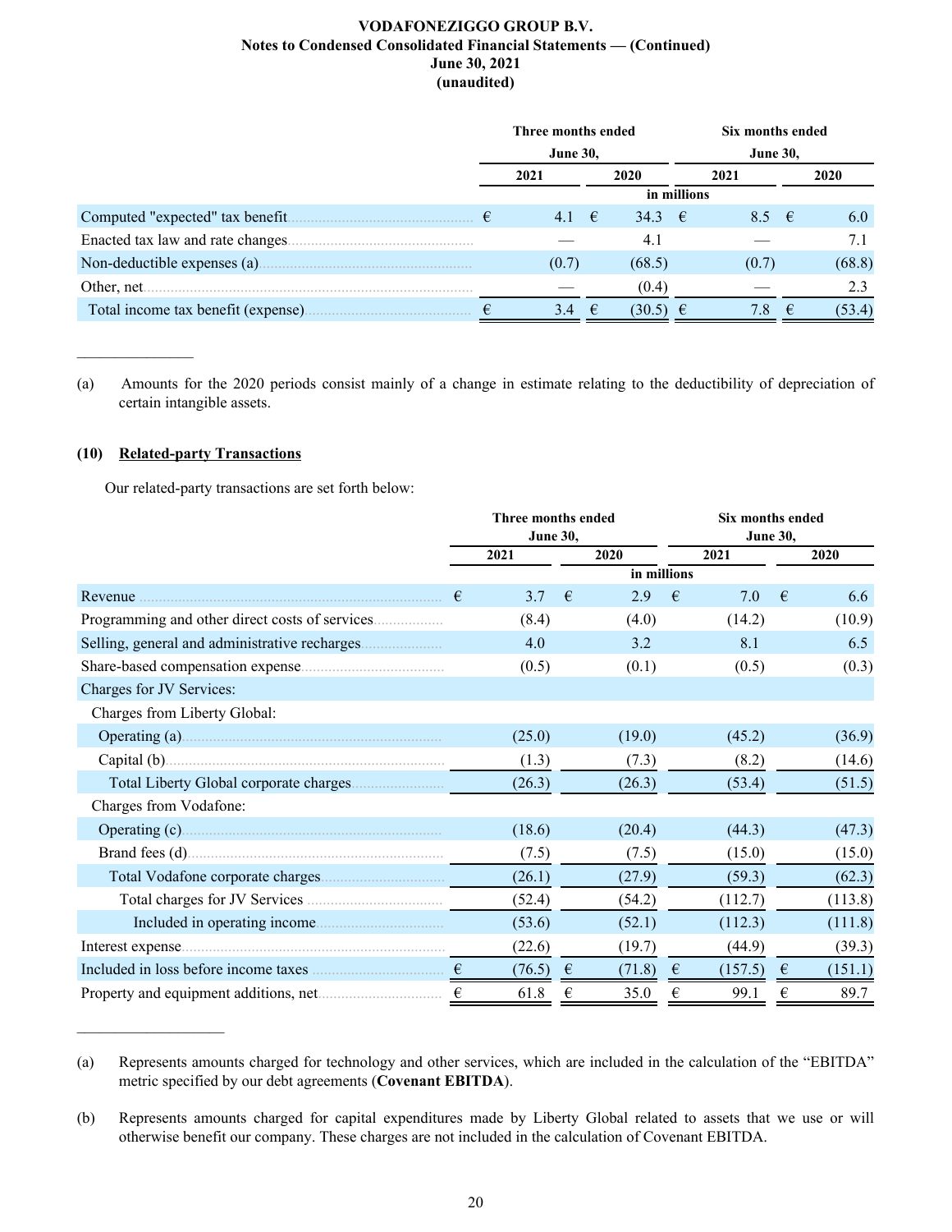|  | Three months ended June 30, |  | Six months ended June 30, |  |
|---|---|---|---|---|
|  | 2021 | 2020 | 2021 | 2020 |
|  | in millions |  |  |  |
| Computed "expected" tax benefit | € 4.1 | € 34.3 | € 8.5 | € 6.0 |
| Enacted tax law and rate changes | — | 4.1 | — | 7.1 |
| Non-deductible expenses (a) | (0.7) | (68.5) | (0.7) | (68.8) |
| Other, net | — | (0.4) | — | 2.3 |
| Total income tax benefit (expense) | € 3.4 | € (30.5) | € 7.8 | € (53.4) |

_______________

(a) Amounts for the 2020 periods consist mainly of a change in estimate relating to the deductibility of depreciation of certain intangible assets.

## (10) Related-party Transactions

Our related-party transactions are set forth below:

|  | Three months ended June 30, |  | Six months ended June 30, |  |
|---|---|---|---|---|
|  | 2021 | 2020 | 2021 | 2020 |
|  | in millions |  |  |  |
| Revenue | € 3.7 | € 2.9 | € 7.0 | € 6.6 |
| Programming and other direct costs of services | (8.4) | (4.0) | (14.2) | (10.9) |
| Selling, general and administrative recharges | 4.0 | 3.2 | 8.1 | 6.5 |
| Share-based compensation expense | (0.5) | (0.1) | (0.5) | (0.3) |
| Charges for JV Services: |  |  |  |  |
| Charges from Liberty Global: |  |  |  |  |
| Operating (a) | (25.0) | (19.0) | (45.2) | (36.9) |
| Capital (b) | (1.3) | (7.3) | (8.2) | (14.6) |
| Total Liberty Global corporate charges | (26.3) | (26.3) | (53.4) | (51.5) |
| Charges from Vodafone: |  |  |  |  |
| Operating (c) | (18.6) | (20.4) | (44.3) | (47.3) |
| Brand fees (d) | (7.5) | (7.5) | (15.0) | (15.0) |
| Total Vodafone corporate charges | (26.1) | (27.9) | (59.3) | (62.3) |
| Total charges for JV Services | (52.4) | (54.2) | (112.7) | (113.8) |
| Included in operating income | (53.6) | (52.1) | (112.3) | (111.8) |
| Interest expense | (22.6) | (19.7) | (44.9) | (39.3) |
| Included in loss before income taxes | € (76.5) | € (71.8) | € (157.5) | € (151.1) |
| Property and equipment additions, net | € 61.8 | € 35.0 | € 99.1 | € 89.7 |

_______________

(a) Represents amounts charged for technology and other services, which are included in the calculation of the "EBITDA" metric specified by our debt agreements (**Covenant EBITDA**).

(b) Represents amounts charged for capital expenditures made by Liberty Global related to assets that we use or will otherwise benefit our company. These charges are not included in the calculation of Covenant EBITDA.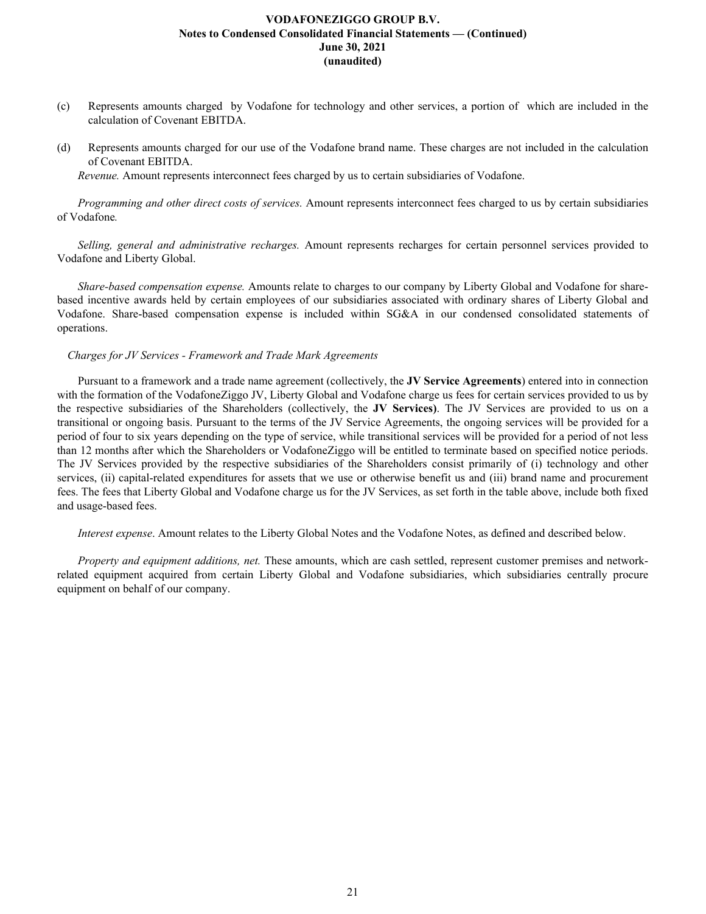(c) Represents amounts charged by Vodafone for technology and other services, a portion of which are included in the calculation of Covenant EBITDA.

(d) Represents amounts charged for our use of the Vodafone brand name. These charges are not included in the calculation of Covenant EBITDA.

*Revenue.* Amount represents interconnect fees charged by us to certain subsidiaries of Vodafone.

*Programming and other direct costs of services.* Amount represents interconnect fees charged to us by certain subsidiaries of Vodafone*.*

*Selling, general and administrative recharges.* Amount represents recharges for certain personnel services provided to Vodafone and Liberty Global.

*Share-based compensation expense.* Amounts relate to charges to our company by Liberty Global and Vodafone for share-based incentive awards held by certain employees of our subsidiaries associated with ordinary shares of Liberty Global and Vodafone. Share-based compensation expense is included within SG&A in our condensed consolidated statements of operations.

*Charges for JV Services - Framework and Trade Mark Agreements*

Pursuant to a framework and a trade name agreement (collectively, the **JV Service Agreements**) entered into in connection with the formation of the VodafoneZiggo JV, Liberty Global and Vodafone charge us fees for certain services provided to us by the respective subsidiaries of the Shareholders (collectively, the **JV Services)**. The JV Services are provided to us on a transitional or ongoing basis. Pursuant to the terms of the JV Service Agreements, the ongoing services will be provided for a period of four to six years depending on the type of service, while transitional services will be provided for a period of not less than 12 months after which the Shareholders or VodafoneZiggo will be entitled to terminate based on specified notice periods. The JV Services provided by the respective subsidiaries of the Shareholders consist primarily of (i) technology and other services, (ii) capital-related expenditures for assets that we use or otherwise benefit us and (iii) brand name and procurement fees. The fees that Liberty Global and Vodafone charge us for the JV Services, as set forth in the table above, include both fixed and usage-based fees.

*Interest expense*. Amount relates to the Liberty Global Notes and the Vodafone Notes, as defined and described below.

*Property and equipment additions, net.* These amounts, which are cash settled, represent customer premises and network-related equipment acquired from certain Liberty Global and Vodafone subsidiaries, which subsidiaries centrally procure equipment on behalf of our company.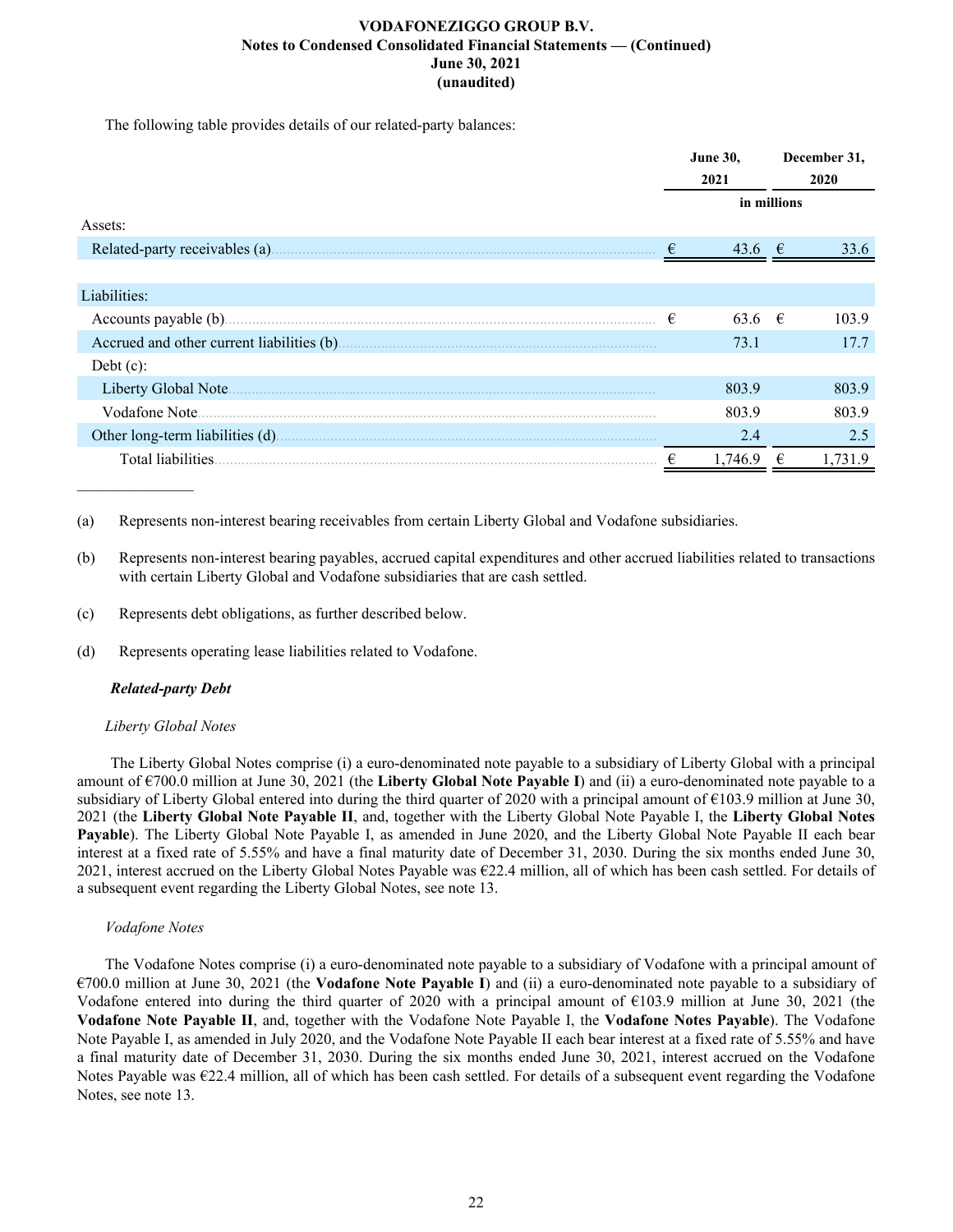The following table provides details of our related-party balances:

| | June 30, 2021 | December 31, 2020 |
|---|---|---|
| | in millions | |
| Assets: | | |
| Related-party receivables (a) | € 43.6 | € 33.6 |
| | | |
| Liabilities: | | |
| Accounts payable (b) | € 63.6 | € 103.9 |
| Accrued and other current liabilities (b) | 73.1 | 17.7 |
| Debt (c): | | |
| Liberty Global Note | 803.9 | 803.9 |
| Vodafone Note | 803.9 | 803.9 |
| Other long-term liabilities (d) | 2.4 | 2.5 |
| Total liabilities | € 1,746.9 | € 1,731.9 |

_______________

(a) Represents non-interest bearing receivables from certain Liberty Global and Vodafone subsidiaries.

(b) Represents non-interest bearing payables, accrued capital expenditures and other accrued liabilities related to transactions with certain Liberty Global and Vodafone subsidiaries that are cash settled.

(c) Represents debt obligations, as further described below.

(d) Represents operating lease liabilities related to Vodafone.

***Related-party Debt***

*Liberty Global Notes*

The Liberty Global Notes comprise (i) a euro-denominated note payable to a subsidiary of Liberty Global with a principal amount of €700.0 million at June 30, 2021 (the **Liberty Global Note Payable I**) and (ii) a euro-denominated note payable to a subsidiary of Liberty Global entered into during the third quarter of 2020 with a principal amount of €103.9 million at June 30, 2021 (the **Liberty Global Note Payable II**, and, together with the Liberty Global Note Payable I, the **Liberty Global Notes Payable**). The Liberty Global Note Payable I, as amended in June 2020, and the Liberty Global Note Payable II each bear interest at a fixed rate of 5.55% and have a final maturity date of December 31, 2030. During the six months ended June 30, 2021, interest accrued on the Liberty Global Notes Payable was €22.4 million, all of which has been cash settled. For details of a subsequent event regarding the Liberty Global Notes, see note 13.

*Vodafone Notes*

The Vodafone Notes comprise (i) a euro-denominated note payable to a subsidiary of Vodafone with a principal amount of €700.0 million at June 30, 2021 (the **Vodafone Note Payable I**) and (ii) a euro-denominated note payable to a subsidiary of Vodafone entered into during the third quarter of 2020 with a principal amount of €103.9 million at June 30, 2021 (the **Vodafone Note Payable II**, and, together with the Vodafone Note Payable I, the **Vodafone Notes Payable**). The Vodafone Note Payable I, as amended in July 2020, and the Vodafone Note Payable II each bear interest at a fixed rate of 5.55% and have a final maturity date of December 31, 2030. During the six months ended June 30, 2021, interest accrued on the Vodafone Notes Payable was €22.4 million, all of which has been cash settled. For details of a subsequent event regarding the Vodafone Notes, see note 13.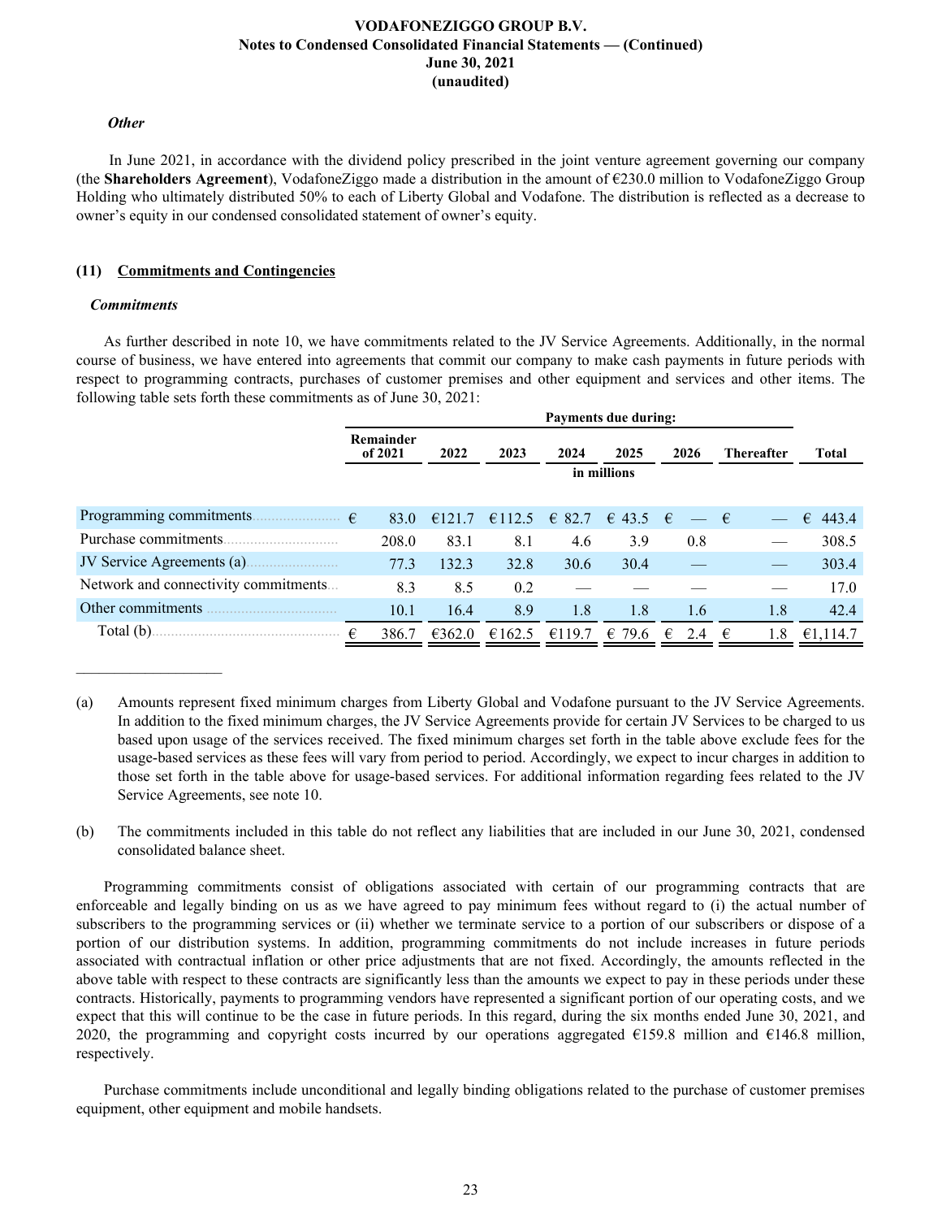***Other***

In June 2021, in accordance with the dividend policy prescribed in the joint venture agreement governing our company (the **Shareholders Agreement**), VodafoneZiggo made a distribution in the amount of €230.0 million to VodafoneZiggo Group Holding who ultimately distributed 50% to each of Liberty Global and Vodafone. The distribution is reflected as a decrease to owner's equity in our condensed consolidated statement of owner's equity.

## (11) Commitments and Contingencies

***Commitments***

As further described in note 10, we have commitments related to the JV Service Agreements. Additionally, in the normal course of business, we have entered into agreements that commit our company to make cash payments in future periods with respect to programming contracts, purchases of customer premises and other equipment and services and other items. The following table sets forth these commitments as of June 30, 2021:

| | Payments due during: | | | | | | | |
|---|---|---|---|---|---|---|---|---|
| | Remainder of 2021 | 2022 | 2023 | 2024 | 2025 | 2026 | Thereafter | Total |
| | in millions | | | | | | | |
| Programming commitments | € 83.0 | €121.7 | €112.5 | € 82.7 | € 43.5 | € — | € — | € 443.4 |
| Purchase commitments | 208.0 | 83.1 | 8.1 | 4.6 | 3.9 | 0.8 | — | 308.5 |
| JV Service Agreements (a) | 77.3 | 132.3 | 32.8 | 30.6 | 30.4 | — | — | 303.4 |
| Network and connectivity commitments | 8.3 | 8.5 | 0.2 | — | — | — | — | 17.0 |
| Other commitments | 10.1 | 16.4 | 8.9 | 1.8 | 1.8 | 1.6 | 1.8 | 42.4 |
| Total (b) | € 386.7 | €362.0 | €162.5 | €119.7 | € 79.6 | € 2.4 | € 1.8 | €1,114.7 |

(a) Amounts represent fixed minimum charges from Liberty Global and Vodafone pursuant to the JV Service Agreements. In addition to the fixed minimum charges, the JV Service Agreements provide for certain JV Services to be charged to us based upon usage of the services received. The fixed minimum charges set forth in the table above exclude fees for the usage-based services as these fees will vary from period to period. Accordingly, we expect to incur charges in addition to those set forth in the table above for usage-based services. For additional information regarding fees related to the JV Service Agreements, see note 10.

(b) The commitments included in this table do not reflect any liabilities that are included in our June 30, 2021, condensed consolidated balance sheet.

Programming commitments consist of obligations associated with certain of our programming contracts that are enforceable and legally binding on us as we have agreed to pay minimum fees without regard to (i) the actual number of subscribers to the programming services or (ii) whether we terminate service to a portion of our subscribers or dispose of a portion of our distribution systems. In addition, programming commitments do not include increases in future periods associated with contractual inflation or other price adjustments that are not fixed. Accordingly, the amounts reflected in the above table with respect to these contracts are significantly less than the amounts we expect to pay in these periods under these contracts. Historically, payments to programming vendors have represented a significant portion of our operating costs, and we expect that this will continue to be the case in future periods. In this regard, during the six months ended June 30, 2021, and 2020, the programming and copyright costs incurred by our operations aggregated €159.8 million and €146.8 million, respectively.

Purchase commitments include unconditional and legally binding obligations related to the purchase of customer premises equipment, other equipment and mobile handsets.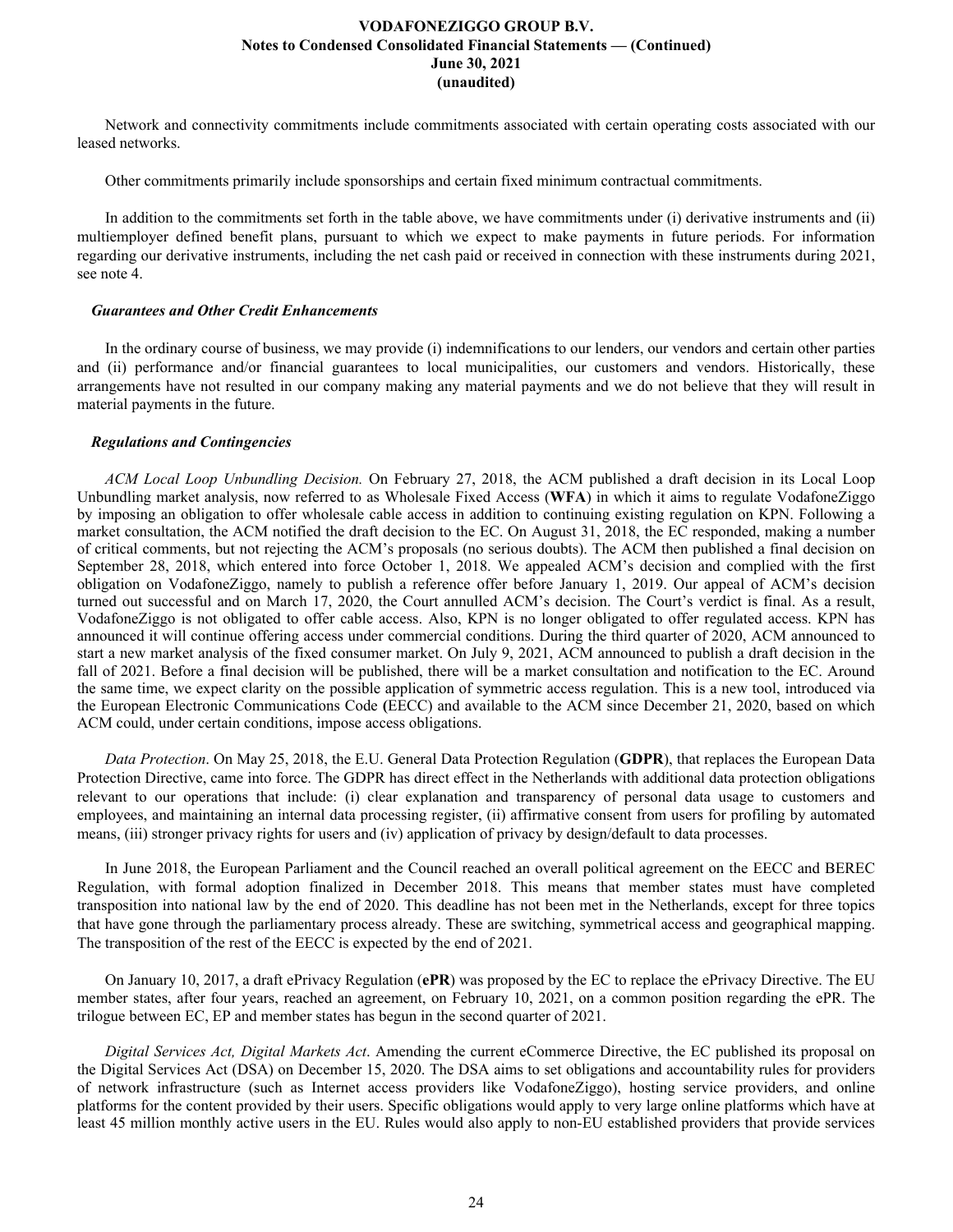Network and connectivity commitments include commitments associated with certain operating costs associated with our leased networks.

Other commitments primarily include sponsorships and certain fixed minimum contractual commitments.

In addition to the commitments set forth in the table above, we have commitments under (i) derivative instruments and (ii) multiemployer defined benefit plans, pursuant to which we expect to make payments in future periods. For information regarding our derivative instruments, including the net cash paid or received in connection with these instruments during 2021, see note 4.

***Guarantees and Other Credit Enhancements***

In the ordinary course of business, we may provide (i) indemnifications to our lenders, our vendors and certain other parties and (ii) performance and/or financial guarantees to local municipalities, our customers and vendors. Historically, these arrangements have not resulted in our company making any material payments and we do not believe that they will result in material payments in the future.

***Regulations and Contingencies***

*ACM Local Loop Unbundling Decision.* On February 27, 2018, the ACM published a draft decision in its Local Loop Unbundling market analysis, now referred to as Wholesale Fixed Access (**WFA**) in which it aims to regulate VodafoneZiggo by imposing an obligation to offer wholesale cable access in addition to continuing existing regulation on KPN. Following a market consultation, the ACM notified the draft decision to the EC. On August 31, 2018, the EC responded, making a number of critical comments, but not rejecting the ACM's proposals (no serious doubts). The ACM then published a final decision on September 28, 2018, which entered into force October 1, 2018. We appealed ACM's decision and complied with the first obligation on VodafoneZiggo, namely to publish a reference offer before January 1, 2019. Our appeal of ACM's decision turned out successful and on March 17, 2020, the Court annulled ACM's decision. The Court's verdict is final. As a result, VodafoneZiggo is not obligated to offer cable access. Also, KPN is no longer obligated to offer regulated access. KPN has announced it will continue offering access under commercial conditions. During the third quarter of 2020, ACM announced to start a new market analysis of the fixed consumer market. On July 9, 2021, ACM announced to publish a draft decision in the fall of 2021. Before a final decision will be published, there will be a market consultation and notification to the EC. Around the same time, we expect clarity on the possible application of symmetric access regulation. This is a new tool, introduced via the European Electronic Communications Code **(**EECC) and available to the ACM since December 21, 2020, based on which ACM could, under certain conditions, impose access obligations.

*Data Protection*. On May 25, 2018, the E.U. General Data Protection Regulation (**GDPR**), that replaces the European Data Protection Directive, came into force. The GDPR has direct effect in the Netherlands with additional data protection obligations relevant to our operations that include: (i) clear explanation and transparency of personal data usage to customers and employees, and maintaining an internal data processing register, (ii) affirmative consent from users for profiling by automated means, (iii) stronger privacy rights for users and (iv) application of privacy by design/default to data processes.

In June 2018, the European Parliament and the Council reached an overall political agreement on the EECC and BEREC Regulation, with formal adoption finalized in December 2018. This means that member states must have completed transposition into national law by the end of 2020. This deadline has not been met in the Netherlands, except for three topics that have gone through the parliamentary process already. These are switching, symmetrical access and geographical mapping. The transposition of the rest of the EECC is expected by the end of 2021.

On January 10, 2017, a draft ePrivacy Regulation (**ePR**) was proposed by the EC to replace the ePrivacy Directive. The EU member states, after four years, reached an agreement, on February 10, 2021, on a common position regarding the ePR. The trilogue between EC, EP and member states has begun in the second quarter of 2021.

*Digital Services Act, Digital Markets Act*. Amending the current eCommerce Directive, the EC published its proposal on the Digital Services Act (DSA) on December 15, 2020. The DSA aims to set obligations and accountability rules for providers of network infrastructure (such as Internet access providers like VodafoneZiggo), hosting service providers, and online platforms for the content provided by their users. Specific obligations would apply to very large online platforms which have at least 45 million monthly active users in the EU. Rules would also apply to non-EU established providers that provide services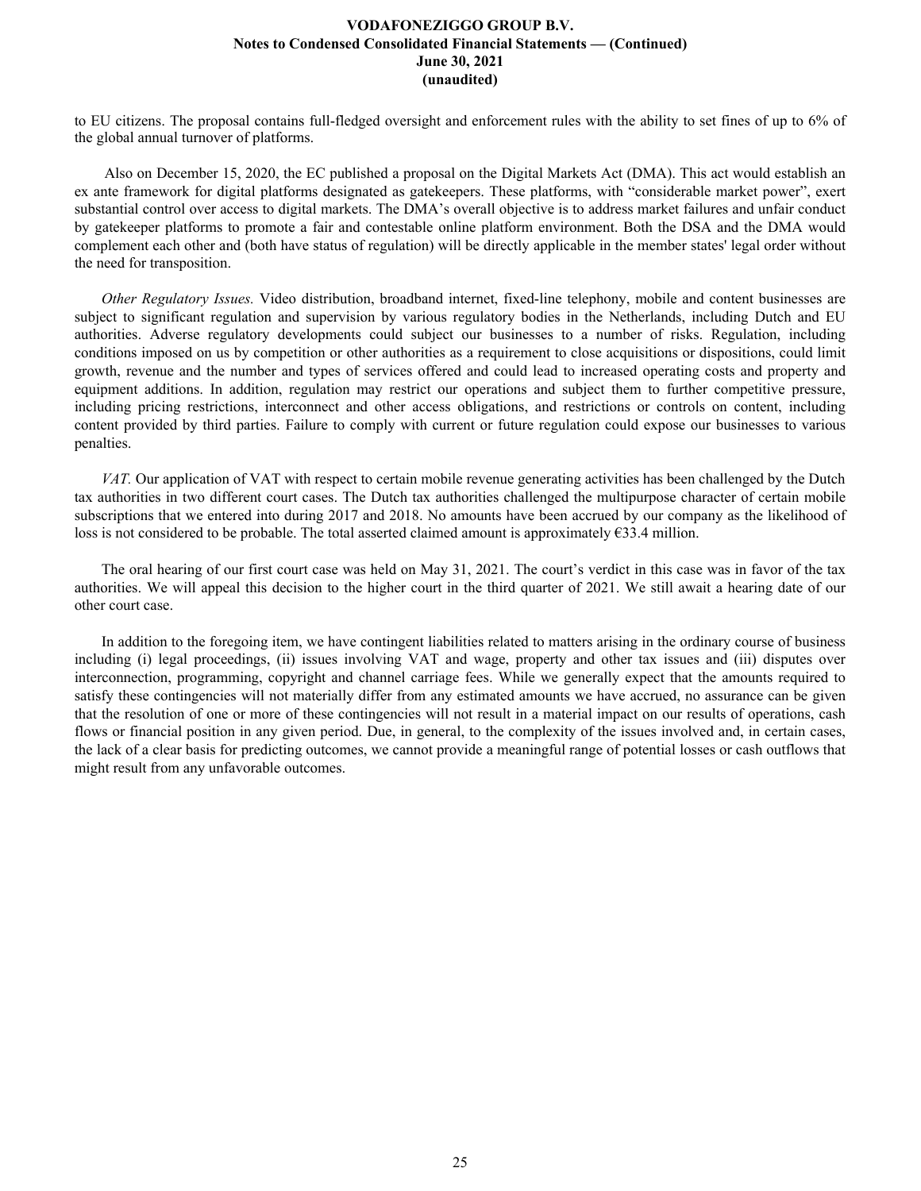to EU citizens. The proposal contains full-fledged oversight and enforcement rules with the ability to set fines of up to 6% of the global annual turnover of platforms.

Also on December 15, 2020, the EC published a proposal on the Digital Markets Act (DMA). This act would establish an ex ante framework for digital platforms designated as gatekeepers. These platforms, with "considerable market power", exert substantial control over access to digital markets. The DMA's overall objective is to address market failures and unfair conduct by gatekeeper platforms to promote a fair and contestable online platform environment. Both the DSA and the DMA would complement each other and (both have status of regulation) will be directly applicable in the member states' legal order without the need for transposition.

*Other Regulatory Issues.* Video distribution, broadband internet, fixed-line telephony, mobile and content businesses are subject to significant regulation and supervision by various regulatory bodies in the Netherlands, including Dutch and EU authorities. Adverse regulatory developments could subject our businesses to a number of risks. Regulation, including conditions imposed on us by competition or other authorities as a requirement to close acquisitions or dispositions, could limit growth, revenue and the number and types of services offered and could lead to increased operating costs and property and equipment additions. In addition, regulation may restrict our operations and subject them to further competitive pressure, including pricing restrictions, interconnect and other access obligations, and restrictions or controls on content, including content provided by third parties. Failure to comply with current or future regulation could expose our businesses to various penalties.

*VAT.* Our application of VAT with respect to certain mobile revenue generating activities has been challenged by the Dutch tax authorities in two different court cases. The Dutch tax authorities challenged the multipurpose character of certain mobile subscriptions that we entered into during 2017 and 2018. No amounts have been accrued by our company as the likelihood of loss is not considered to be probable. The total asserted claimed amount is approximately €33.4 million.

The oral hearing of our first court case was held on May 31, 2021. The court's verdict in this case was in favor of the tax authorities. We will appeal this decision to the higher court in the third quarter of 2021. We still await a hearing date of our other court case.

In addition to the foregoing item, we have contingent liabilities related to matters arising in the ordinary course of business including (i) legal proceedings, (ii) issues involving VAT and wage, property and other tax issues and (iii) disputes over interconnection, programming, copyright and channel carriage fees. While we generally expect that the amounts required to satisfy these contingencies will not materially differ from any estimated amounts we have accrued, no assurance can be given that the resolution of one or more of these contingencies will not result in a material impact on our results of operations, cash flows or financial position in any given period. Due, in general, to the complexity of the issues involved and, in certain cases, the lack of a clear basis for predicting outcomes, we cannot provide a meaningful range of potential losses or cash outflows that might result from any unfavorable outcomes.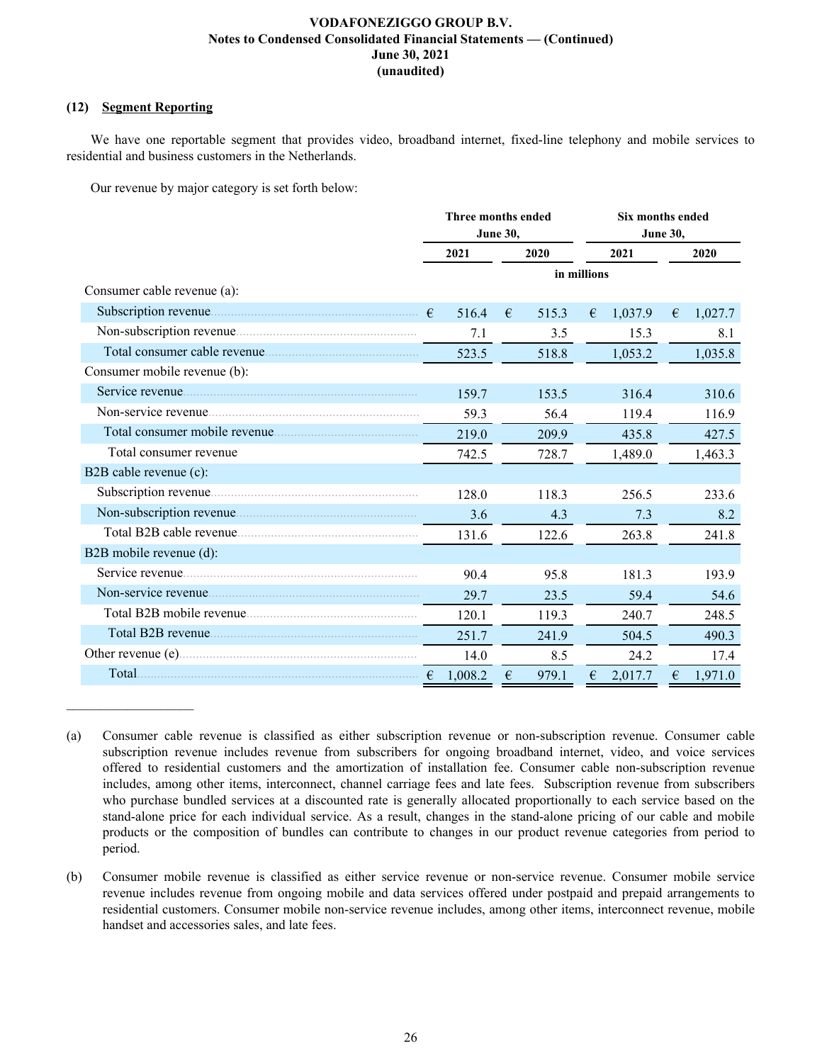**VODAFONEZIGGO GROUP B.V.**
**Notes to Condensed Consolidated Financial Statements — (Continued)**
**June 30, 2021**
**(unaudited)**

## (12) Segment Reporting

We have one reportable segment that provides video, broadband internet, fixed-line telephony and mobile services to residential and business customers in the Netherlands.

Our revenue by major category is set forth below:

| | Three months ended June 30, | | Six months ended June 30, | |
|---|---|---|---|---|
| | 2021 | 2020 | 2021 | 2020 |
| | in millions | | | |
| Consumer cable revenue (a): | | | | |
| Subscription revenue | € 516.4 | € 515.3 | € 1,037.9 | € 1,027.7 |
| Non-subscription revenue | 7.1 | 3.5 | 15.3 | 8.1 |
| Total consumer cable revenue | 523.5 | 518.8 | 1,053.2 | 1,035.8 |
| Consumer mobile revenue (b): | | | | |
| Service revenue | 159.7 | 153.5 | 316.4 | 310.6 |
| Non-service revenue | 59.3 | 56.4 | 119.4 | 116.9 |
| Total consumer mobile revenue | 219.0 | 209.9 | 435.8 | 427.5 |
| Total consumer revenue | 742.5 | 728.7 | 1,489.0 | 1,463.3 |
| B2B cable revenue (c): | | | | |
| Subscription revenue | 128.0 | 118.3 | 256.5 | 233.6 |
| Non-subscription revenue | 3.6 | 4.3 | 7.3 | 8.2 |
| Total B2B cable revenue | 131.6 | 122.6 | 263.8 | 241.8 |
| B2B mobile revenue (d): | | | | |
| Service revenue | 90.4 | 95.8 | 181.3 | 193.9 |
| Non-service revenue | 29.7 | 23.5 | 59.4 | 54.6 |
| Total B2B mobile revenue | 120.1 | 119.3 | 240.7 | 248.5 |
| Total B2B revenue | 251.7 | 241.9 | 504.5 | 490.3 |
| Other revenue (e) | 14.0 | 8.5 | 24.2 | 17.4 |
| Total | € 1,008.2 | € 979.1 | € 2,017.7 | € 1,971.0 |

_______________

(a) Consumer cable revenue is classified as either subscription revenue or non-subscription revenue. Consumer cable subscription revenue includes revenue from subscribers for ongoing broadband internet, video, and voice services offered to residential customers and the amortization of installation fee. Consumer cable non-subscription revenue includes, among other items, interconnect, channel carriage fees and late fees. Subscription revenue from subscribers who purchase bundled services at a discounted rate is generally allocated proportionally to each service based on the stand-alone price for each individual service. As a result, changes in the stand-alone pricing of our cable and mobile products or the composition of bundles can contribute to changes in our product revenue categories from period to period.

(b) Consumer mobile revenue is classified as either service revenue or non-service revenue. Consumer mobile service revenue includes revenue from ongoing mobile and data services offered under postpaid and prepaid arrangements to residential customers. Consumer mobile non-service revenue includes, among other items, interconnect revenue, mobile handset and accessories sales, and late fees.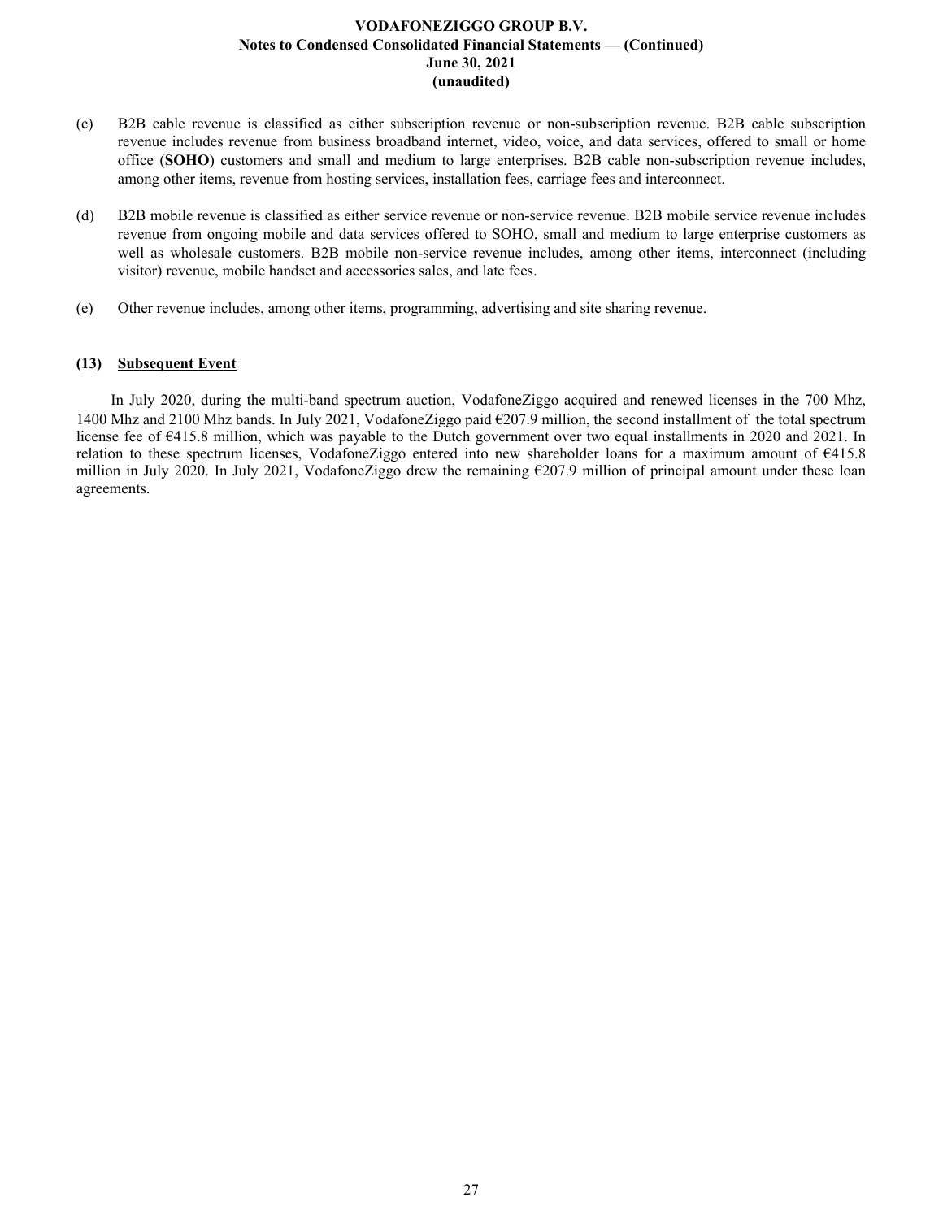(c) B2B cable revenue is classified as either subscription revenue or non-subscription revenue. B2B cable subscription revenue includes revenue from business broadband internet, video, voice, and data services, offered to small or home office (**SOHO**) customers and small and medium to large enterprises. B2B cable non-subscription revenue includes, among other items, revenue from hosting services, installation fees, carriage fees and interconnect.

(d) B2B mobile revenue is classified as either service revenue or non-service revenue. B2B mobile service revenue includes revenue from ongoing mobile and data services offered to SOHO, small and medium to large enterprise customers as well as wholesale customers. B2B mobile non-service revenue includes, among other items, interconnect (including visitor) revenue, mobile handset and accessories sales, and late fees.

(e) Other revenue includes, among other items, programming, advertising and site sharing revenue.

## (13) Subsequent Event

In July 2020, during the multi-band spectrum auction, VodafoneZiggo acquired and renewed licenses in the 700 Mhz, 1400 Mhz and 2100 Mhz bands. In July 2021, VodafoneZiggo paid €207.9 million, the second installment of the total spectrum license fee of €415.8 million, which was payable to the Dutch government over two equal installments in 2020 and 2021. In relation to these spectrum licenses, VodafoneZiggo entered into new shareholder loans for a maximum amount of €415.8 million in July 2020. In July 2021, VodafoneZiggo drew the remaining €207.9 million of principal amount under these loan agreements.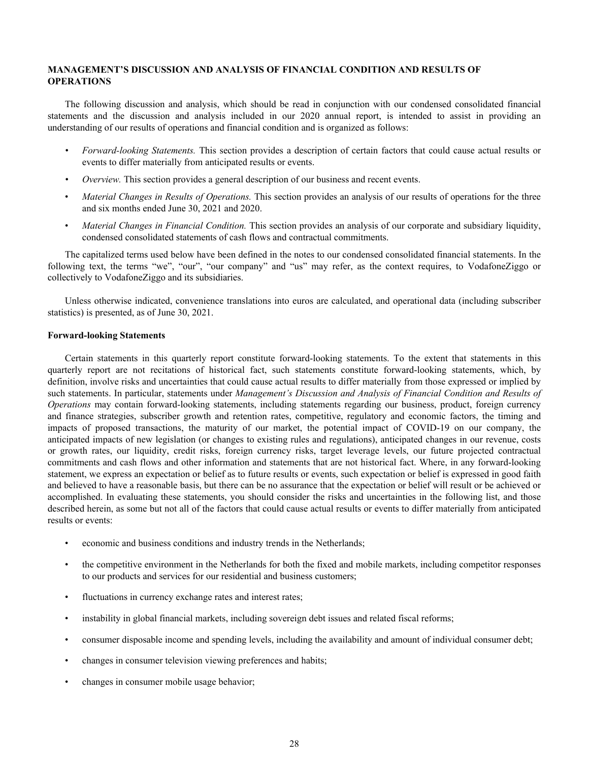## MANAGEMENT'S DISCUSSION AND ANALYSIS OF FINANCIAL CONDITION AND RESULTS OF OPERATIONS

The following discussion and analysis, which should be read in conjunction with our condensed consolidated financial statements and the discussion and analysis included in our 2020 annual report, is intended to assist in providing an understanding of our results of operations and financial condition and is organized as follows:

- *Forward-looking Statements.* This section provides a description of certain factors that could cause actual results or events to differ materially from anticipated results or events.
- *Overview.* This section provides a general description of our business and recent events.
- *Material Changes in Results of Operations.* This section provides an analysis of our results of operations for the three and six months ended June 30, 2021 and 2020.
- *Material Changes in Financial Condition.* This section provides an analysis of our corporate and subsidiary liquidity, condensed consolidated statements of cash flows and contractual commitments.

The capitalized terms used below have been defined in the notes to our condensed consolidated financial statements. In the following text, the terms "we", "our", "our company" and "us" may refer, as the context requires, to VodafoneZiggo or collectively to VodafoneZiggo and its subsidiaries.

Unless otherwise indicated, convenience translations into euros are calculated, and operational data (including subscriber statistics) is presented, as of June 30, 2021.

### Forward-looking Statements

Certain statements in this quarterly report constitute forward-looking statements. To the extent that statements in this quarterly report are not recitations of historical fact, such statements constitute forward-looking statements, which, by definition, involve risks and uncertainties that could cause actual results to differ materially from those expressed or implied by such statements. In particular, statements under *Management's Discussion and Analysis of Financial Condition and Results of Operations* may contain forward-looking statements, including statements regarding our business, product, foreign currency and finance strategies, subscriber growth and retention rates, competitive, regulatory and economic factors, the timing and impacts of proposed transactions, the maturity of our market, the potential impact of COVID-19 on our company, the anticipated impacts of new legislation (or changes to existing rules and regulations), anticipated changes in our revenue, costs or growth rates, our liquidity, credit risks, foreign currency risks, target leverage levels, our future projected contractual commitments and cash flows and other information and statements that are not historical fact. Where, in any forward-looking statement, we express an expectation or belief as to future results or events, such expectation or belief is expressed in good faith and believed to have a reasonable basis, but there can be no assurance that the expectation or belief will result or be achieved or accomplished. In evaluating these statements, you should consider the risks and uncertainties in the following list, and those described herein, as some but not all of the factors that could cause actual results or events to differ materially from anticipated results or events:

- economic and business conditions and industry trends in the Netherlands;
- the competitive environment in the Netherlands for both the fixed and mobile markets, including competitor responses to our products and services for our residential and business customers;
- fluctuations in currency exchange rates and interest rates;
- instability in global financial markets, including sovereign debt issues and related fiscal reforms;
- consumer disposable income and spending levels, including the availability and amount of individual consumer debt;
- changes in consumer television viewing preferences and habits;
- changes in consumer mobile usage behavior;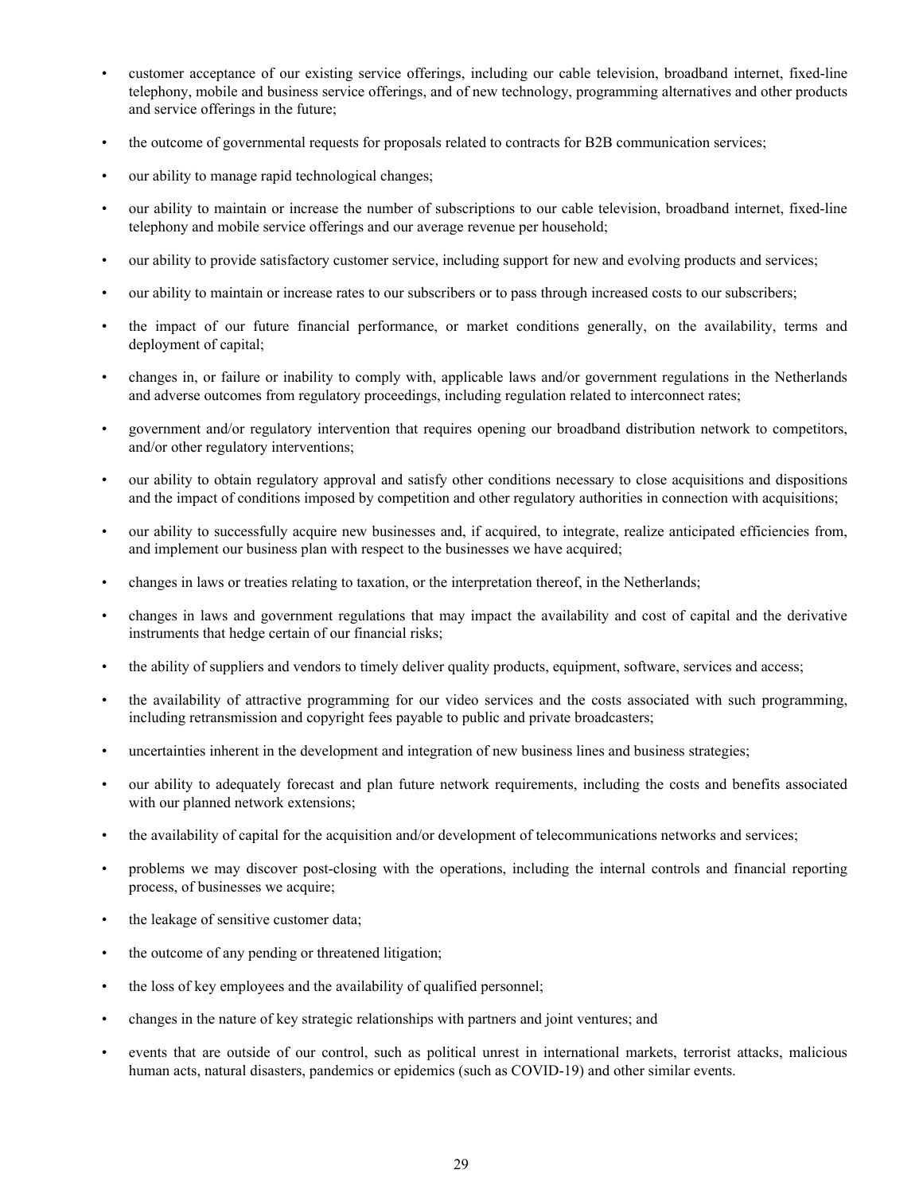- customer acceptance of our existing service offerings, including our cable television, broadband internet, fixed-line telephony, mobile and business service offerings, and of new technology, programming alternatives and other products and service offerings in the future;
- the outcome of governmental requests for proposals related to contracts for B2B communication services;
- our ability to manage rapid technological changes;
- our ability to maintain or increase the number of subscriptions to our cable television, broadband internet, fixed-line telephony and mobile service offerings and our average revenue per household;
- our ability to provide satisfactory customer service, including support for new and evolving products and services;
- our ability to maintain or increase rates to our subscribers or to pass through increased costs to our subscribers;
- the impact of our future financial performance, or market conditions generally, on the availability, terms and deployment of capital;
- changes in, or failure or inability to comply with, applicable laws and/or government regulations in the Netherlands and adverse outcomes from regulatory proceedings, including regulation related to interconnect rates;
- government and/or regulatory intervention that requires opening our broadband distribution network to competitors, and/or other regulatory interventions;
- our ability to obtain regulatory approval and satisfy other conditions necessary to close acquisitions and dispositions and the impact of conditions imposed by competition and other regulatory authorities in connection with acquisitions;
- our ability to successfully acquire new businesses and, if acquired, to integrate, realize anticipated efficiencies from, and implement our business plan with respect to the businesses we have acquired;
- changes in laws or treaties relating to taxation, or the interpretation thereof, in the Netherlands;
- changes in laws and government regulations that may impact the availability and cost of capital and the derivative instruments that hedge certain of our financial risks;
- the ability of suppliers and vendors to timely deliver quality products, equipment, software, services and access;
- the availability of attractive programming for our video services and the costs associated with such programming, including retransmission and copyright fees payable to public and private broadcasters;
- uncertainties inherent in the development and integration of new business lines and business strategies;
- our ability to adequately forecast and plan future network requirements, including the costs and benefits associated with our planned network extensions;
- the availability of capital for the acquisition and/or development of telecommunications networks and services;
- problems we may discover post-closing with the operations, including the internal controls and financial reporting process, of businesses we acquire;
- the leakage of sensitive customer data;
- the outcome of any pending or threatened litigation;
- the loss of key employees and the availability of qualified personnel;
- changes in the nature of key strategic relationships with partners and joint ventures; and
- events that are outside of our control, such as political unrest in international markets, terrorist attacks, malicious human acts, natural disasters, pandemics or epidemics (such as COVID-19) and other similar events.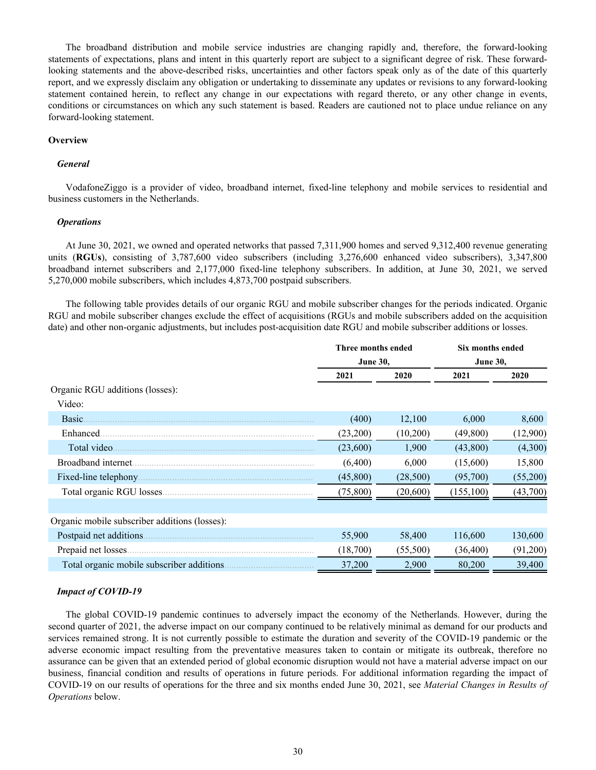The broadband distribution and mobile service industries are changing rapidly and, therefore, the forward-looking statements of expectations, plans and intent in this quarterly report are subject to a significant degree of risk. These forward-looking statements and the above-described risks, uncertainties and other factors speak only as of the date of this quarterly report, and we expressly disclaim any obligation or undertaking to disseminate any updates or revisions to any forward-looking statement contained herein, to reflect any change in our expectations with regard thereto, or any other change in events, conditions or circumstances on which any such statement is based. Readers are cautioned not to place undue reliance on any forward-looking statement.

**Overview**

***General***

VodafoneZiggo is a provider of video, broadband internet, fixed-line telephony and mobile services to residential and business customers in the Netherlands.

***Operations***

At June 30, 2021, we owned and operated networks that passed 7,311,900 homes and served 9,312,400 revenue generating units (**RGUs**), consisting of 3,787,600 video subscribers (including 3,276,600 enhanced video subscribers), 3,347,800 broadband internet subscribers and 2,177,000 fixed-line telephony subscribers. In addition, at June 30, 2021, we served 5,270,000 mobile subscribers, which includes 4,873,700 postpaid subscribers.

The following table provides details of our organic RGU and mobile subscriber changes for the periods indicated. Organic RGU and mobile subscriber changes exclude the effect of acquisitions (RGUs and mobile subscribers added on the acquisition date) and other non-organic adjustments, but includes post-acquisition date RGU and mobile subscriber additions or losses.

| | Three months ended June 30, | | Six months ended June 30, | |
|---|---|---|---|---|
| | 2021 | 2020 | 2021 | 2020 |
| Organic RGU additions (losses): | | | | |
| Video: | | | | |
| Basic | (400) | 12,100 | 6,000 | 8,600 |
| Enhanced | (23,200) | (10,200) | (49,800) | (12,900) |
| Total video | (23,600) | 1,900 | (43,800) | (4,300) |
| Broadband internet | (6,400) | 6,000 | (15,600) | 15,800 |
| Fixed-line telephony | (45,800) | (28,500) | (95,700) | (55,200) |
| Total organic RGU losses | (75,800) | (20,600) | (155,100) | (43,700) |
| | | | | |
| Organic mobile subscriber additions (losses): | | | | |
| Postpaid net additions | 55,900 | 58,400 | 116,600 | 130,600 |
| Prepaid net losses | (18,700) | (55,500) | (36,400) | (91,200) |
| Total organic mobile subscriber additions | 37,200 | 2,900 | 80,200 | 39,400 |

***Impact of COVID-19***

The global COVID-19 pandemic continues to adversely impact the economy of the Netherlands. However, during the second quarter of 2021, the adverse impact on our company continued to be relatively minimal as demand for our products and services remained strong. It is not currently possible to estimate the duration and severity of the COVID-19 pandemic or the adverse economic impact resulting from the preventative measures taken to contain or mitigate its outbreak, therefore no assurance can be given that an extended period of global economic disruption would not have a material adverse impact on our business, financial condition and results of operations in future periods. For additional information regarding the impact of COVID-19 on our results of operations for the three and six months ended June 30, 2021, see *Material Changes in Results of Operations* below.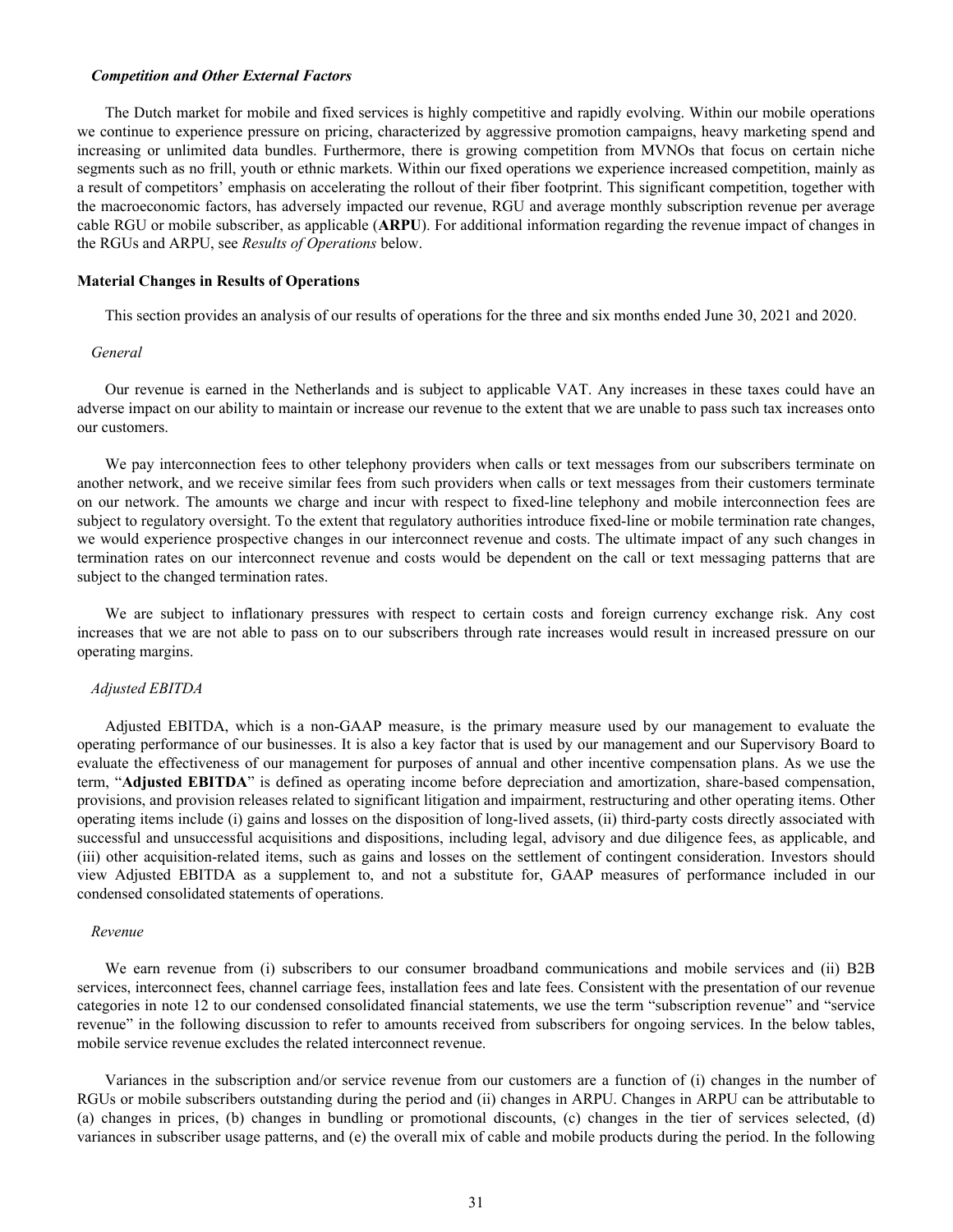***Competition and Other External Factors***

The Dutch market for mobile and fixed services is highly competitive and rapidly evolving. Within our mobile operations we continue to experience pressure on pricing, characterized by aggressive promotion campaigns, heavy marketing spend and increasing or unlimited data bundles. Furthermore, there is growing competition from MVNOs that focus on certain niche segments such as no frill, youth or ethnic markets. Within our fixed operations we experience increased competition, mainly as a result of competitors' emphasis on accelerating the rollout of their fiber footprint. This significant competition, together with the macroeconomic factors, has adversely impacted our revenue, RGU and average monthly subscription revenue per average cable RGU or mobile subscriber, as applicable (**ARPU**). For additional information regarding the revenue impact of changes in the RGUs and ARPU, see *Results of Operations* below.

**Material Changes in Results of Operations**

This section provides an analysis of our results of operations for the three and six months ended June 30, 2021 and 2020.

*General*

Our revenue is earned in the Netherlands and is subject to applicable VAT. Any increases in these taxes could have an adverse impact on our ability to maintain or increase our revenue to the extent that we are unable to pass such tax increases onto our customers.

We pay interconnection fees to other telephony providers when calls or text messages from our subscribers terminate on another network, and we receive similar fees from such providers when calls or text messages from their customers terminate on our network. The amounts we charge and incur with respect to fixed-line telephony and mobile interconnection fees are subject to regulatory oversight. To the extent that regulatory authorities introduce fixed-line or mobile termination rate changes, we would experience prospective changes in our interconnect revenue and costs. The ultimate impact of any such changes in termination rates on our interconnect revenue and costs would be dependent on the call or text messaging patterns that are subject to the changed termination rates.

We are subject to inflationary pressures with respect to certain costs and foreign currency exchange risk. Any cost increases that we are not able to pass on to our subscribers through rate increases would result in increased pressure on our operating margins.

*Adjusted EBITDA*

Adjusted EBITDA, which is a non-GAAP measure, is the primary measure used by our management to evaluate the operating performance of our businesses. It is also a key factor that is used by our management and our Supervisory Board to evaluate the effectiveness of our management for purposes of annual and other incentive compensation plans. As we use the term, "**Adjusted EBITDA**" is defined as operating income before depreciation and amortization, share-based compensation, provisions, and provision releases related to significant litigation and impairment, restructuring and other operating items. Other operating items include (i) gains and losses on the disposition of long-lived assets, (ii) third-party costs directly associated with successful and unsuccessful acquisitions and dispositions, including legal, advisory and due diligence fees, as applicable, and (iii) other acquisition-related items, such as gains and losses on the settlement of contingent consideration. Investors should view Adjusted EBITDA as a supplement to, and not a substitute for, GAAP measures of performance included in our condensed consolidated statements of operations.

*Revenue*

We earn revenue from (i) subscribers to our consumer broadband communications and mobile services and (ii) B2B services, interconnect fees, channel carriage fees, installation fees and late fees. Consistent with the presentation of our revenue categories in note 12 to our condensed consolidated financial statements, we use the term "subscription revenue" and "service revenue" in the following discussion to refer to amounts received from subscribers for ongoing services. In the below tables, mobile service revenue excludes the related interconnect revenue.

Variances in the subscription and/or service revenue from our customers are a function of (i) changes in the number of RGUs or mobile subscribers outstanding during the period and (ii) changes in ARPU. Changes in ARPU can be attributable to (a) changes in prices, (b) changes in bundling or promotional discounts, (c) changes in the tier of services selected, (d) variances in subscriber usage patterns, and (e) the overall mix of cable and mobile products during the period. In the following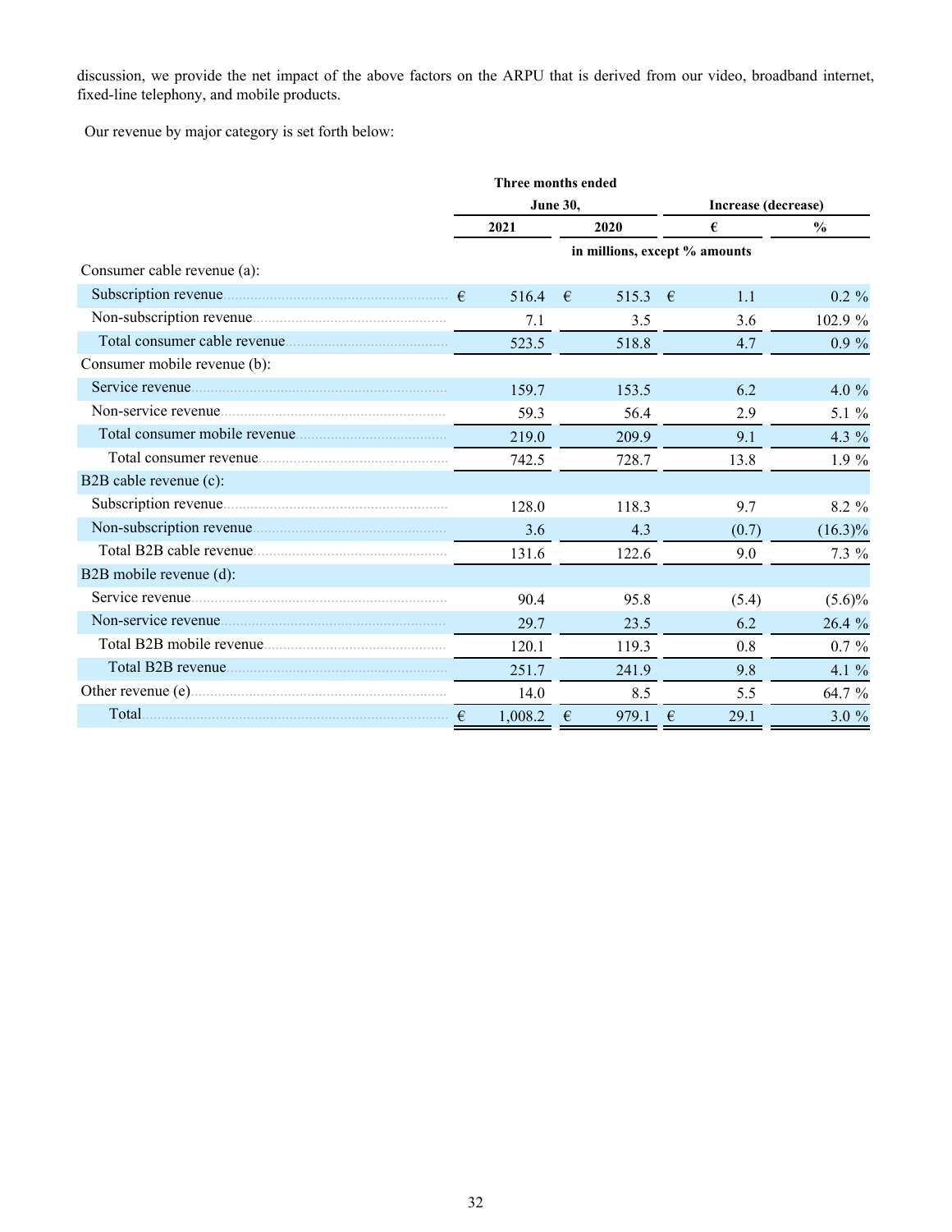discussion, we provide the net impact of the above factors on the ARPU that is derived from our video, broadband internet, fixed-line telephony, and mobile products.

Our revenue by major category is set forth below:

| | Three months ended June 30, | | Increase (decrease) | |
|---|---|---|---|---|
| | 2021 | 2020 | € | % |
| | in millions, except % amounts | | | |
| Consumer cable revenue (a): | | | | |
| Subscription revenue | € 516.4 | € 515.3 | € 1.1 | 0.2 % |
| Non-subscription revenue | 7.1 | 3.5 | 3.6 | 102.9 % |
| Total consumer cable revenue | 523.5 | 518.8 | 4.7 | 0.9 % |
| Consumer mobile revenue (b): | | | | |
| Service revenue | 159.7 | 153.5 | 6.2 | 4.0 % |
| Non-service revenue | 59.3 | 56.4 | 2.9 | 5.1 % |
| Total consumer mobile revenue | 219.0 | 209.9 | 9.1 | 4.3 % |
| Total consumer revenue | 742.5 | 728.7 | 13.8 | 1.9 % |
| B2B cable revenue (c): | | | | |
| Subscription revenue | 128.0 | 118.3 | 9.7 | 8.2 % |
| Non-subscription revenue | 3.6 | 4.3 | (0.7) | (16.3)% |
| Total B2B cable revenue | 131.6 | 122.6 | 9.0 | 7.3 % |
| B2B mobile revenue (d): | | | | |
| Service revenue | 90.4 | 95.8 | (5.4) | (5.6)% |
| Non-service revenue | 29.7 | 23.5 | 6.2 | 26.4 % |
| Total B2B mobile revenue | 120.1 | 119.3 | 0.8 | 0.7 % |
| Total B2B revenue | 251.7 | 241.9 | 9.8 | 4.1 % |
| Other revenue (e) | 14.0 | 8.5 | 5.5 | 64.7 % |
| Total | € 1,008.2 | € 979.1 | € 29.1 | 3.0 % |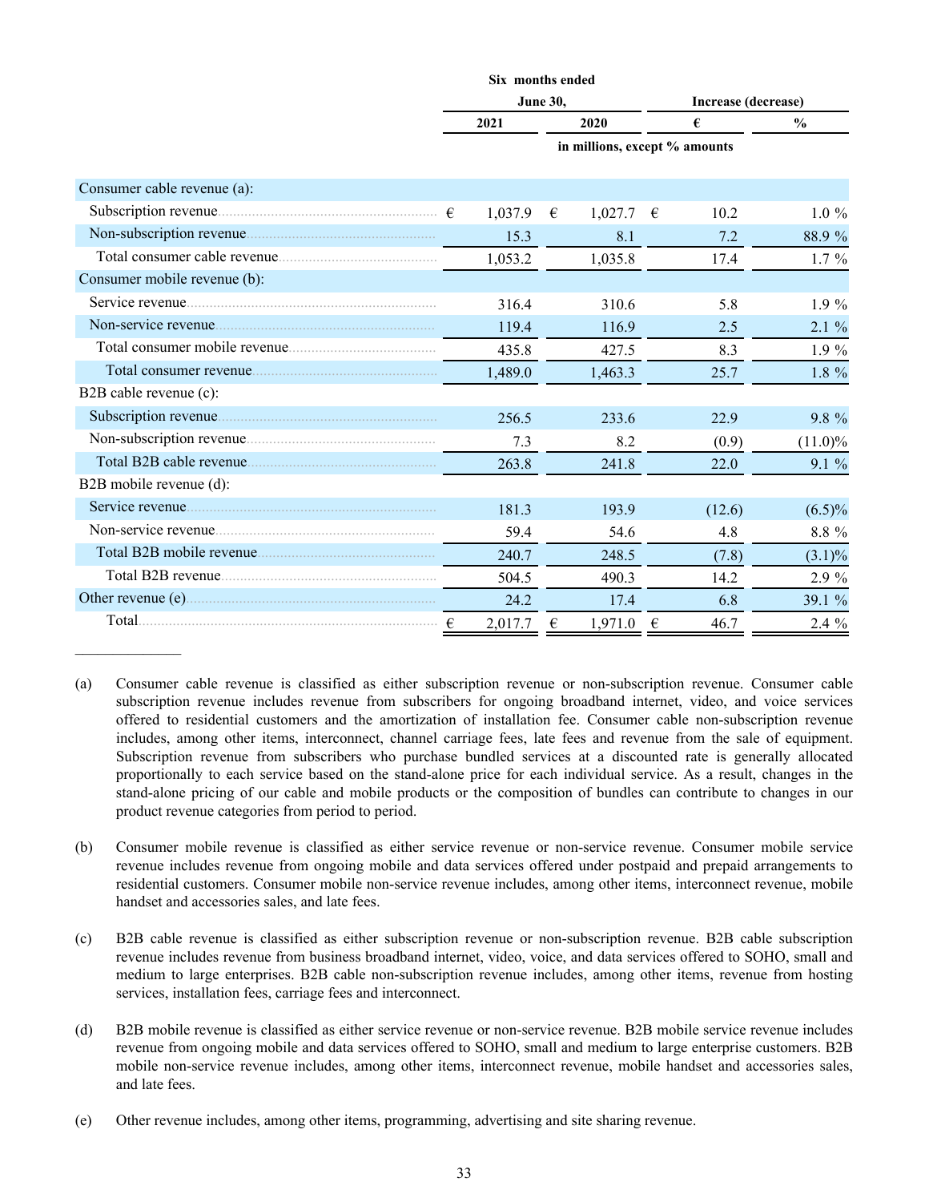| | Six months ended June 30, | | Increase (decrease) | |
|---|---|---|---|---|
| | 2021 | 2020 | € | % |
| | in millions, except % amounts | | | |
| Consumer cable revenue (a): | | | | |
| Subscription revenue | € 1,037.9 | € 1,027.7 | € 10.2 | 1.0 % |
| Non-subscription revenue | 15.3 | 8.1 | 7.2 | 88.9 % |
| Total consumer cable revenue | 1,053.2 | 1,035.8 | 17.4 | 1.7 % |
| Consumer mobile revenue (b): | | | | |
| Service revenue | 316.4 | 310.6 | 5.8 | 1.9 % |
| Non-service revenue | 119.4 | 116.9 | 2.5 | 2.1 % |
| Total consumer mobile revenue | 435.8 | 427.5 | 8.3 | 1.9 % |
| Total consumer revenue | 1,489.0 | 1,463.3 | 25.7 | 1.8 % |
| B2B cable revenue (c): | | | | |
| Subscription revenue | 256.5 | 233.6 | 22.9 | 9.8 % |
| Non-subscription revenue | 7.3 | 8.2 | (0.9) | (11.0)% |
| Total B2B cable revenue | 263.8 | 241.8 | 22.0 | 9.1 % |
| B2B mobile revenue (d): | | | | |
| Service revenue | 181.3 | 193.9 | (12.6) | (6.5)% |
| Non-service revenue | 59.4 | 54.6 | 4.8 | 8.8 % |
| Total B2B mobile revenue | 240.7 | 248.5 | (7.8) | (3.1)% |
| Total B2B revenue | 504.5 | 490.3 | 14.2 | 2.9 % |
| Other revenue (e) | 24.2 | 17.4 | 6.8 | 39.1 % |
| Total | € 2,017.7 | € 1,971.0 | € 46.7 | 2.4 % |

_______________

(a) Consumer cable revenue is classified as either subscription revenue or non-subscription revenue. Consumer cable subscription revenue includes revenue from subscribers for ongoing broadband internet, video, and voice services offered to residential customers and the amortization of installation fee. Consumer cable non-subscription revenue includes, among other items, interconnect, channel carriage fees, late fees and revenue from the sale of equipment. Subscription revenue from subscribers who purchase bundled services at a discounted rate is generally allocated proportionally to each service based on the stand-alone price for each individual service. As a result, changes in the stand-alone pricing of our cable and mobile products or the composition of bundles can contribute to changes in our product revenue categories from period to period.

(b) Consumer mobile revenue is classified as either service revenue or non-service revenue. Consumer mobile service revenue includes revenue from ongoing mobile and data services offered under postpaid and prepaid arrangements to residential customers. Consumer mobile non-service revenue includes, among other items, interconnect revenue, mobile handset and accessories sales, and late fees.

(c) B2B cable revenue is classified as either subscription revenue or non-subscription revenue. B2B cable subscription revenue includes revenue from business broadband internet, video, voice, and data services offered to SOHO, small and medium to large enterprises. B2B cable non-subscription revenue includes, among other items, revenue from hosting services, installation fees, carriage fees and interconnect.

(d) B2B mobile revenue is classified as either service revenue or non-service revenue. B2B mobile service revenue includes revenue from ongoing mobile and data services offered to SOHO, small and medium to large enterprise customers. B2B mobile non-service revenue includes, among other items, interconnect revenue, mobile handset and accessories sales, and late fees.

(e) Other revenue includes, among other items, programming, advertising and site sharing revenue.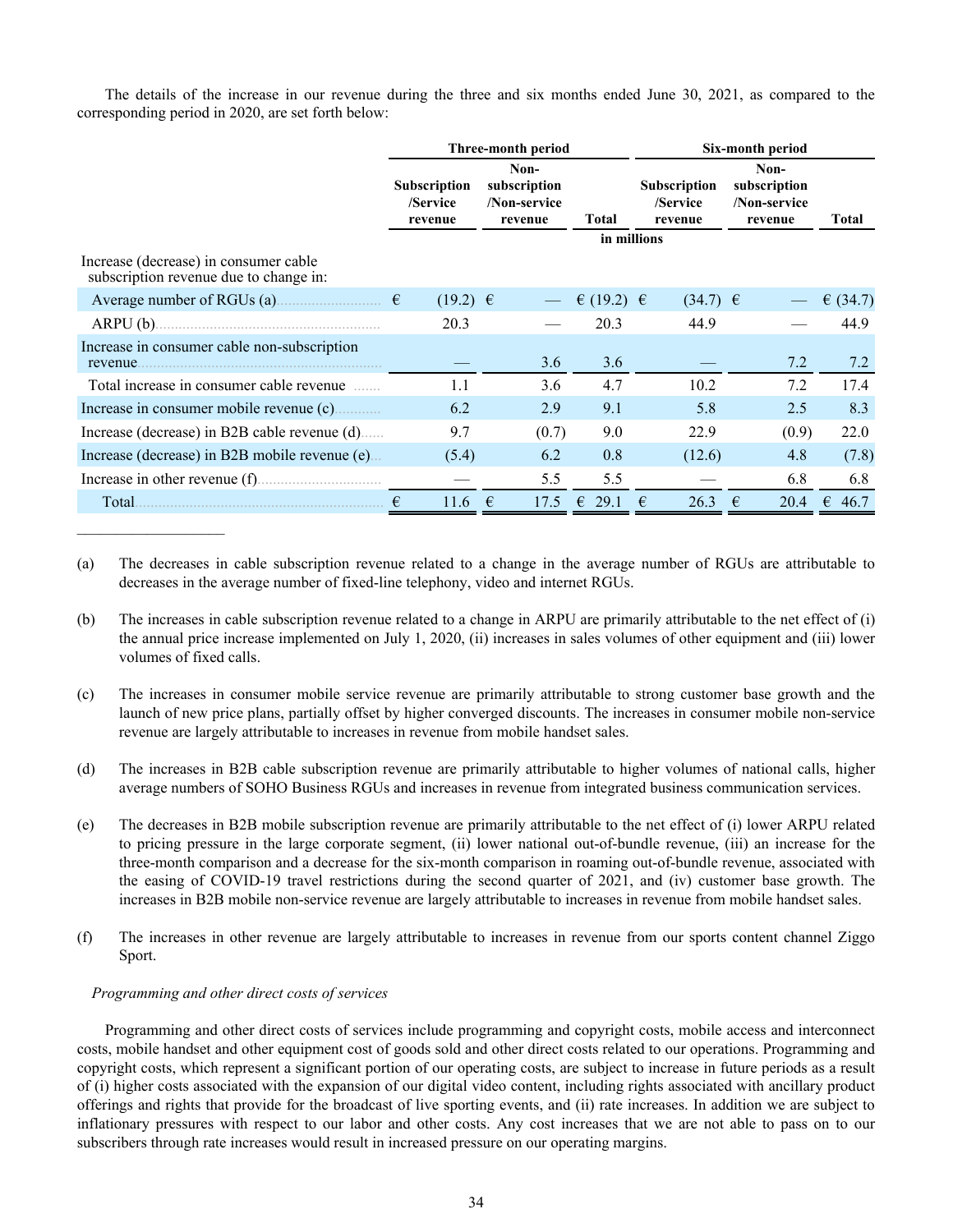The details of the increase in our revenue during the three and six months ended June 30, 2021, as compared to the corresponding period in 2020, are set forth below:

| | Three-month period | | | Six-month period | | |
|---|---|---|---|---|---|---|
| | Subscription /Service revenue | Non-subscription /Non-service revenue | Total | Subscription /Service revenue | Non-subscription /Non-service revenue | Total |
| | in millions | | | | | |
| Increase (decrease) in consumer cable subscription revenue due to change in: | | | | | | |
| Average number of RGUs (a) | € (19.2) | € — | € (19.2) | € (34.7) | € — | € (34.7) |
| ARPU (b) | 20.3 | — | 20.3 | 44.9 | — | 44.9 |
| Increase in consumer cable non-subscription revenue | — | 3.6 | 3.6 | — | 7.2 | 7.2 |
| Total increase in consumer cable revenue | 1.1 | 3.6 | 4.7 | 10.2 | 7.2 | 17.4 |
| Increase in consumer mobile revenue (c) | 6.2 | 2.9 | 9.1 | 5.8 | 2.5 | 8.3 |
| Increase (decrease) in B2B cable revenue (d) | 9.7 | (0.7) | 9.0 | 22.9 | (0.9) | 22.0 |
| Increase (decrease) in B2B mobile revenue (e) | (5.4) | 6.2 | 0.8 | (12.6) | 4.8 | (7.8) |
| Increase in other revenue (f) | — | 5.5 | 5.5 | — | 6.8 | 6.8 |
| Total | € 11.6 | € 17.5 | € 29.1 | € 26.3 | € 20.4 | € 46.7 |

(a) The decreases in cable subscription revenue related to a change in the average number of RGUs are attributable to decreases in the average number of fixed-line telephony, video and internet RGUs.

(b) The increases in cable subscription revenue related to a change in ARPU are primarily attributable to the net effect of (i) the annual price increase implemented on July 1, 2020, (ii) increases in sales volumes of other equipment and (iii) lower volumes of fixed calls.

(c) The increases in consumer mobile service revenue are primarily attributable to strong customer base growth and the launch of new price plans, partially offset by higher converged discounts. The increases in consumer mobile non-service revenue are largely attributable to increases in revenue from mobile handset sales.

(d) The increases in B2B cable subscription revenue are primarily attributable to higher volumes of national calls, higher average numbers of SOHO Business RGUs and increases in revenue from integrated business communication services.

(e) The decreases in B2B mobile subscription revenue are primarily attributable to the net effect of (i) lower ARPU related to pricing pressure in the large corporate segment, (ii) lower national out-of-bundle revenue, (iii) an increase for the three-month comparison and a decrease for the six-month comparison in roaming out-of-bundle revenue, associated with the easing of COVID-19 travel restrictions during the second quarter of 2021, and (iv) customer base growth. The increases in B2B mobile non-service revenue are largely attributable to increases in revenue from mobile handset sales.

(f) The increases in other revenue are largely attributable to increases in revenue from our sports content channel Ziggo Sport.

*Programming and other direct costs of services*

Programming and other direct costs of services include programming and copyright costs, mobile access and interconnect costs, mobile handset and other equipment cost of goods sold and other direct costs related to our operations. Programming and copyright costs, which represent a significant portion of our operating costs, are subject to increase in future periods as a result of (i) higher costs associated with the expansion of our digital video content, including rights associated with ancillary product offerings and rights that provide for the broadcast of live sporting events, and (ii) rate increases. In addition we are subject to inflationary pressures with respect to our labor and other costs. Any cost increases that we are not able to pass on to our subscribers through rate increases would result in increased pressure on our operating margins.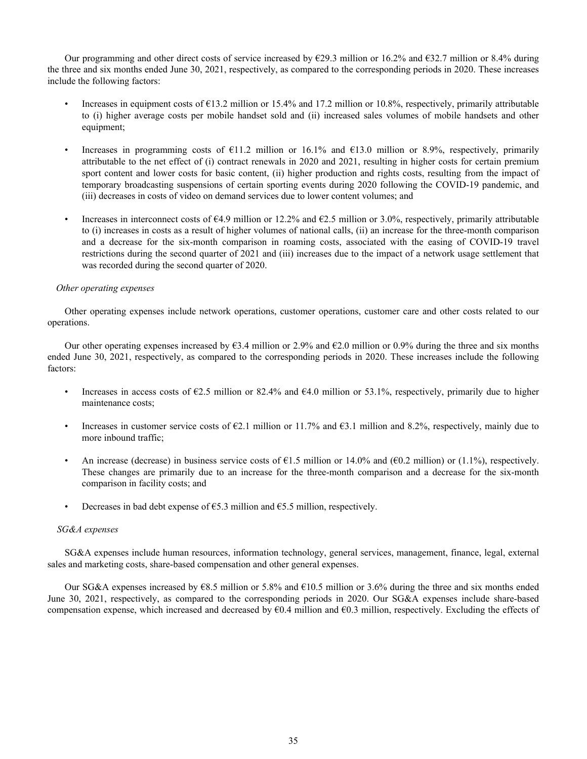Our programming and other direct costs of service increased by €29.3 million or 16.2% and €32.7 million or 8.4% during the three and six months ended June 30, 2021, respectively, as compared to the corresponding periods in 2020. These increases include the following factors:

- Increases in equipment costs of €13.2 million or 15.4% and 17.2 million or 10.8%, respectively, primarily attributable to (i) higher average costs per mobile handset sold and (ii) increased sales volumes of mobile handsets and other equipment;

- Increases in programming costs of €11.2 million or 16.1% and €13.0 million or 8.9%, respectively, primarily attributable to the net effect of (i) contract renewals in 2020 and 2021, resulting in higher costs for certain premium sport content and lower costs for basic content, (ii) higher production and rights costs, resulting from the impact of temporary broadcasting suspensions of certain sporting events during 2020 following the COVID-19 pandemic, and (iii) decreases in costs of video on demand services due to lower content volumes; and

- Increases in interconnect costs of €4.9 million or 12.2% and €2.5 million or 3.0%, respectively, primarily attributable to (i) increases in costs as a result of higher volumes of national calls, (ii) an increase for the three-month comparison and a decrease for the six-month comparison in roaming costs, associated with the easing of COVID-19 travel restrictions during the second quarter of 2021 and (iii) increases due to the impact of a network usage settlement that was recorded during the second quarter of 2020.

*Other operating expenses*

Other operating expenses include network operations, customer operations, customer care and other costs related to our operations.

Our other operating expenses increased by €3.4 million or 2.9% and €2.0 million or 0.9% during the three and six months ended June 30, 2021, respectively, as compared to the corresponding periods in 2020. These increases include the following factors:

- Increases in access costs of €2.5 million or 82.4% and €4.0 million or 53.1%, respectively, primarily due to higher maintenance costs;

- Increases in customer service costs of €2.1 million or 11.7% and €3.1 million and 8.2%, respectively, mainly due to more inbound traffic;

- An increase (decrease) in business service costs of €1.5 million or 14.0% and (€0.2 million) or (1.1%), respectively. These changes are primarily due to an increase for the three-month comparison and a decrease for the six-month comparison in facility costs; and

- Decreases in bad debt expense of €5.3 million and €5.5 million, respectively.

*SG&A expenses*

SG&A expenses include human resources, information technology, general services, management, finance, legal, external sales and marketing costs, share-based compensation and other general expenses.

Our SG&A expenses increased by €8.5 million or 5.8% and €10.5 million or 3.6% during the three and six months ended June 30, 2021, respectively, as compared to the corresponding periods in 2020. Our SG&A expenses include share-based compensation expense, which increased and decreased by €0.4 million and €0.3 million, respectively. Excluding the effects of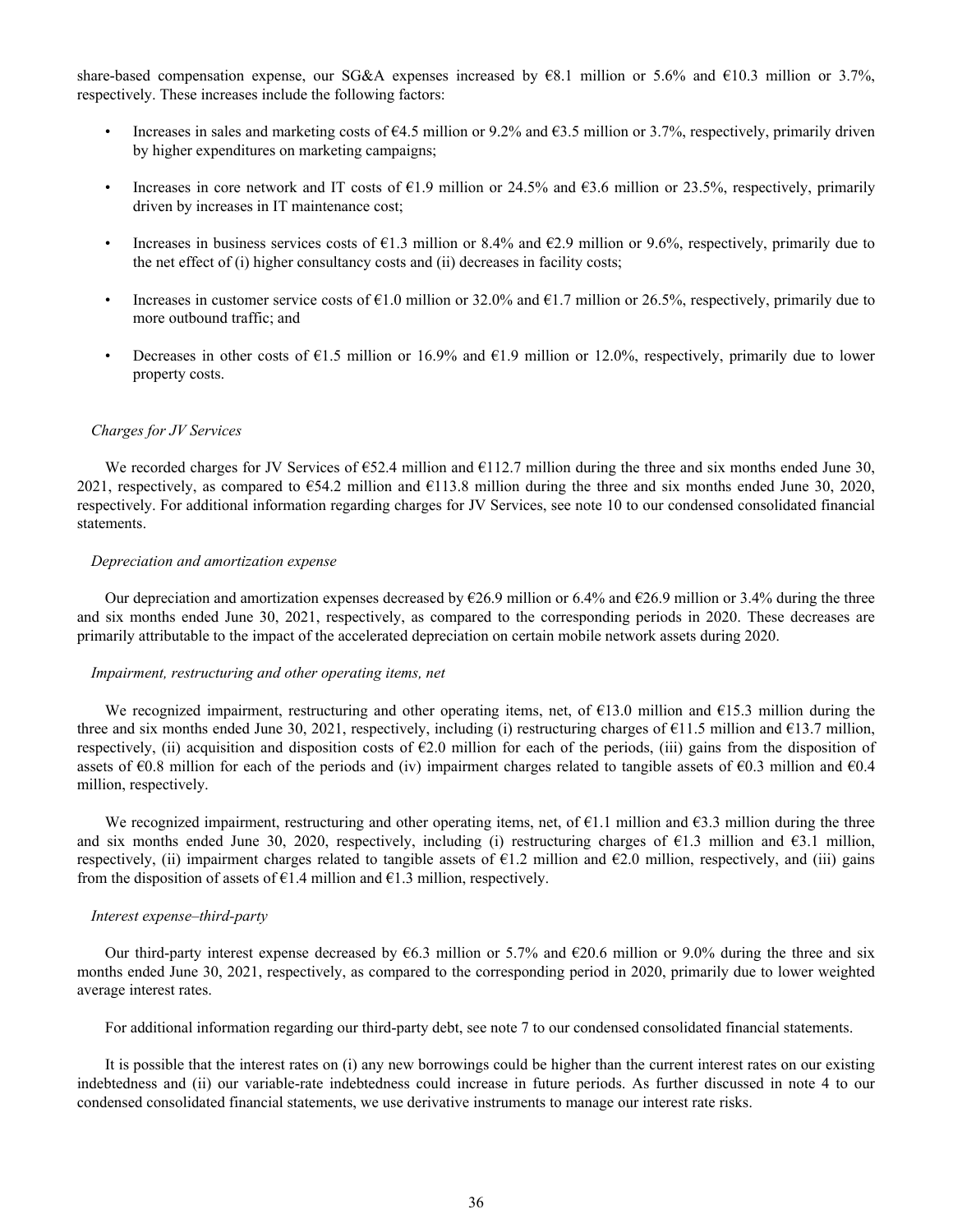share-based compensation expense, our SG&A expenses increased by €8.1 million or 5.6% and €10.3 million or 3.7%, respectively. These increases include the following factors:

- Increases in sales and marketing costs of €4.5 million or 9.2% and €3.5 million or 3.7%, respectively, primarily driven by higher expenditures on marketing campaigns;
- Increases in core network and IT costs of €1.9 million or 24.5% and €3.6 million or 23.5%, respectively, primarily driven by increases in IT maintenance cost;
- Increases in business services costs of €1.3 million or 8.4% and €2.9 million or 9.6%, respectively, primarily due to the net effect of (i) higher consultancy costs and (ii) decreases in facility costs;
- Increases in customer service costs of €1.0 million or 32.0% and €1.7 million or 26.5%, respectively, primarily due to more outbound traffic; and
- Decreases in other costs of €1.5 million or 16.9% and €1.9 million or 12.0%, respectively, primarily due to lower property costs.

*Charges for JV Services*

We recorded charges for JV Services of €52.4 million and €112.7 million during the three and six months ended June 30, 2021, respectively, as compared to €54.2 million and €113.8 million during the three and six months ended June 30, 2020, respectively. For additional information regarding charges for JV Services, see note 10 to our condensed consolidated financial statements.

*Depreciation and amortization expense*

Our depreciation and amortization expenses decreased by €26.9 million or 6.4% and €26.9 million or 3.4% during the three and six months ended June 30, 2021, respectively, as compared to the corresponding periods in 2020. These decreases are primarily attributable to the impact of the accelerated depreciation on certain mobile network assets during 2020.

*Impairment, restructuring and other operating items, net*

We recognized impairment, restructuring and other operating items, net, of €13.0 million and €15.3 million during the three and six months ended June 30, 2021, respectively, including (i) restructuring charges of €11.5 million and €13.7 million, respectively, (ii) acquisition and disposition costs of €2.0 million for each of the periods, (iii) gains from the disposition of assets of €0.8 million for each of the periods and (iv) impairment charges related to tangible assets of €0.3 million and €0.4 million, respectively.

We recognized impairment, restructuring and other operating items, net, of €1.1 million and €3.3 million during the three and six months ended June 30, 2020, respectively, including (i) restructuring charges of €1.3 million and €3.1 million, respectively, (ii) impairment charges related to tangible assets of €1.2 million and €2.0 million, respectively, and (iii) gains from the disposition of assets of €1.4 million and €1.3 million, respectively.

*Interest expense–third-party*

Our third-party interest expense decreased by €6.3 million or 5.7% and €20.6 million or 9.0% during the three and six months ended June 30, 2021, respectively, as compared to the corresponding period in 2020, primarily due to lower weighted average interest rates.

For additional information regarding our third-party debt, see note 7 to our condensed consolidated financial statements.

It is possible that the interest rates on (i) any new borrowings could be higher than the current interest rates on our existing indebtedness and (ii) our variable-rate indebtedness could increase in future periods. As further discussed in note 4 to our condensed consolidated financial statements, we use derivative instruments to manage our interest rate risks.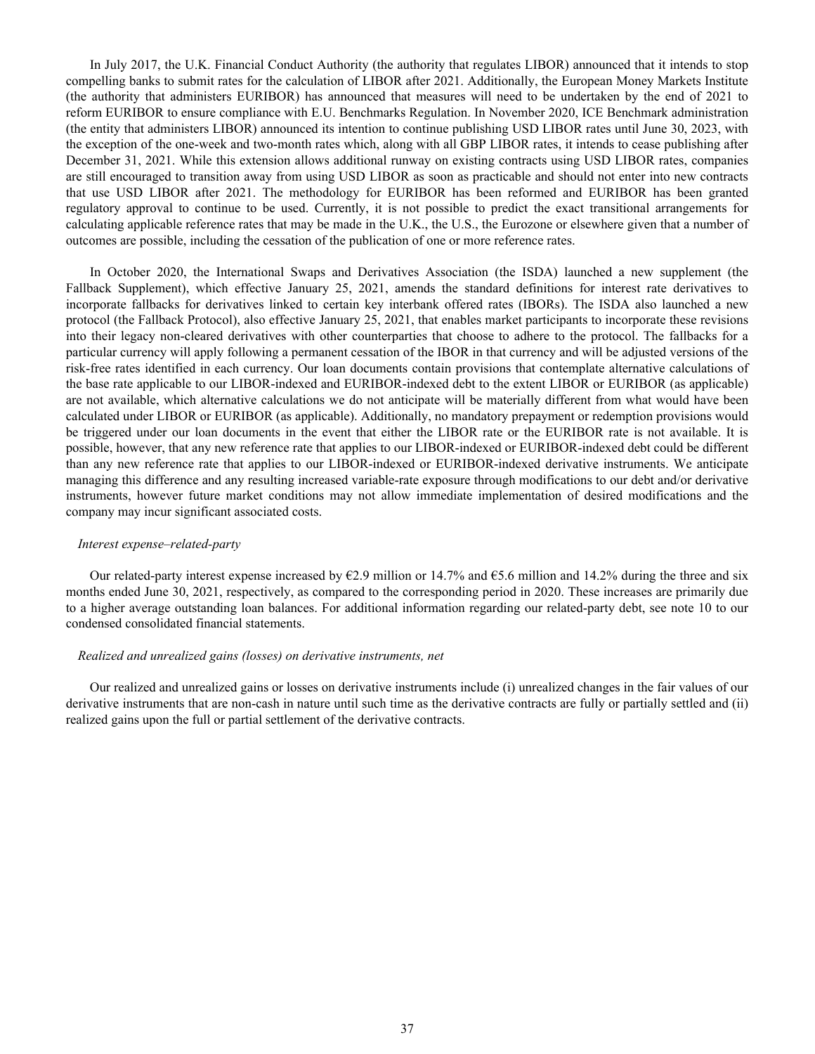In July 2017, the U.K. Financial Conduct Authority (the authority that regulates LIBOR) announced that it intends to stop compelling banks to submit rates for the calculation of LIBOR after 2021. Additionally, the European Money Markets Institute (the authority that administers EURIBOR) has announced that measures will need to be undertaken by the end of 2021 to reform EURIBOR to ensure compliance with E.U. Benchmarks Regulation. In November 2020, ICE Benchmark administration (the entity that administers LIBOR) announced its intention to continue publishing USD LIBOR rates until June 30, 2023, with the exception of the one-week and two-month rates which, along with all GBP LIBOR rates, it intends to cease publishing after December 31, 2021. While this extension allows additional runway on existing contracts using USD LIBOR rates, companies are still encouraged to transition away from using USD LIBOR as soon as practicable and should not enter into new contracts that use USD LIBOR after 2021. The methodology for EURIBOR has been reformed and EURIBOR has been granted regulatory approval to continue to be used. Currently, it is not possible to predict the exact transitional arrangements for calculating applicable reference rates that may be made in the U.K., the U.S., the Eurozone or elsewhere given that a number of outcomes are possible, including the cessation of the publication of one or more reference rates.

In October 2020, the International Swaps and Derivatives Association (the ISDA) launched a new supplement (the Fallback Supplement), which effective January 25, 2021, amends the standard definitions for interest rate derivatives to incorporate fallbacks for derivatives linked to certain key interbank offered rates (IBORs). The ISDA also launched a new protocol (the Fallback Protocol), also effective January 25, 2021, that enables market participants to incorporate these revisions into their legacy non-cleared derivatives with other counterparties that choose to adhere to the protocol. The fallbacks for a particular currency will apply following a permanent cessation of the IBOR in that currency and will be adjusted versions of the risk-free rates identified in each currency. Our loan documents contain provisions that contemplate alternative calculations of the base rate applicable to our LIBOR-indexed and EURIBOR-indexed debt to the extent LIBOR or EURIBOR (as applicable) are not available, which alternative calculations we do not anticipate will be materially different from what would have been calculated under LIBOR or EURIBOR (as applicable). Additionally, no mandatory prepayment or redemption provisions would be triggered under our loan documents in the event that either the LIBOR rate or the EURIBOR rate is not available. It is possible, however, that any new reference rate that applies to our LIBOR-indexed or EURIBOR-indexed debt could be different than any new reference rate that applies to our LIBOR-indexed or EURIBOR-indexed derivative instruments. We anticipate managing this difference and any resulting increased variable-rate exposure through modifications to our debt and/or derivative instruments, however future market conditions may not allow immediate implementation of desired modifications and the company may incur significant associated costs.

*Interest expense–related-party*

Our related-party interest expense increased by €2.9 million or 14.7% and €5.6 million and 14.2% during the three and six months ended June 30, 2021, respectively, as compared to the corresponding period in 2020. These increases are primarily due to a higher average outstanding loan balances. For additional information regarding our related-party debt, see note 10 to our condensed consolidated financial statements.

*Realized and unrealized gains (losses) on derivative instruments, net*

Our realized and unrealized gains or losses on derivative instruments include (i) unrealized changes in the fair values of our derivative instruments that are non-cash in nature until such time as the derivative contracts are fully or partially settled and (ii) realized gains upon the full or partial settlement of the derivative contracts.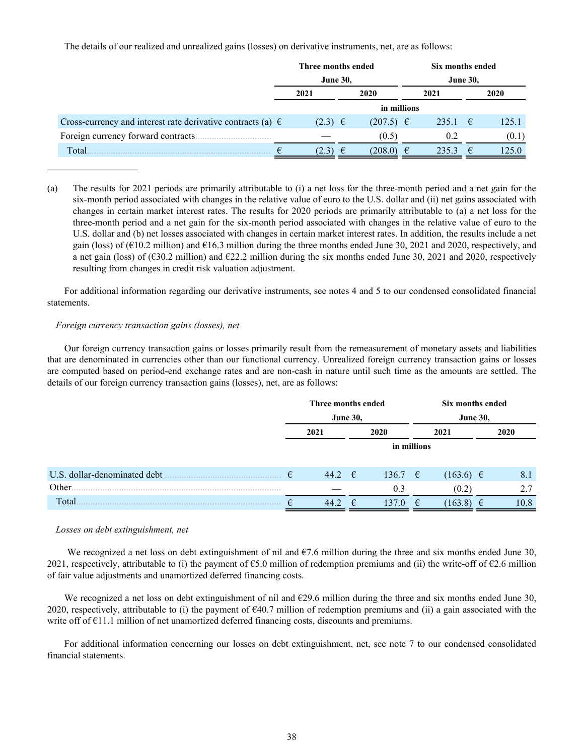The details of our realized and unrealized gains (losses) on derivative instruments, net, are as follows:

| | Three months ended June 30, | | Six months ended June 30, | |
|---|---|---|---|---|
| | 2021 | 2020 | 2021 | 2020 |
| | in millions | | | |
| Cross-currency and interest rate derivative contracts (a) | € (2.3) | € (207.5) | € 235.1 | € 125.1 |
| Foreign currency forward contracts | — | (0.5) | 0.2 | (0.1) |
| Total | € (2.3) | € (208.0) | € 235.3 | € 125.0 |

---

(a) The results for 2021 periods are primarily attributable to (i) a net loss for the three-month period and a net gain for the six-month period associated with changes in the relative value of euro to the U.S. dollar and (ii) net gains associated with changes in certain market interest rates. The results for 2020 periods are primarily attributable to (a) a net loss for the three-month period and a net gain for the six-month period associated with changes in the relative value of euro to the U.S. dollar and (b) net losses associated with changes in certain market interest rates. In addition, the results include a net gain (loss) of (€10.2 million) and €16.3 million during the three months ended June 30, 2021 and 2020, respectively, and a net gain (loss) of (€30.2 million) and €22.2 million during the six months ended June 30, 2021 and 2020, respectively resulting from changes in credit risk valuation adjustment.

For additional information regarding our derivative instruments, see notes 4 and 5 to our condensed consolidated financial statements.

*Foreign currency transaction gains (losses), net*

Our foreign currency transaction gains or losses primarily result from the remeasurement of monetary assets and liabilities that are denominated in currencies other than our functional currency. Unrealized foreign currency transaction gains or losses are computed based on period-end exchange rates and are non-cash in nature until such time as the amounts are settled. The details of our foreign currency transaction gains (losses), net, are as follows:

| | Three months ended June 30, | | Six months ended June 30, | |
|---|---|---|---|---|
| | 2021 | 2020 | 2021 | 2020 |
| | in millions | | | |
| U.S. dollar-denominated debt | € 44.2 | € 136.7 | € (163.6) | € 8.1 |
| Other | — | 0.3 | (0.2) | 2.7 |
| Total | € 44.2 | € 137.0 | € (163.8) | € 10.8 |

*Losses on debt extinguishment, net*

We recognized a net loss on debt extinguishment of nil and €7.6 million during the three and six months ended June 30, 2021, respectively, attributable to (i) the payment of €5.0 million of redemption premiums and (ii) the write-off of €2.6 million of fair value adjustments and unamortized deferred financing costs.

We recognized a net loss on debt extinguishment of nil and €29.6 million during the three and six months ended June 30, 2020, respectively, attributable to (i) the payment of €40.7 million of redemption premiums and (ii) a gain associated with the write off of €11.1 million of net unamortized deferred financing costs, discounts and premiums.

For additional information concerning our losses on debt extinguishment, net, see note 7 to our condensed consolidated financial statements.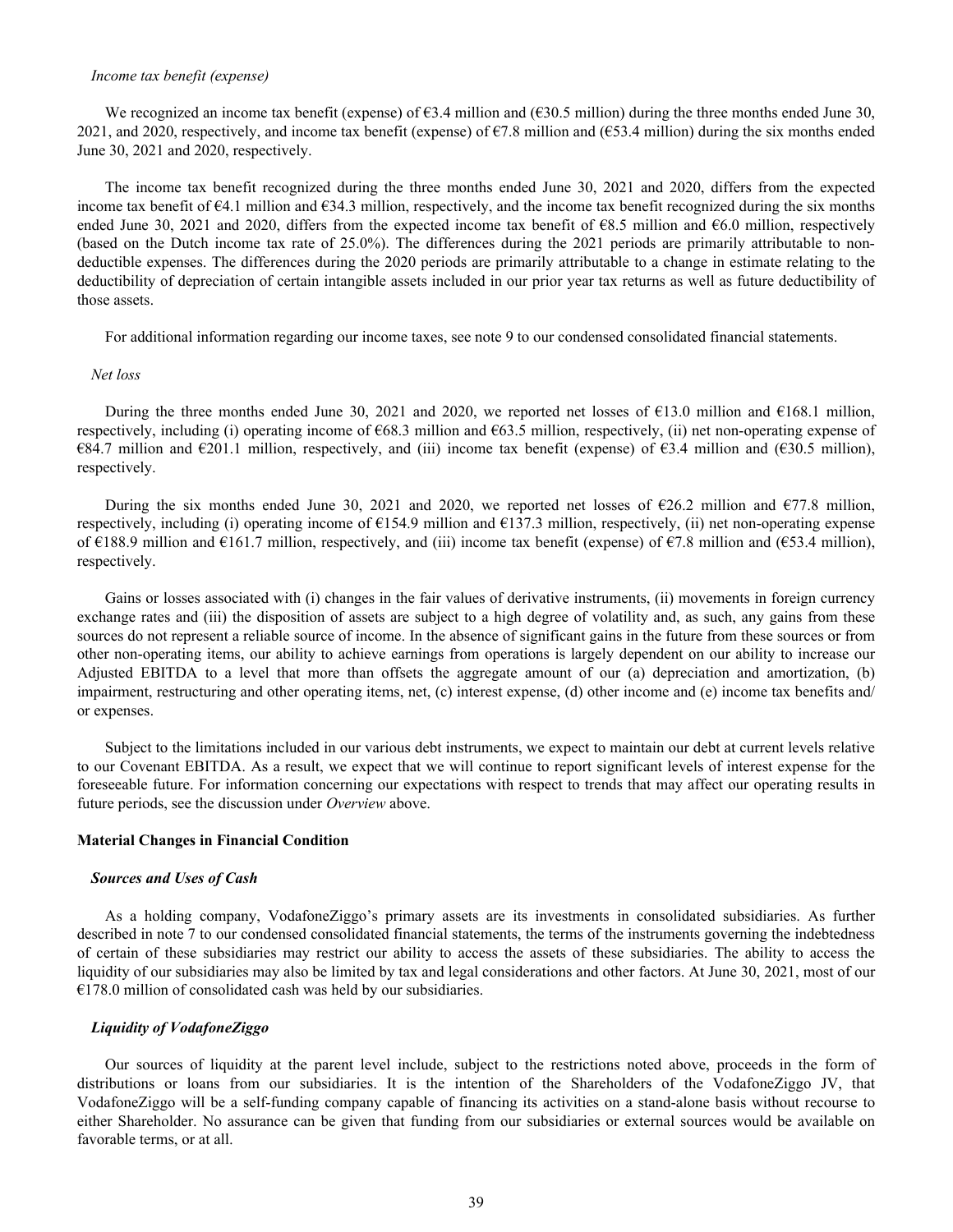*Income tax benefit (expense)*

We recognized an income tax benefit (expense) of €3.4 million and (€30.5 million) during the three months ended June 30, 2021, and 2020, respectively, and income tax benefit (expense) of €7.8 million and (€53.4 million) during the six months ended June 30, 2021 and 2020, respectively.

The income tax benefit recognized during the three months ended June 30, 2021 and 2020, differs from the expected income tax benefit of €4.1 million and €34.3 million, respectively, and the income tax benefit recognized during the six months ended June 30, 2021 and 2020, differs from the expected income tax benefit of €8.5 million and €6.0 million, respectively (based on the Dutch income tax rate of 25.0%). The differences during the 2021 periods are primarily attributable to non-deductible expenses. The differences during the 2020 periods are primarily attributable to a change in estimate relating to the deductibility of depreciation of certain intangible assets included in our prior year tax returns as well as future deductibility of those assets.

For additional information regarding our income taxes, see note 9 to our condensed consolidated financial statements.

*Net loss*

During the three months ended June 30, 2021 and 2020, we reported net losses of €13.0 million and €168.1 million, respectively, including (i) operating income of €68.3 million and €63.5 million, respectively, (ii) net non-operating expense of €84.7 million and €201.1 million, respectively, and (iii) income tax benefit (expense) of €3.4 million and (€30.5 million), respectively.

During the six months ended June 30, 2021 and 2020, we reported net losses of €26.2 million and €77.8 million, respectively, including (i) operating income of €154.9 million and €137.3 million, respectively, (ii) net non-operating expense of €188.9 million and €161.7 million, respectively, and (iii) income tax benefit (expense) of €7.8 million and (€53.4 million), respectively.

Gains or losses associated with (i) changes in the fair values of derivative instruments, (ii) movements in foreign currency exchange rates and (iii) the disposition of assets are subject to a high degree of volatility and, as such, any gains from these sources do not represent a reliable source of income. In the absence of significant gains in the future from these sources or from other non-operating items, our ability to achieve earnings from operations is largely dependent on our ability to increase our Adjusted EBITDA to a level that more than offsets the aggregate amount of our (a) depreciation and amortization, (b) impairment, restructuring and other operating items, net, (c) interest expense, (d) other income and (e) income tax benefits and/or expenses.

Subject to the limitations included in our various debt instruments, we expect to maintain our debt at current levels relative to our Covenant EBITDA. As a result, we expect that we will continue to report significant levels of interest expense for the foreseeable future. For information concerning our expectations with respect to trends that may affect our operating results in future periods, see the discussion under *Overview* above.

## Material Changes in Financial Condition

### *Sources and Uses of Cash*

As a holding company, VodafoneZiggo's primary assets are its investments in consolidated subsidiaries. As further described in note 7 to our condensed consolidated financial statements, the terms of the instruments governing the indebtedness of certain of these subsidiaries may restrict our ability to access the assets of these subsidiaries. The ability to access the liquidity of our subsidiaries may also be limited by tax and legal considerations and other factors. At June 30, 2021, most of our €178.0 million of consolidated cash was held by our subsidiaries.

### *Liquidity of VodafoneZiggo*

Our sources of liquidity at the parent level include, subject to the restrictions noted above, proceeds in the form of distributions or loans from our subsidiaries. It is the intention of the Shareholders of the VodafoneZiggo JV, that VodafoneZiggo will be a self-funding company capable of financing its activities on a stand-alone basis without recourse to either Shareholder. No assurance can be given that funding from our subsidiaries or external sources would be available on favorable terms, or at all.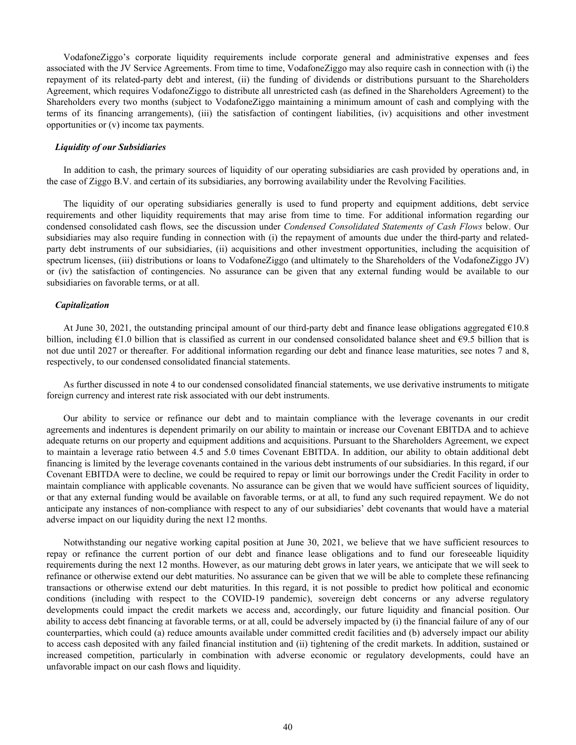VodafoneZiggo's corporate liquidity requirements include corporate general and administrative expenses and fees associated with the JV Service Agreements. From time to time, VodafoneZiggo may also require cash in connection with (i) the repayment of its related-party debt and interest, (ii) the funding of dividends or distributions pursuant to the Shareholders Agreement, which requires VodafoneZiggo to distribute all unrestricted cash (as defined in the Shareholders Agreement) to the Shareholders every two months (subject to VodafoneZiggo maintaining a minimum amount of cash and complying with the terms of its financing arrangements), (iii) the satisfaction of contingent liabilities, (iv) acquisitions and other investment opportunities or (v) income tax payments.

### *Liquidity of our Subsidiaries*

In addition to cash, the primary sources of liquidity of our operating subsidiaries are cash provided by operations and, in the case of Ziggo B.V. and certain of its subsidiaries, any borrowing availability under the Revolving Facilities.

The liquidity of our operating subsidiaries generally is used to fund property and equipment additions, debt service requirements and other liquidity requirements that may arise from time to time. For additional information regarding our condensed consolidated cash flows, see the discussion under *Condensed Consolidated Statements of Cash Flows* below. Our subsidiaries may also require funding in connection with (i) the repayment of amounts due under the third-party and related-party debt instruments of our subsidiaries, (ii) acquisitions and other investment opportunities, including the acquisition of spectrum licenses, (iii) distributions or loans to VodafoneZiggo (and ultimately to the Shareholders of the VodafoneZiggo JV) or (iv) the satisfaction of contingencies. No assurance can be given that any external funding would be available to our subsidiaries on favorable terms, or at all.

### *Capitalization*

At June 30, 2021, the outstanding principal amount of our third-party debt and finance lease obligations aggregated €10.8 billion, including €1.0 billion that is classified as current in our condensed consolidated balance sheet and €9.5 billion that is not due until 2027 or thereafter. For additional information regarding our debt and finance lease maturities, see notes 7 and 8, respectively, to our condensed consolidated financial statements.

As further discussed in note 4 to our condensed consolidated financial statements, we use derivative instruments to mitigate foreign currency and interest rate risk associated with our debt instruments.

Our ability to service or refinance our debt and to maintain compliance with the leverage covenants in our credit agreements and indentures is dependent primarily on our ability to maintain or increase our Covenant EBITDA and to achieve adequate returns on our property and equipment additions and acquisitions. Pursuant to the Shareholders Agreement, we expect to maintain a leverage ratio between 4.5 and 5.0 times Covenant EBITDA. In addition, our ability to obtain additional debt financing is limited by the leverage covenants contained in the various debt instruments of our subsidiaries. In this regard, if our Covenant EBITDA were to decline, we could be required to repay or limit our borrowings under the Credit Facility in order to maintain compliance with applicable covenants. No assurance can be given that we would have sufficient sources of liquidity, or that any external funding would be available on favorable terms, or at all, to fund any such required repayment. We do not anticipate any instances of non-compliance with respect to any of our subsidiaries' debt covenants that would have a material adverse impact on our liquidity during the next 12 months.

Notwithstanding our negative working capital position at June 30, 2021, we believe that we have sufficient resources to repay or refinance the current portion of our debt and finance lease obligations and to fund our foreseeable liquidity requirements during the next 12 months. However, as our maturing debt grows in later years, we anticipate that we will seek to refinance or otherwise extend our debt maturities. No assurance can be given that we will be able to complete these refinancing transactions or otherwise extend our debt maturities. In this regard, it is not possible to predict how political and economic conditions (including with respect to the COVID-19 pandemic), sovereign debt concerns or any adverse regulatory developments could impact the credit markets we access and, accordingly, our future liquidity and financial position. Our ability to access debt financing at favorable terms, or at all, could be adversely impacted by (i) the financial failure of any of our counterparties, which could (a) reduce amounts available under committed credit facilities and (b) adversely impact our ability to access cash deposited with any failed financial institution and (ii) tightening of the credit markets. In addition, sustained or increased competition, particularly in combination with adverse economic or regulatory developments, could have an unfavorable impact on our cash flows and liquidity.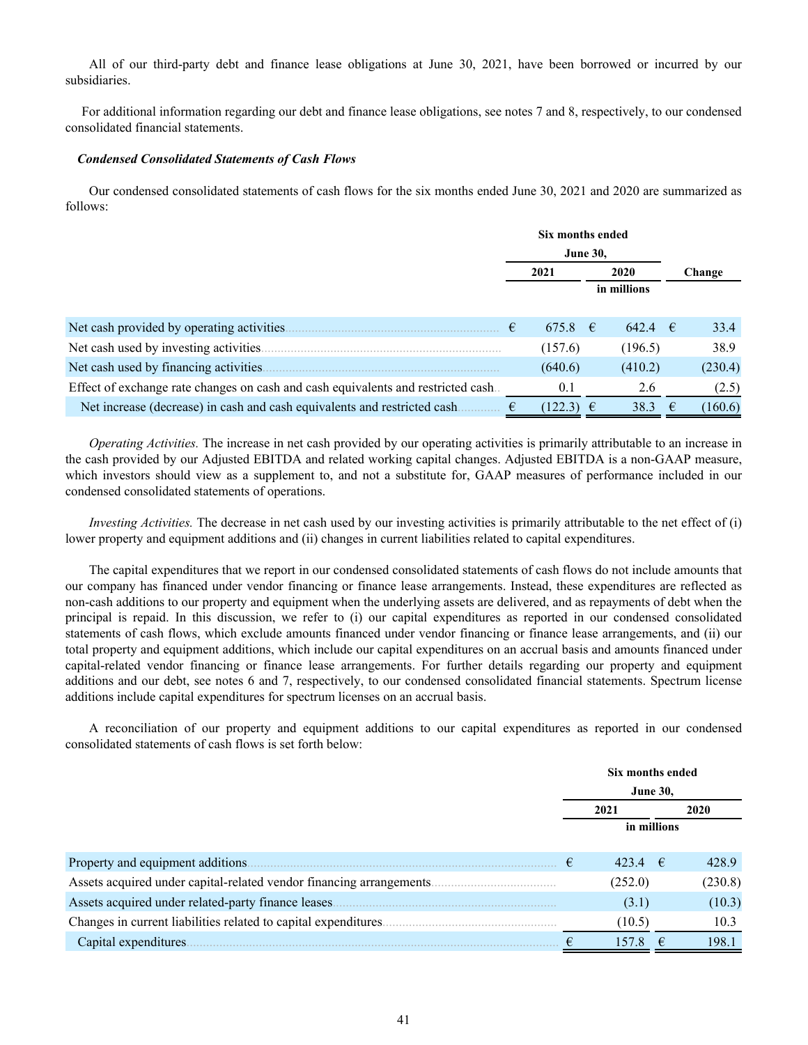All of our third-party debt and finance lease obligations at June 30, 2021, have been borrowed or incurred by our subsidiaries.

For additional information regarding our debt and finance lease obligations, see notes 7 and 8, respectively, to our condensed consolidated financial statements.

***Condensed Consolidated Statements of Cash Flows***

Our condensed consolidated statements of cash flows for the six months ended June 30, 2021 and 2020 are summarized as follows:

| | Six months ended June 30, | | |
|---|---|---|---|
| | 2021 | 2020 | Change |
| | | in millions | |
| Net cash provided by operating activities | € 675.8 | € 642.4 | € 33.4 |
| Net cash used by investing activities | (157.6) | (196.5) | 38.9 |
| Net cash used by financing activities | (640.6) | (410.2) | (230.4) |
| Effect of exchange rate changes on cash and cash equivalents and restricted cash | 0.1 | 2.6 | (2.5) |
| Net increase (decrease) in cash and cash equivalents and restricted cash | € (122.3) | € 38.3 | € (160.6) |

*Operating Activities.* The increase in net cash provided by our operating activities is primarily attributable to an increase in the cash provided by our Adjusted EBITDA and related working capital changes. Adjusted EBITDA is a non-GAAP measure, which investors should view as a supplement to, and not a substitute for, GAAP measures of performance included in our condensed consolidated statements of operations.

*Investing Activities.* The decrease in net cash used by our investing activities is primarily attributable to the net effect of (i) lower property and equipment additions and (ii) changes in current liabilities related to capital expenditures.

The capital expenditures that we report in our condensed consolidated statements of cash flows do not include amounts that our company has financed under vendor financing or finance lease arrangements. Instead, these expenditures are reflected as non-cash additions to our property and equipment when the underlying assets are delivered, and as repayments of debt when the principal is repaid. In this discussion, we refer to (i) our capital expenditures as reported in our condensed consolidated statements of cash flows, which exclude amounts financed under vendor financing or finance lease arrangements, and (ii) our total property and equipment additions, which include our capital expenditures on an accrual basis and amounts financed under capital-related vendor financing or finance lease arrangements. For further details regarding our property and equipment additions and our debt, see notes 6 and 7, respectively, to our condensed consolidated financial statements. Spectrum license additions include capital expenditures for spectrum licenses on an accrual basis.

A reconciliation of our property and equipment additions to our capital expenditures as reported in our condensed consolidated statements of cash flows is set forth below:

| | Six months ended June 30, | |
|---|---|---|
| | 2021 | 2020 |
| | in millions | |
| Property and equipment additions | € 423.4 | € 428.9 |
| Assets acquired under capital-related vendor financing arrangements | (252.0) | (230.8) |
| Assets acquired under related-party finance leases | (3.1) | (10.3) |
| Changes in current liabilities related to capital expenditures | (10.5) | 10.3 |
| Capital expenditures | € 157.8 | € 198.1 |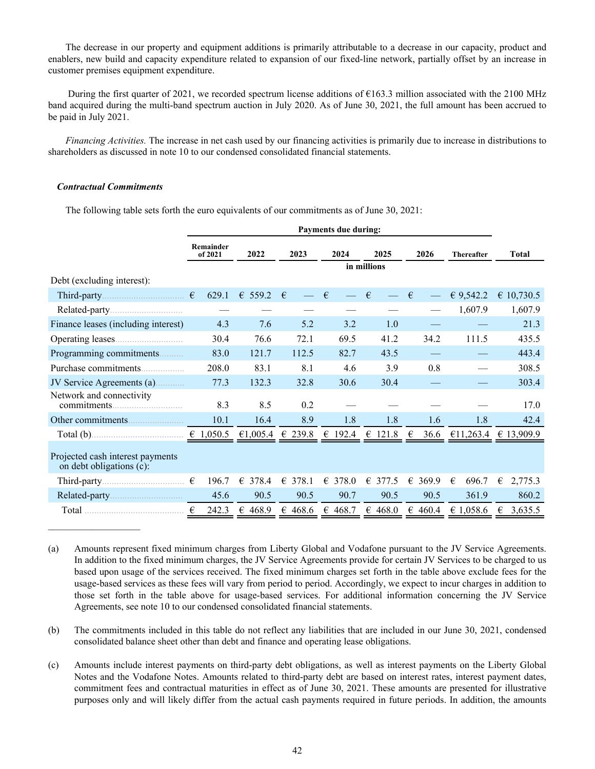The decrease in our property and equipment additions is primarily attributable to a decrease in our capacity, product and enablers, new build and capacity expenditure related to expansion of our fixed-line network, partially offset by an increase in customer premises equipment expenditure.

During the first quarter of 2021, we recorded spectrum license additions of €163.3 million associated with the 2100 MHz band acquired during the multi-band spectrum auction in July 2020. As of June 30, 2021, the full amount has been accrued to be paid in July 2021.

*Financing Activities.* The increase in net cash used by our financing activities is primarily due to increase in distributions to shareholders as discussed in note 10 to our condensed consolidated financial statements.

***Contractual Commitments***

The following table sets forth the euro equivalents of our commitments as of June 30, 2021:

| | Payments due during: | | | | | | | |
|---|---|---|---|---|---|---|---|---|
| | Remainder of 2021 | 2022 | 2023 | 2024 | 2025 | 2026 | Thereafter | Total |
| | in millions | | | | | | | |
| Debt (excluding interest): | | | | | | | | |
| Third-party | € 629.1 | € 559.2 | € — | € — | € — | € — | € 9,542.2 | € 10,730.5 |
| Related-party | — | — | — | — | — | — | 1,607.9 | 1,607.9 |
| Finance leases (including interest) | 4.3 | 7.6 | 5.2 | 3.2 | 1.0 | — | — | 21.3 |
| Operating leases | 30.4 | 76.6 | 72.1 | 69.5 | 41.2 | 34.2 | 111.5 | 435.5 |
| Programming commitments | 83.0 | 121.7 | 112.5 | 82.7 | 43.5 | — | — | 443.4 |
| Purchase commitments | 208.0 | 83.1 | 8.1 | 4.6 | 3.9 | 0.8 | — | 308.5 |
| JV Service Agreements (a) | 77.3 | 132.3 | 32.8 | 30.6 | 30.4 | — | — | 303.4 |
| Network and connectivity commitments | 8.3 | 8.5 | 0.2 | — | — | — | — | 17.0 |
| Other commitments | 10.1 | 16.4 | 8.9 | 1.8 | 1.8 | 1.6 | 1.8 | 42.4 |
| Total (b) | € 1,050.5 | €1,005.4 | € 239.8 | € 192.4 | € 121.8 | € 36.6 | €11,263.4 | € 13,909.9 |
| Projected cash interest payments on debt obligations (c): | | | | | | | | |
| Third-party | € 196.7 | € 378.4 | € 378.1 | € 378.0 | € 377.5 | € 369.9 | € 696.7 | € 2,775.3 |
| Related-party | 45.6 | 90.5 | 90.5 | 90.7 | 90.5 | 90.5 | 361.9 | 860.2 |
| Total | € 242.3 | € 468.9 | € 468.6 | € 468.7 | € 468.0 | € 460.4 | € 1,058.6 | € 3,635.5 |

(a) Amounts represent fixed minimum charges from Liberty Global and Vodafone pursuant to the JV Service Agreements. In addition to the fixed minimum charges, the JV Service Agreements provide for certain JV Services to be charged to us based upon usage of the services received. The fixed minimum charges set forth in the table above exclude fees for the usage-based services as these fees will vary from period to period. Accordingly, we expect to incur charges in addition to those set forth in the table above for usage-based services. For additional information concerning the JV Service Agreements, see note 10 to our condensed consolidated financial statements.

(b) The commitments included in this table do not reflect any liabilities that are included in our June 30, 2021, condensed consolidated balance sheet other than debt and finance and operating lease obligations.

(c) Amounts include interest payments on third-party debt obligations, as well as interest payments on the Liberty Global Notes and the Vodafone Notes. Amounts related to third-party debt are based on interest rates, interest payment dates, commitment fees and contractual maturities in effect as of June 30, 2021. These amounts are presented for illustrative purposes only and will likely differ from the actual cash payments required in future periods. In addition, the amounts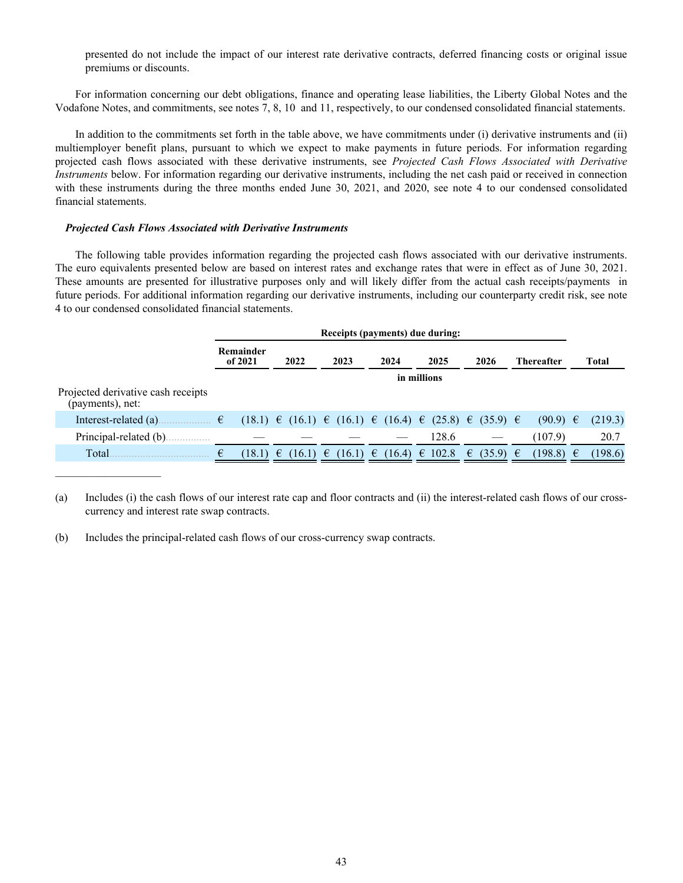presented do not include the impact of our interest rate derivative contracts, deferred financing costs or original issue premiums or discounts.

For information concerning our debt obligations, finance and operating lease liabilities, the Liberty Global Notes and the Vodafone Notes, and commitments, see notes 7, 8, 10 and 11, respectively, to our condensed consolidated financial statements.

In addition to the commitments set forth in the table above, we have commitments under (i) derivative instruments and (ii) multiemployer benefit plans, pursuant to which we expect to make payments in future periods. For information regarding projected cash flows associated with these derivative instruments, see *Projected Cash Flows Associated with Derivative Instruments* below. For information regarding our derivative instruments, including the net cash paid or received in connection with these instruments during the three months ended June 30, 2021, and 2020, see note 4 to our condensed consolidated financial statements.

***Projected Cash Flows Associated with Derivative Instruments***

The following table provides information regarding the projected cash flows associated with our derivative instruments. The euro equivalents presented below are based on interest rates and exchange rates that were in effect as of June 30, 2021. These amounts are presented for illustrative purposes only and will likely differ from the actual cash receipts/payments in future periods. For additional information regarding our derivative instruments, including our counterparty credit risk, see note 4 to our condensed consolidated financial statements.

| | Receipts (payments) due during: | | | | | | | |
|---|---|---|---|---|---|---|---|---|
| | Remainder of 2021 | 2022 | 2023 | 2024 | 2025 | 2026 | Thereafter | Total |
| | in millions | | | | | | | |
| Projected derivative cash receipts (payments), net: | | | | | | | | |
| Interest-related (a) | € (18.1) | € (16.1) | € (16.1) | € (16.4) | € (25.8) | € (35.9) | € (90.9) | € (219.3) |
| Principal-related (b) | — | — | — | — | 128.6 | — | (107.9) | 20.7 |
| Total | € (18.1) | € (16.1) | € (16.1) | € (16.4) | € 102.8 | € (35.9) | € (198.8) | € (198.6) |

(a) Includes (i) the cash flows of our interest rate cap and floor contracts and (ii) the interest-related cash flows of our cross-currency and interest rate swap contracts.

(b) Includes the principal-related cash flows of our cross-currency swap contracts.